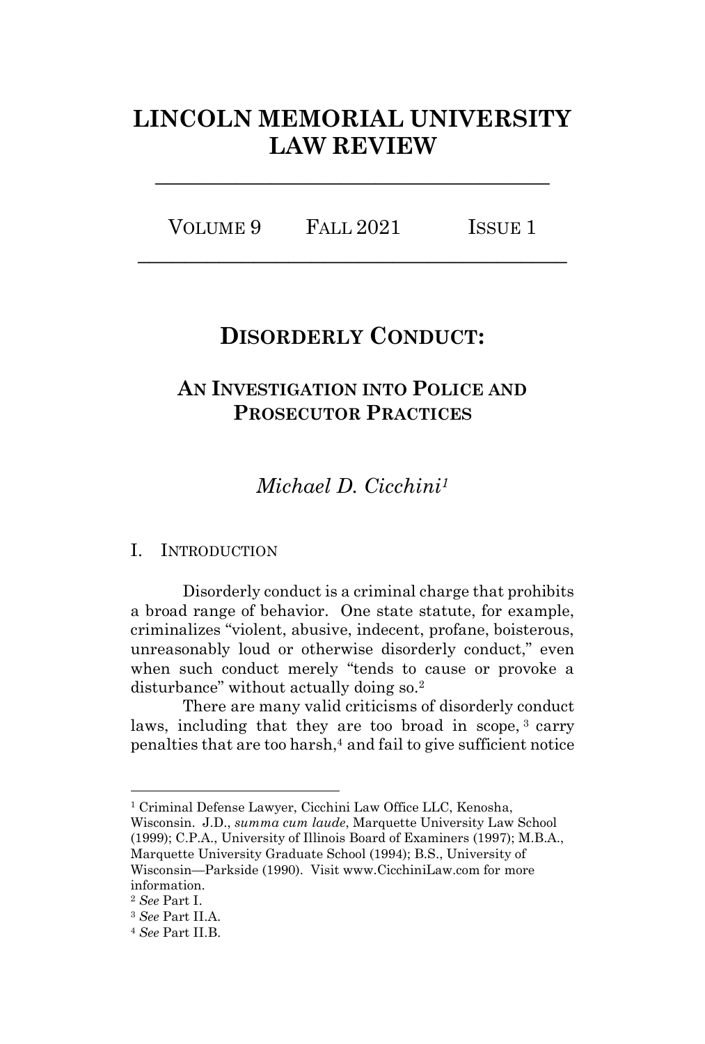# LINCOLN MEMORIAL UNIVERSITY LAW REVIEW

VOLUME 9 FALL 2021 ISSUE 1

## DISORDERLY CONDUCT:

### AN INVESTIGATION INTO POLICE AND PROSECUTOR PRACTICES

*Michael D. Cicchini*[1]

## I. INTRODUCTION

Disorderly conduct is a criminal charge that prohibits a broad range of behavior. One state statute, for example, criminalizes "violent, abusive, indecent, profane, boisterous, unreasonably loud or otherwise disorderly conduct," even when such conduct merely "tends to cause or provoke a disturbance" without actually doing so.[2]

There are many valid criticisms of disorderly conduct laws, including that they are too broad in scope,[3] carry penalties that are too harsh,[4] and fail to give sufficient notice

---

[1] Criminal Defense Lawyer, Cicchini Law Office LLC, Kenosha, Wisconsin. J.D., *summa cum laude*, Marquette University Law School (1999); C.P.A., University of Illinois Board of Examiners (1997); M.B.A., Marquette University Graduate School (1994); B.S., University of Wisconsin—Parkside (1990). Visit www.CicchiniLaw.com for more information.

[2] *See* Part I.

[3] *See* Part II.A.

[4] *See* Part II.B.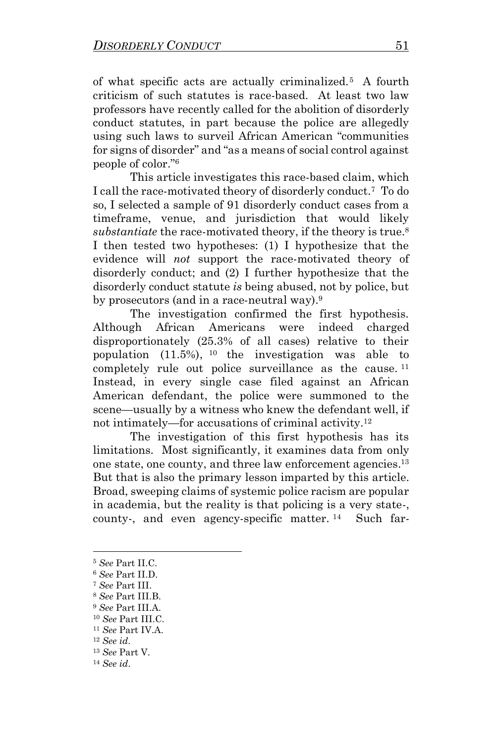of what specific acts are actually criminalized.[5] A fourth criticism of such statutes is race-based. At least two law professors have recently called for the abolition of disorderly conduct statutes, in part because the police are allegedly using such laws to surveil African American "communities for signs of disorder" and "as a means of social control against people of color."[6]

This article investigates this race-based claim, which I call the race-motivated theory of disorderly conduct.[7] To do so, I selected a sample of 91 disorderly conduct cases from a timeframe, venue, and jurisdiction that would likely *substantiate* the race-motivated theory, if the theory is true.[8] I then tested two hypotheses: (1) I hypothesize that the evidence will *not* support the race-motivated theory of disorderly conduct; and (2) I further hypothesize that the disorderly conduct statute *is* being abused, not by police, but by prosecutors (and in a race-neutral way).[9]

The investigation confirmed the first hypothesis. Although African Americans were indeed charged disproportionately (25.3% of all cases) relative to their population (11.5%), [10] the investigation was able to completely rule out police surveillance as the cause. [11] Instead, in every single case filed against an African American defendant, the police were summoned to the scene—usually by a witness who knew the defendant well, if not intimately—for accusations of criminal activity.[12]

The investigation of this first hypothesis has its limitations. Most significantly, it examines data from only one state, one county, and three law enforcement agencies.[13] But that is also the primary lesson imparted by this article. Broad, sweeping claims of systemic police racism are popular in academia, but the reality is that policing is a very state-, county-, and even agency-specific matter. [14] Such far-

---

[5] *See* Part II.C.
[6] *See* Part II.D.
[7] *See* Part III.
[8] *See* Part III.B.
[9] *See* Part III.A.
[10] *See* Part III.C.
[11] *See* Part IV.A.
[12] *See id*.
[13] *See* Part V.
[14] *See id*.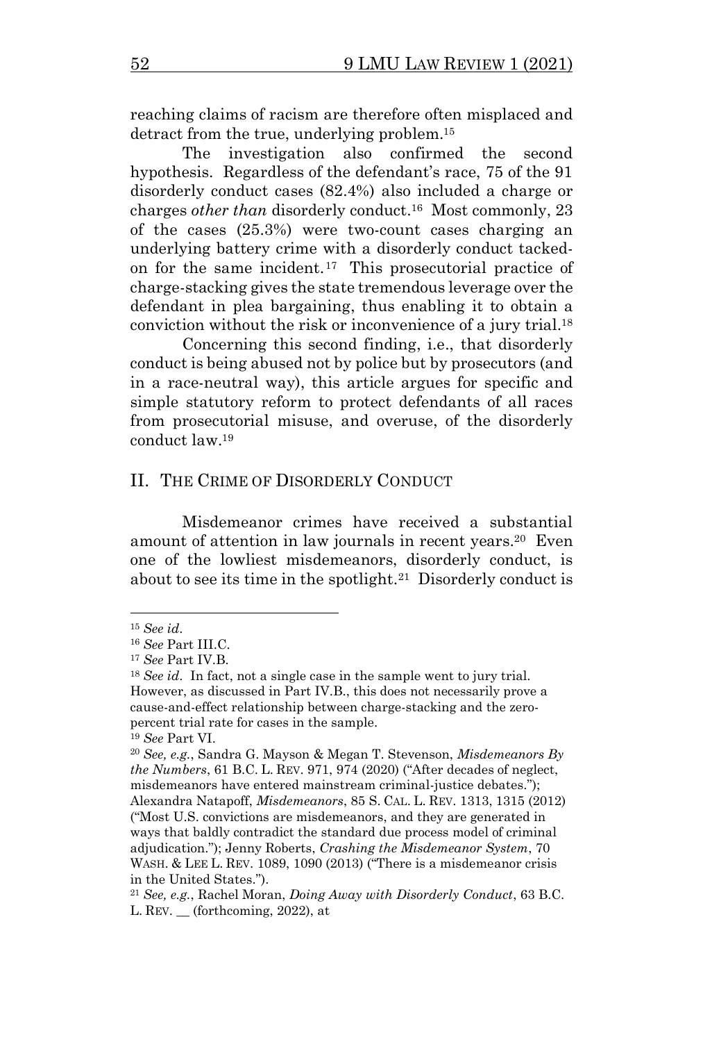reaching claims of racism are therefore often misplaced and detract from the true, underlying problem.[15]

The investigation also confirmed the second hypothesis. Regardless of the defendant's race, 75 of the 91 disorderly conduct cases (82.4%) also included a charge or charges *other than* disorderly conduct.[16] Most commonly, 23 of the cases (25.3%) were two-count cases charging an underlying battery crime with a disorderly conduct tacked-on for the same incident.[17] This prosecutorial practice of charge-stacking gives the state tremendous leverage over the defendant in plea bargaining, thus enabling it to obtain a conviction without the risk or inconvenience of a jury trial.[18]

Concerning this second finding, i.e., that disorderly conduct is being abused not by police but by prosecutors (and in a race-neutral way), this article argues for specific and simple statutory reform to protect defendants of all races from prosecutorial misuse, and overuse, of the disorderly conduct law.[19]

## II. THE CRIME OF DISORDERLY CONDUCT

Misdemeanor crimes have received a substantial amount of attention in law journals in recent years.[20] Even one of the lowliest misdemeanors, disorderly conduct, is about to see its time in the spotlight.[21] Disorderly conduct is

---

[15] *See id*.

[16] *See* Part III.C.

[17] *See* Part IV.B.

[18] *See id*. In fact, not a single case in the sample went to jury trial. However, as discussed in Part IV.B., this does not necessarily prove a cause-and-effect relationship between charge-stacking and the zero-percent trial rate for cases in the sample.

[19] *See* Part VI.

[20] *See, e.g.*, Sandra G. Mayson & Megan T. Stevenson, *Misdemeanors By the Numbers*, 61 B.C. L. REV. 971, 974 (2020) ("After decades of neglect, misdemeanors have entered mainstream criminal-justice debates."); Alexandra Natapoff, *Misdemeanors*, 85 S. CAL. L. REV. 1313, 1315 (2012) ("Most U.S. convictions are misdemeanors, and they are generated in ways that baldly contradict the standard due process model of criminal adjudication."); Jenny Roberts, *Crashing the Misdemeanor System*, 70 WASH. & LEE L. REV. 1089, 1090 (2013) ("There is a misdemeanor crisis in the United States.").

[21] *See, e.g.*, Rachel Moran, *Doing Away with Disorderly Conduct*, 63 B.C. L. REV. __ (forthcoming, 2022), at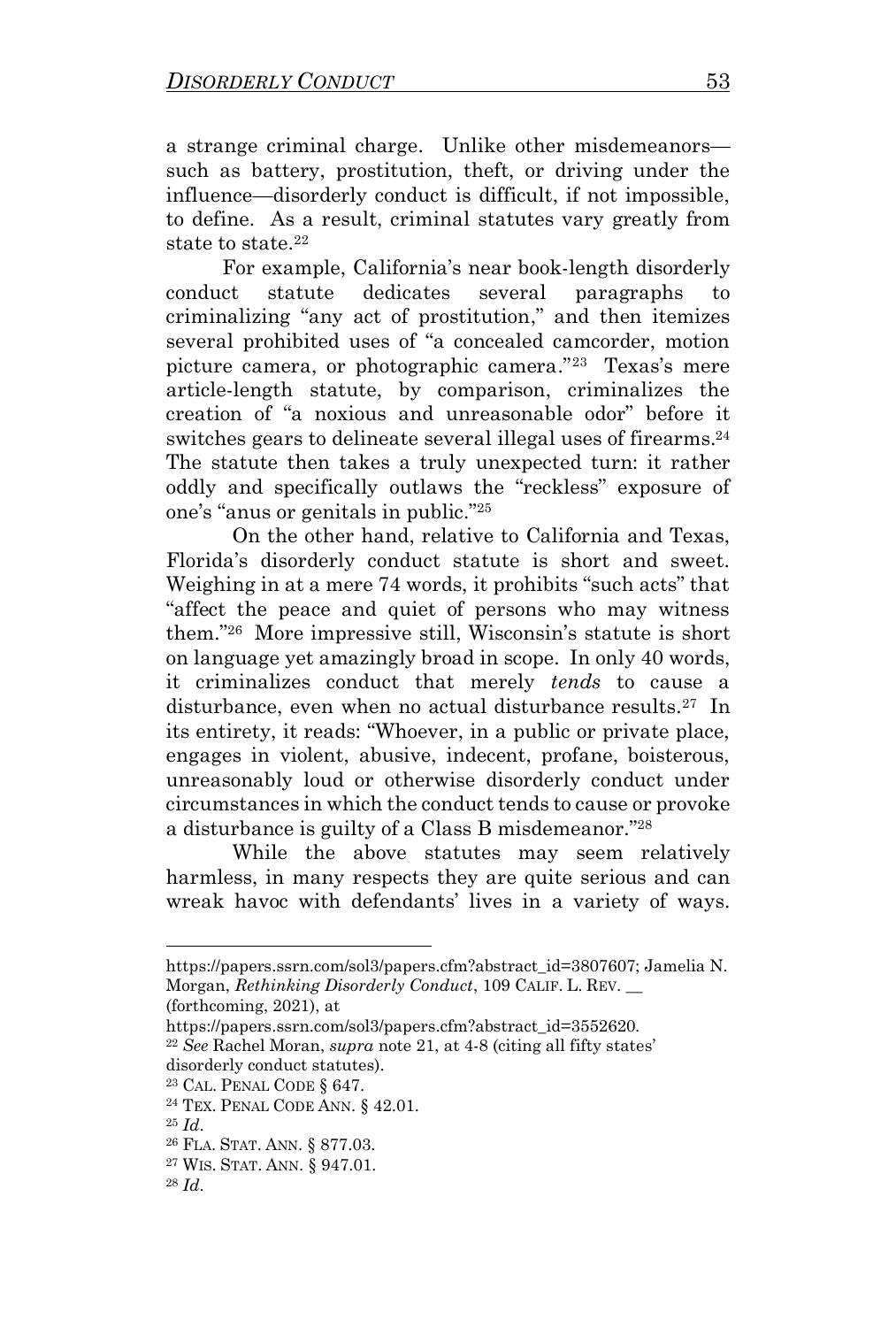a strange criminal charge. Unlike other misdemeanors—such as battery, prostitution, theft, or driving under the influence—disorderly conduct is difficult, if not impossible, to define. As a result, criminal statutes vary greatly from state to state.[22]

For example, California's near book-length disorderly conduct statute dedicates several paragraphs to criminalizing "any act of prostitution," and then itemizes several prohibited uses of "a concealed camcorder, motion picture camera, or photographic camera."[23] Texas's mere article-length statute, by comparison, criminalizes the creation of "a noxious and unreasonable odor" before it switches gears to delineate several illegal uses of firearms.[24] The statute then takes a truly unexpected turn: it rather oddly and specifically outlaws the "reckless" exposure of one's "anus or genitals in public."[25]

On the other hand, relative to California and Texas, Florida's disorderly conduct statute is short and sweet. Weighing in at a mere 74 words, it prohibits "such acts" that "affect the peace and quiet of persons who may witness them."[26] More impressive still, Wisconsin's statute is short on language yet amazingly broad in scope. In only 40 words, it criminalizes conduct that merely *tends* to cause a disturbance, even when no actual disturbance results.[27] In its entirety, it reads: "Whoever, in a public or private place, engages in violent, abusive, indecent, profane, boisterous, unreasonably loud or otherwise disorderly conduct under circumstances in which the conduct tends to cause or provoke a disturbance is guilty of a Class B misdemeanor."[28]

While the above statutes may seem relatively harmless, in many respects they are quite serious and can wreak havoc with defendants' lives in a variety of ways.

---

https://papers.ssrn.com/sol3/papers.cfm?abstract_id=3807607; Jamelia N. Morgan, *Rethinking Disorderly Conduct*, 109 CALIF. L. REV. __ (forthcoming, 2021), at https://papers.ssrn.com/sol3/papers.cfm?abstract_id=3552620.

[22] *See* Rachel Moran, *supra* note 21, at 4-8 (citing all fifty states' disorderly conduct statutes).

[23] CAL. PENAL CODE § 647.

[24] TEX. PENAL CODE ANN. § 42.01.

[25] *Id*.

[26] FLA. STAT. ANN. § 877.03.

[27] WIS. STAT. ANN. § 947.01.

[28] *Id*.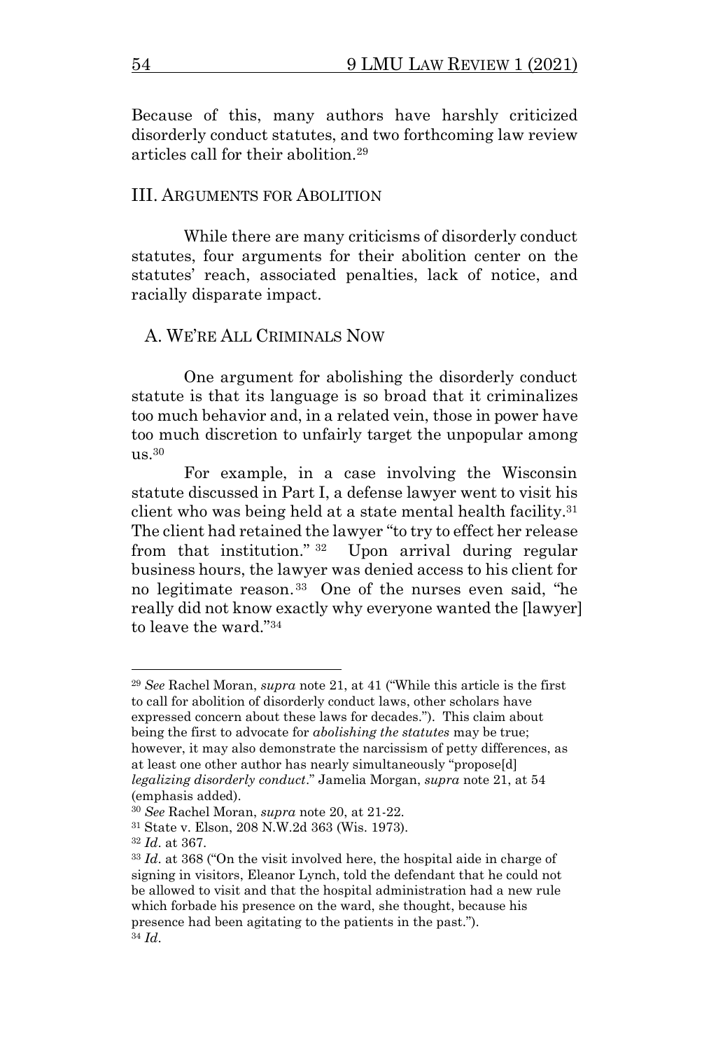Because of this, many authors have harshly criticized disorderly conduct statutes, and two forthcoming law review articles call for their abolition.[29]

## III. ARGUMENTS FOR ABOLITION

While there are many criticisms of disorderly conduct statutes, four arguments for their abolition center on the statutes' reach, associated penalties, lack of notice, and racially disparate impact.

### A. WE'RE ALL CRIMINALS NOW

One argument for abolishing the disorderly conduct statute is that its language is so broad that it criminalizes too much behavior and, in a related vein, those in power have too much discretion to unfairly target the unpopular among us.[30]

For example, in a case involving the Wisconsin statute discussed in Part I, a defense lawyer went to visit his client who was being held at a state mental health facility.[31] The client had retained the lawyer "to try to effect her release from that institution."[32] Upon arrival during regular business hours, the lawyer was denied access to his client for no legitimate reason.[33] One of the nurses even said, "he really did not know exactly why everyone wanted the [lawyer] to leave the ward."[34]

---

[29] *See* Rachel Moran, *supra* note 21, at 41 ("While this article is the first to call for abolition of disorderly conduct laws, other scholars have expressed concern about these laws for decades."). This claim about being the first to advocate for *abolishing the statutes* may be true; however, it may also demonstrate the narcissism of petty differences, as at least one other author has nearly simultaneously "propose[d] *legalizing disorderly conduct*." Jamelia Morgan, *supra* note 21, at 54 (emphasis added).

[30] *See* Rachel Moran, *supra* note 20, at 21-22.

[31] State v. Elson, 208 N.W.2d 363 (Wis. 1973).

[32] *Id*. at 367.

[33] *Id*. at 368 ("On the visit involved here, the hospital aide in charge of signing in visitors, Eleanor Lynch, told the defendant that he could not be allowed to visit and that the hospital administration had a new rule which forbade his presence on the ward, she thought, because his presence had been agitating to the patients in the past.").

[34] *Id*.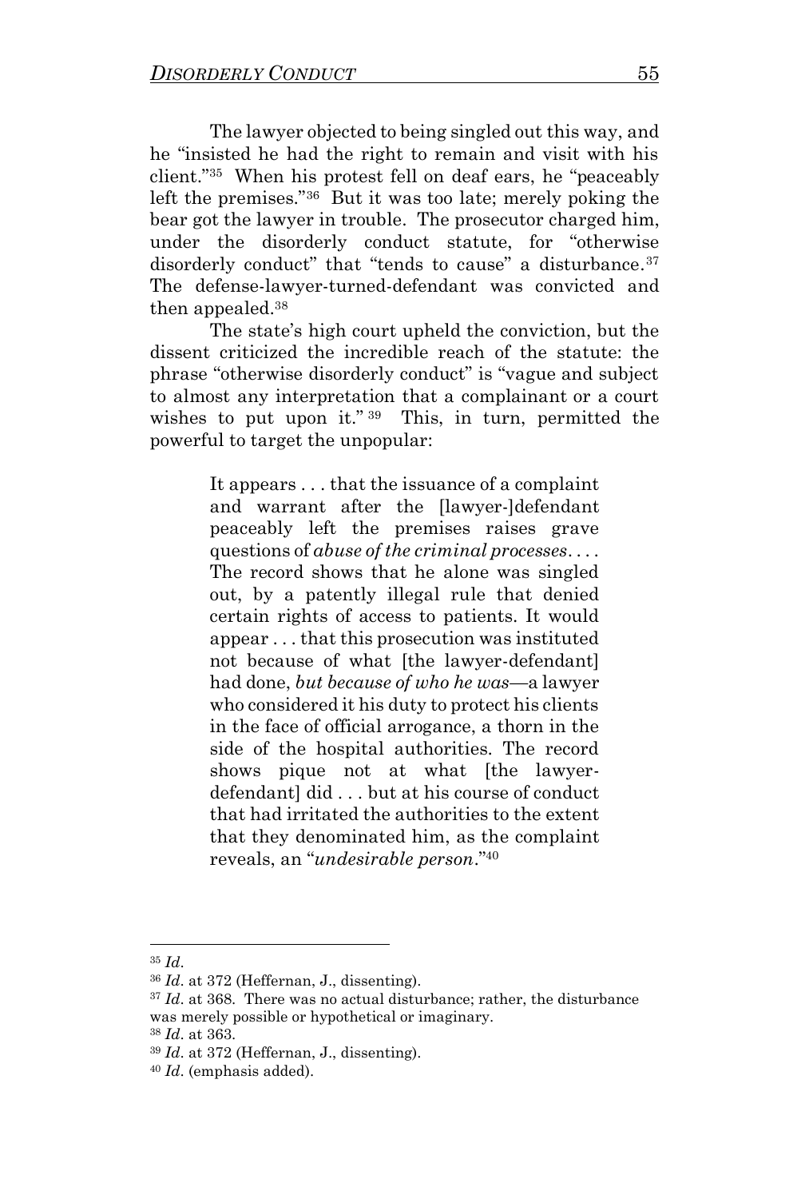The lawyer objected to being singled out this way, and he "insisted he had the right to remain and visit with his client."[35] When his protest fell on deaf ears, he "peaceably left the premises."[36] But it was too late; merely poking the bear got the lawyer in trouble. The prosecutor charged him, under the disorderly conduct statute, for "otherwise disorderly conduct" that "tends to cause" a disturbance.[37] The defense-lawyer-turned-defendant was convicted and then appealed.[38]

The state's high court upheld the conviction, but the dissent criticized the incredible reach of the statute: the phrase "otherwise disorderly conduct" is "vague and subject to almost any interpretation that a complainant or a court wishes to put upon it."[39] This, in turn, permitted the powerful to target the unpopular:

> It appears . . . that the issuance of a complaint and warrant after the [lawyer-]defendant peaceably left the premises raises grave questions of *abuse of the criminal processes*. . . . The record shows that he alone was singled out, by a patently illegal rule that denied certain rights of access to patients. It would appear . . . that this prosecution was instituted not because of what [the lawyer-defendant] had done, *but because of who he was*—a lawyer who considered it his duty to protect his clients in the face of official arrogance, a thorn in the side of the hospital authorities. The record shows pique not at what [the lawyer-defendant] did . . . but at his course of conduct that had irritated the authorities to the extent that they denominated him, as the complaint reveals, an "*undesirable person*."[40]

---

[35] *Id*.

[36] *Id*. at 372 (Heffernan, J., dissenting).

[37] *Id*. at 368. There was no actual disturbance; rather, the disturbance was merely possible or hypothetical or imaginary.

[38] *Id*. at 363.

[39] *Id*. at 372 (Heffernan, J., dissenting).

[40] *Id*. (emphasis added).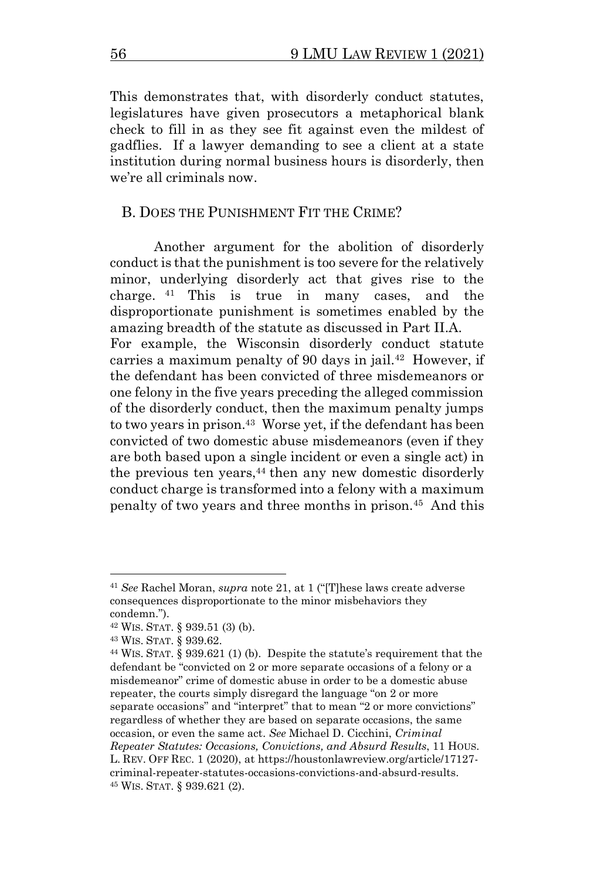This demonstrates that, with disorderly conduct statutes, legislatures have given prosecutors a metaphorical blank check to fill in as they see fit against even the mildest of gadflies. If a lawyer demanding to see a client at a state institution during normal business hours is disorderly, then we're all criminals now.

## B. Does the Punishment Fit the Crime?

Another argument for the abolition of disorderly conduct is that the punishment is too severe for the relatively minor, underlying disorderly act that gives rise to the charge.[41] This is true in many cases, and the disproportionate punishment is sometimes enabled by the amazing breadth of the statute as discussed in Part II.A. For example, the Wisconsin disorderly conduct statute carries a maximum penalty of 90 days in jail.[42] However, if the defendant has been convicted of three misdemeanors or one felony in the five years preceding the alleged commission of the disorderly conduct, then the maximum penalty jumps to two years in prison.[43] Worse yet, if the defendant has been convicted of two domestic abuse misdemeanors (even if they are both based upon a single incident or even a single act) in the previous ten years,[44] then any new domestic disorderly conduct charge is transformed into a felony with a maximum penalty of two years and three months in prison.[45] And this

---

[41] *See* Rachel Moran, *supra* note 21, at 1 ("[T]hese laws create adverse consequences disproportionate to the minor misbehaviors they condemn.").

[42] Wis. Stat. § 939.51 (3) (b).

[43] Wis. Stat. § 939.62.

[44] Wis. Stat. § 939.621 (1) (b). Despite the statute's requirement that the defendant be "convicted on 2 or more separate occasions of a felony or a misdemeanor" crime of domestic abuse in order to be a domestic abuse repeater, the courts simply disregard the language "on 2 or more separate occasions" and "interpret" that to mean "2 or more convictions" regardless of whether they are based on separate occasions, the same occasion, or even the same act. *See* Michael D. Cicchini, *Criminal Repeater Statutes: Occasions, Convictions, and Absurd Results*, 11 Hous. L. Rev. Off Rec. 1 (2020), at https://houstonlawreview.org/article/17127-criminal-repeater-statutes-occasions-convictions-and-absurd-results.

[45] Wis. Stat. § 939.621 (2).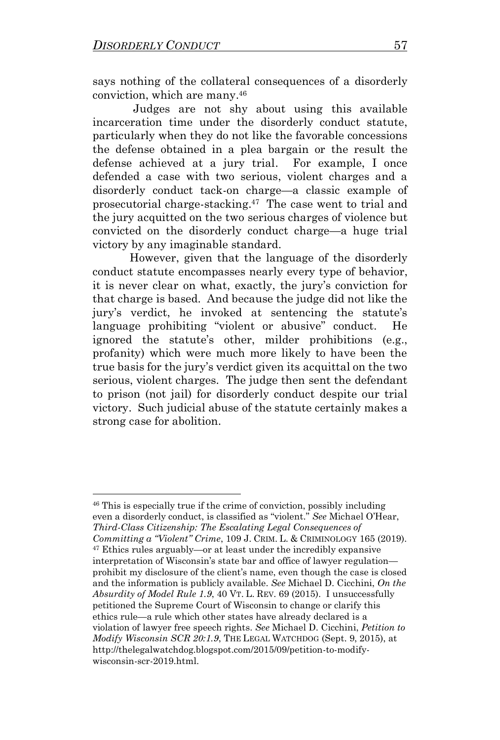says nothing of the collateral consequences of a disorderly conviction, which are many.[46]

Judges are not shy about using this available incarceration time under the disorderly conduct statute, particularly when they do not like the favorable concessions the defense obtained in a plea bargain or the result the defense achieved at a jury trial. For example, I once defended a case with two serious, violent charges and a disorderly conduct tack-on charge—a classic example of prosecutorial charge-stacking.[47] The case went to trial and the jury acquitted on the two serious charges of violence but convicted on the disorderly conduct charge—a huge trial victory by any imaginable standard.

However, given that the language of the disorderly conduct statute encompasses nearly every type of behavior, it is never clear on what, exactly, the jury's conviction for that charge is based. And because the judge did not like the jury's verdict, he invoked at sentencing the statute's language prohibiting "violent or abusive" conduct. He ignored the statute's other, milder prohibitions (e.g., profanity) which were much more likely to have been the true basis for the jury's verdict given its acquittal on the two serious, violent charges. The judge then sent the defendant to prison (not jail) for disorderly conduct despite our trial victory. Such judicial abuse of the statute certainly makes a strong case for abolition.

---

[46] This is especially true if the crime of conviction, possibly including even a disorderly conduct, is classified as "violent." *See* Michael O'Hear, *Third-Class Citizenship: The Escalating Legal Consequences of Committing a "Violent" Crime*, 109 J. CRIM. L. & CRIMINOLOGY 165 (2019).

[47] Ethics rules arguably—or at least under the incredibly expansive interpretation of Wisconsin's state bar and office of lawyer regulation—prohibit my disclosure of the client's name, even though the case is closed and the information is publicly available. *See* Michael D. Cicchini, *On the Absurdity of Model Rule 1.9*, 40 VT. L. REV. 69 (2015). I unsuccessfully petitioned the Supreme Court of Wisconsin to change or clarify this ethics rule—a rule which other states have already declared is a violation of lawyer free speech rights. *See* Michael D. Cicchini, *Petition to Modify Wisconsin SCR 20:1.9*, THE LEGAL WATCHDOG (Sept. 9, 2015), at http://thelegalwatchdog.blogspot.com/2015/09/petition-to-modify-wisconsin-scr-2019.html.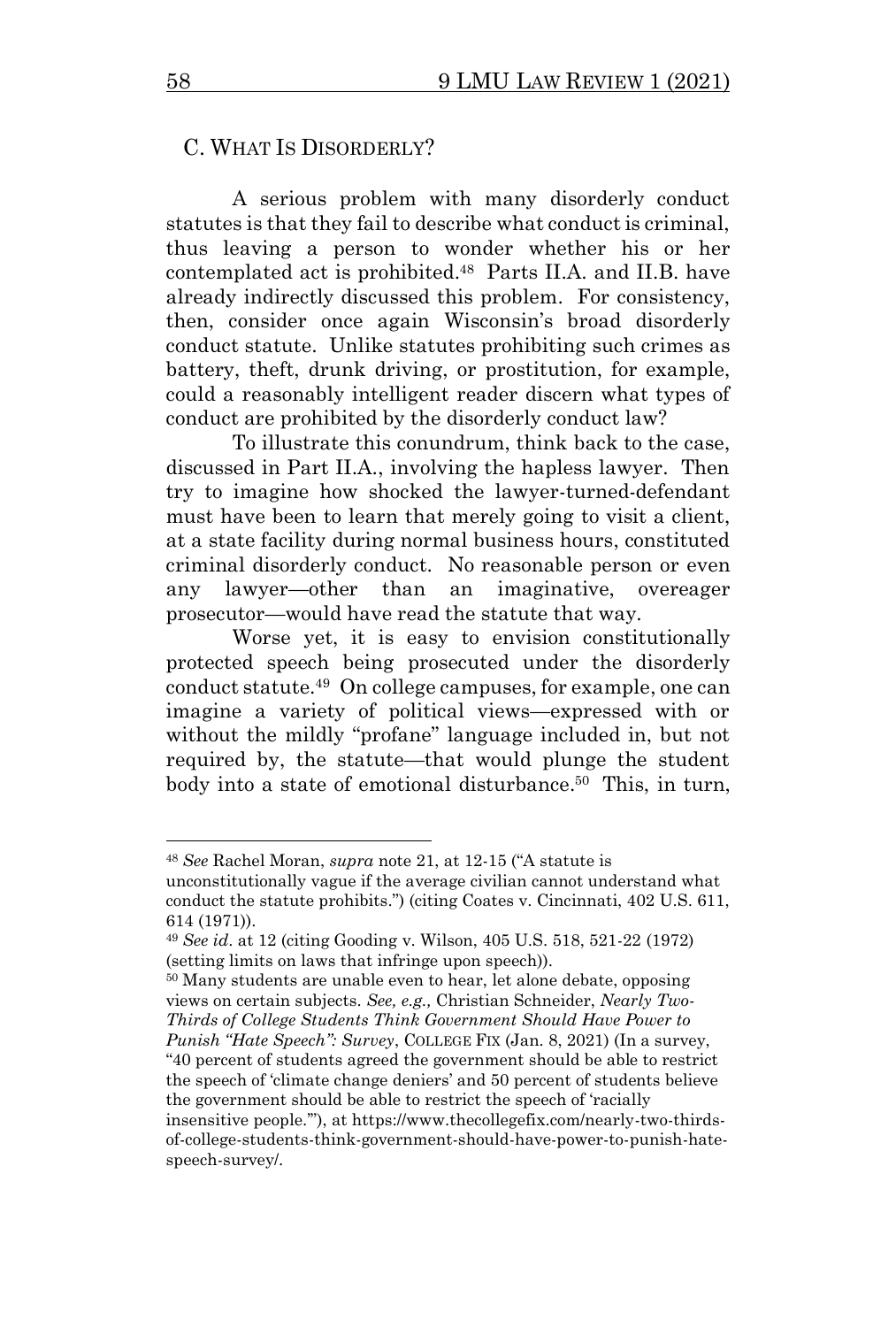### C. What Is Disorderly?

A serious problem with many disorderly conduct statutes is that they fail to describe what conduct is criminal, thus leaving a person to wonder whether his or her contemplated act is prohibited.[48] Parts II.A. and II.B. have already indirectly discussed this problem. For consistency, then, consider once again Wisconsin's broad disorderly conduct statute. Unlike statutes prohibiting such crimes as battery, theft, drunk driving, or prostitution, for example, could a reasonably intelligent reader discern what types of conduct are prohibited by the disorderly conduct law?

To illustrate this conundrum, think back to the case, discussed in Part II.A., involving the hapless lawyer. Then try to imagine how shocked the lawyer-turned-defendant must have been to learn that merely going to visit a client, at a state facility during normal business hours, constituted criminal disorderly conduct. No reasonable person or even any lawyer—other than an imaginative, overeager prosecutor—would have read the statute that way.

Worse yet, it is easy to envision constitutionally protected speech being prosecuted under the disorderly conduct statute.[49] On college campuses, for example, one can imagine a variety of political views—expressed with or without the mildly "profane" language included in, but not required by, the statute—that would plunge the student body into a state of emotional disturbance.[50] This, in turn,

---

[48] *See* Rachel Moran, *supra* note 21, at 12-15 ("A statute is unconstitutionally vague if the average civilian cannot understand what conduct the statute prohibits.") (citing Coates v. Cincinnati, 402 U.S. 611, 614 (1971)).

[49] *See id*. at 12 (citing Gooding v. Wilson, 405 U.S. 518, 521-22 (1972) (setting limits on laws that infringe upon speech)).

[50] Many students are unable even to hear, let alone debate, opposing views on certain subjects. *See, e.g.,* Christian Schneider, *Nearly Two-Thirds of College Students Think Government Should Have Power to Punish "Hate Speech": Survey*, College Fix (Jan. 8, 2021) (In a survey, "40 percent of students agreed the government should be able to restrict the speech of 'climate change deniers' and 50 percent of students believe the government should be able to restrict the speech of 'racially insensitive people.'"), at https://www.thecollegefix.com/nearly-two-thirds-of-college-students-think-government-should-have-power-to-punish-hate-speech-survey/.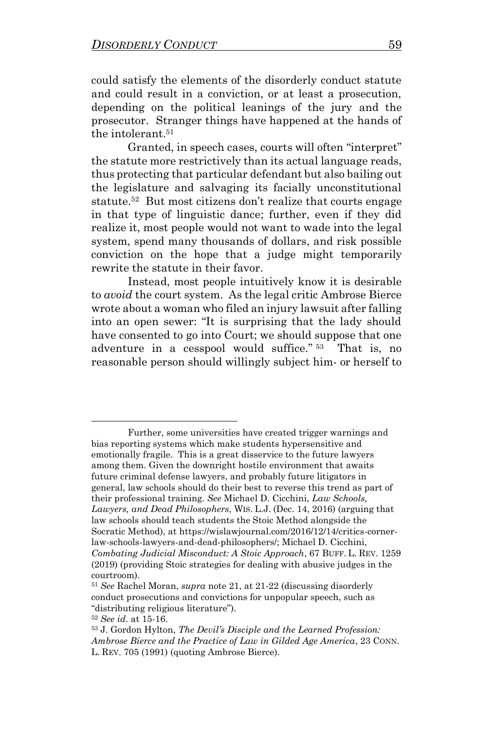could satisfy the elements of the disorderly conduct statute and could result in a conviction, or at least a prosecution, depending on the political leanings of the jury and the prosecutor. Stranger things have happened at the hands of the intolerant.[51]

Granted, in speech cases, courts will often "interpret" the statute more restrictively than its actual language reads, thus protecting that particular defendant but also bailing out the legislature and salvaging its facially unconstitutional statute.[52] But most citizens don't realize that courts engage in that type of linguistic dance; further, even if they did realize it, most people would not want to wade into the legal system, spend many thousands of dollars, and risk possible conviction on the hope that a judge might temporarily rewrite the statute in their favor.

Instead, most people intuitively know it is desirable to *avoid* the court system. As the legal critic Ambrose Bierce wrote about a woman who filed an injury lawsuit after falling into an open sewer: "It is surprising that the lady should have consented to go into Court; we should suppose that one adventure in a cesspool would suffice."[53] That is, no reasonable person should willingly subject him- or herself to

---

Further, some universities have created trigger warnings and bias reporting systems which make students hypersensitive and emotionally fragile. This is a great disservice to the future lawyers among them. Given the downright hostile environment that awaits future criminal defense lawyers, and probably future litigators in general, law schools should do their best to reverse this trend as part of their professional training. *See* Michael D. Cicchini, *Law Schools, Lawyers, and Dead Philosophers*, WIS. L.J. (Dec. 14, 2016) (arguing that law schools should teach students the Stoic Method alongside the Socratic Method), at https://wislawjournal.com/2016/12/14/critics-corner-law-schools-lawyers-and-dead-philosophers/; Michael D. Cicchini, *Combating Judicial Misconduct: A Stoic Approach*, 67 BUFF. L. REV. 1259 (2019) (providing Stoic strategies for dealing with abusive judges in the courtroom).

[51] *See* Rachel Moran, *supra* note 21, at 21-22 (discussing disorderly conduct prosecutions and convictions for unpopular speech, such as "distributing religious literature").

[52] *See id*. at 15-16.

[53] J. Gordon Hylton, *The Devil's Disciple and the Learned Profession: Ambrose Bierce and the Practice of Law in Gilded Age America*, 23 CONN. L. REV. 705 (1991) (quoting Ambrose Bierce).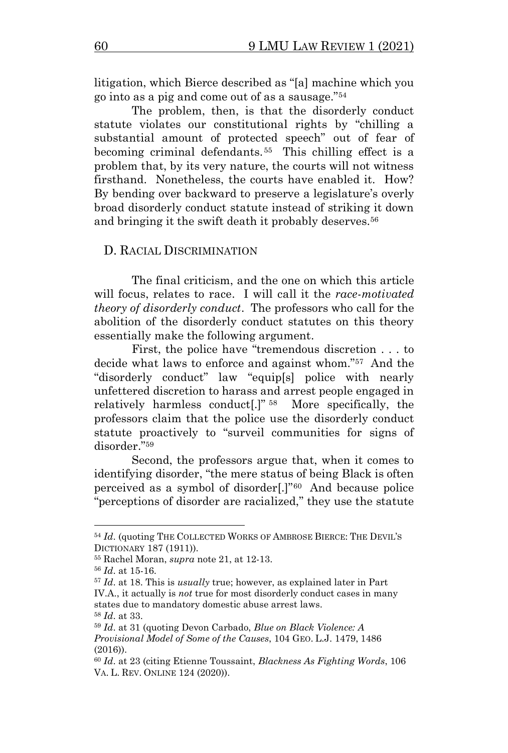litigation, which Bierce described as "[a] machine which you go into as a pig and come out of as a sausage."[54]

The problem, then, is that the disorderly conduct statute violates our constitutional rights by "chilling a substantial amount of protected speech" out of fear of becoming criminal defendants.[55] This chilling effect is a problem that, by its very nature, the courts will not witness firsthand. Nonetheless, the courts have enabled it. How? By bending over backward to preserve a legislature's overly broad disorderly conduct statute instead of striking it down and bringing it the swift death it probably deserves.[56]

### D. Racial Discrimination

The final criticism, and the one on which this article will focus, relates to race. I will call it the *race-motivated theory of disorderly conduct*. The professors who call for the abolition of the disorderly conduct statutes on this theory essentially make the following argument.

First, the police have "tremendous discretion . . . to decide what laws to enforce and against whom."[57] And the "disorderly conduct" law "equip[s] police with nearly unfettered discretion to harass and arrest people engaged in relatively harmless conduct[.]"[58] More specifically, the professors claim that the police use the disorderly conduct statute proactively to "surveil communities for signs of disorder."[59]

Second, the professors argue that, when it comes to identifying disorder, "the mere status of being Black is often perceived as a symbol of disorder[.]"[60] And because police "perceptions of disorder are racialized," they use the statute

---

[54] *Id.* (quoting The Collected Works of Ambrose Bierce: The Devil's Dictionary 187 (1911)).

[55] Rachel Moran, *supra* note 21, at 12-13.

[56] *Id.* at 15-16.

[57] *Id.* at 18. This is *usually* true; however, as explained later in Part IV.A., it actually is *not* true for most disorderly conduct cases in many states due to mandatory domestic abuse arrest laws.

[58] *Id.* at 33.

[59] *Id.* at 31 (quoting Devon Carbado, *Blue on Black Violence: A Provisional Model of Some of the Causes*, 104 Geo. L.J. 1479, 1486 (2016)).

[60] *Id.* at 23 (citing Etienne Toussaint, *Blackness As Fighting Words*, 106 Va. L. Rev. Online 124 (2020)).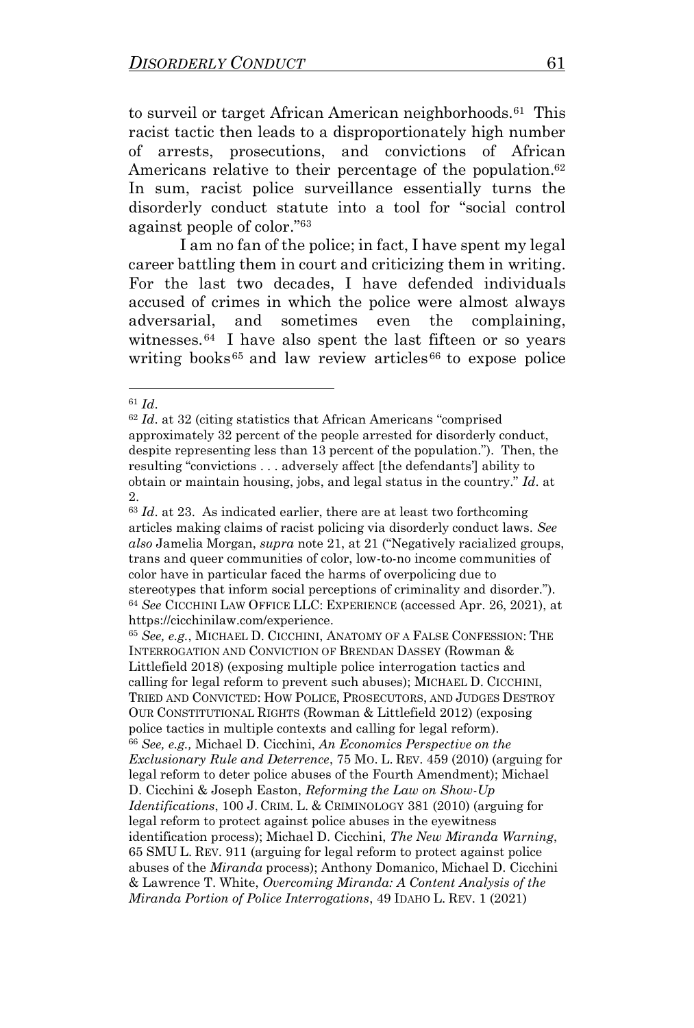to surveil or target African American neighborhoods.[61] This racist tactic then leads to a disproportionately high number of arrests, prosecutions, and convictions of African Americans relative to their percentage of the population.[62] In sum, racist police surveillance essentially turns the disorderly conduct statute into a tool for "social control against people of color."[63]

I am no fan of the police; in fact, I have spent my legal career battling them in court and criticizing them in writing. For the last two decades, I have defended individuals accused of crimes in which the police were almost always adversarial, and sometimes even the complaining, witnesses.[64] I have also spent the last fifteen or so years writing books[65] and law review articles[66] to expose police

---

[61] *Id*.

[62] *Id*. at 32 (citing statistics that African Americans "comprised approximately 32 percent of the people arrested for disorderly conduct, despite representing less than 13 percent of the population."). Then, the resulting "convictions . . . adversely affect [the defendants'] ability to obtain or maintain housing, jobs, and legal status in the country." *Id*. at 2.

[63] *Id*. at 23. As indicated earlier, there are at least two forthcoming articles making claims of racist policing via disorderly conduct laws. *See also* Jamelia Morgan, *supra* note 21, at 21 ("Negatively racialized groups, trans and queer communities of color, low-to-no income communities of color have in particular faced the harms of overpolicing due to stereotypes that inform social perceptions of criminality and disorder.").

[64] *See* CICCHINI LAW OFFICE LLC: EXPERIENCE (accessed Apr. 26, 2021), at https://cicchinilaw.com/experience.

[65] *See, e.g.*, MICHAEL D. CICCHINI, ANATOMY OF A FALSE CONFESSION: THE INTERROGATION AND CONVICTION OF BRENDAN DASSEY (Rowman & Littlefield 2018) (exposing multiple police interrogation tactics and calling for legal reform to prevent such abuses); MICHAEL D. CICCHINI, TRIED AND CONVICTED: HOW POLICE, PROSECUTORS, AND JUDGES DESTROY OUR CONSTITUTIONAL RIGHTS (Rowman & Littlefield 2012) (exposing police tactics in multiple contexts and calling for legal reform).

[66] *See, e.g.,* Michael D. Cicchini, *An Economics Perspective on the Exclusionary Rule and Deterrence*, 75 MO. L. REV. 459 (2010) (arguing for legal reform to deter police abuses of the Fourth Amendment); Michael D. Cicchini & Joseph Easton, *Reforming the Law on Show-Up Identifications*, 100 J. CRIM. L. & CRIMINOLOGY 381 (2010) (arguing for legal reform to protect against police abuses in the eyewitness identification process); Michael D. Cicchini, *The New Miranda Warning*, 65 SMU L. REV. 911 (arguing for legal reform to protect against police abuses of the *Miranda* process); Anthony Domanico, Michael D. Cicchini & Lawrence T. White, *Overcoming Miranda: A Content Analysis of the Miranda Portion of Police Interrogations*, 49 IDAHO L. REV. 1 (2021)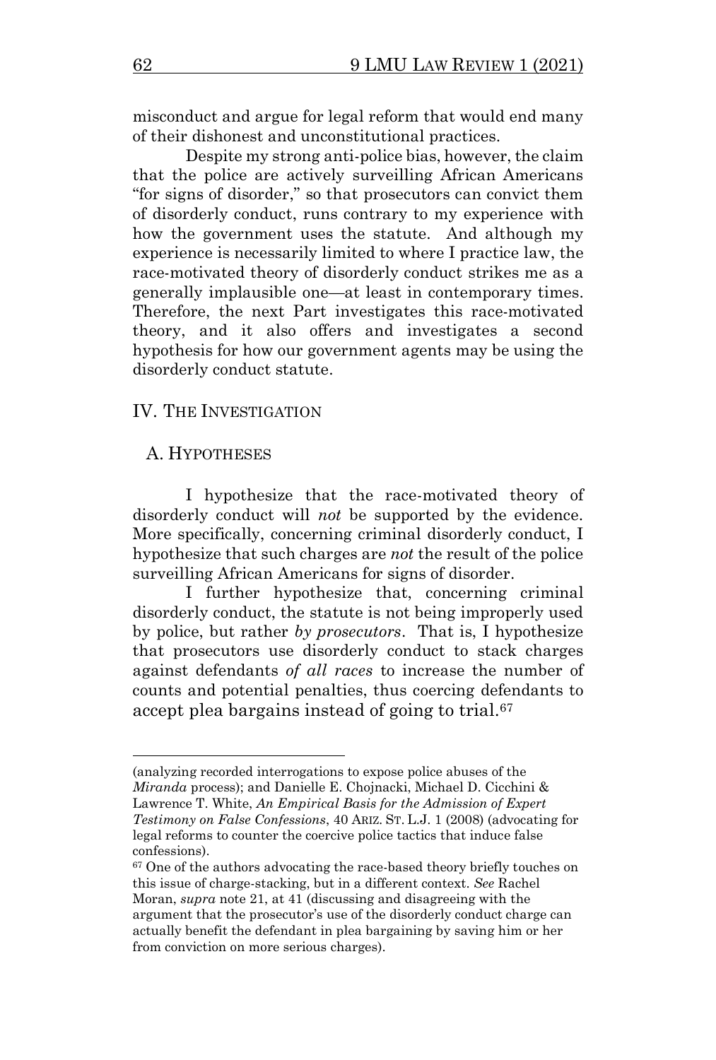misconduct and argue for legal reform that would end many of their dishonest and unconstitutional practices.

Despite my strong anti-police bias, however, the claim that the police are actively surveilling African Americans "for signs of disorder," so that prosecutors can convict them of disorderly conduct, runs contrary to my experience with how the government uses the statute. And although my experience is necessarily limited to where I practice law, the race-motivated theory of disorderly conduct strikes me as a generally implausible one—at least in contemporary times. Therefore, the next Part investigates this race-motivated theory, and it also offers and investigates a second hypothesis for how our government agents may be using the disorderly conduct statute.

## IV. The Investigation

### A. Hypotheses

I hypothesize that the race-motivated theory of disorderly conduct will *not* be supported by the evidence. More specifically, concerning criminal disorderly conduct, I hypothesize that such charges are *not* the result of the police surveilling African Americans for signs of disorder.

I further hypothesize that, concerning criminal disorderly conduct, the statute is not being improperly used by police, but rather *by prosecutors*. That is, I hypothesize that prosecutors use disorderly conduct to stack charges against defendants *of all races* to increase the number of counts and potential penalties, thus coercing defendants to accept plea bargains instead of going to trial.[67]

---

(analyzing recorded interrogations to expose police abuses of the *Miranda* process); and Danielle E. Chojnacki, Michael D. Cicchini & Lawrence T. White, *An Empirical Basis for the Admission of Expert Testimony on False Confessions*, 40 Ariz. St. L.J. 1 (2008) (advocating for legal reforms to counter the coercive police tactics that induce false confessions).

[67] One of the authors advocating the race-based theory briefly touches on this issue of charge-stacking, but in a different context. *See* Rachel Moran, *supra* note 21, at 41 (discussing and disagreeing with the argument that the prosecutor's use of the disorderly conduct charge can actually benefit the defendant in plea bargaining by saving him or her from conviction on more serious charges).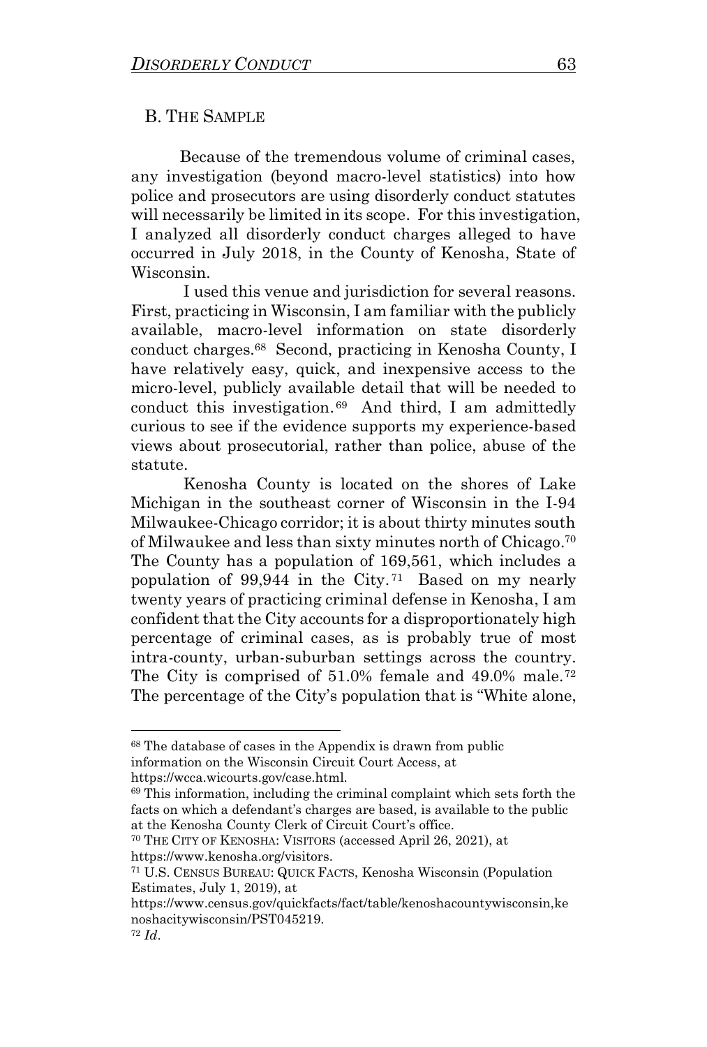## B. The Sample

Because of the tremendous volume of criminal cases, any investigation (beyond macro-level statistics) into how police and prosecutors are using disorderly conduct statutes will necessarily be limited in its scope. For this investigation, I analyzed all disorderly conduct charges alleged to have occurred in July 2018, in the County of Kenosha, State of Wisconsin.

I used this venue and jurisdiction for several reasons. First, practicing in Wisconsin, I am familiar with the publicly available, macro-level information on state disorderly conduct charges.[68] Second, practicing in Kenosha County, I have relatively easy, quick, and inexpensive access to the micro-level, publicly available detail that will be needed to conduct this investigation.[69] And third, I am admittedly curious to see if the evidence supports my experience-based views about prosecutorial, rather than police, abuse of the statute.

Kenosha County is located on the shores of Lake Michigan in the southeast corner of Wisconsin in the I-94 Milwaukee-Chicago corridor; it is about thirty minutes south of Milwaukee and less than sixty minutes north of Chicago.[70] The County has a population of 169,561, which includes a population of 99,944 in the City.[71] Based on my nearly twenty years of practicing criminal defense in Kenosha, I am confident that the City accounts for a disproportionately high percentage of criminal cases, as is probably true of most intra-county, urban-suburban settings across the country. The City is comprised of 51.0% female and 49.0% male.[72] The percentage of the City's population that is "White alone,

---

[68] The database of cases in the Appendix is drawn from public information on the Wisconsin Circuit Court Access, at https://wcca.wicourts.gov/case.html.

[69] This information, including the criminal complaint which sets forth the facts on which a defendant's charges are based, is available to the public at the Kenosha County Clerk of Circuit Court's office.

[70] The City of Kenosha: Visitors (accessed April 26, 2021), at https://www.kenosha.org/visitors.

[71] U.S. Census Bureau: Quick Facts, Kenosha Wisconsin (Population Estimates, July 1, 2019), at https://www.census.gov/quickfacts/fact/table/kenoshacountywisconsin,kenoshacitywisconsin/PST045219.

[72] *Id.*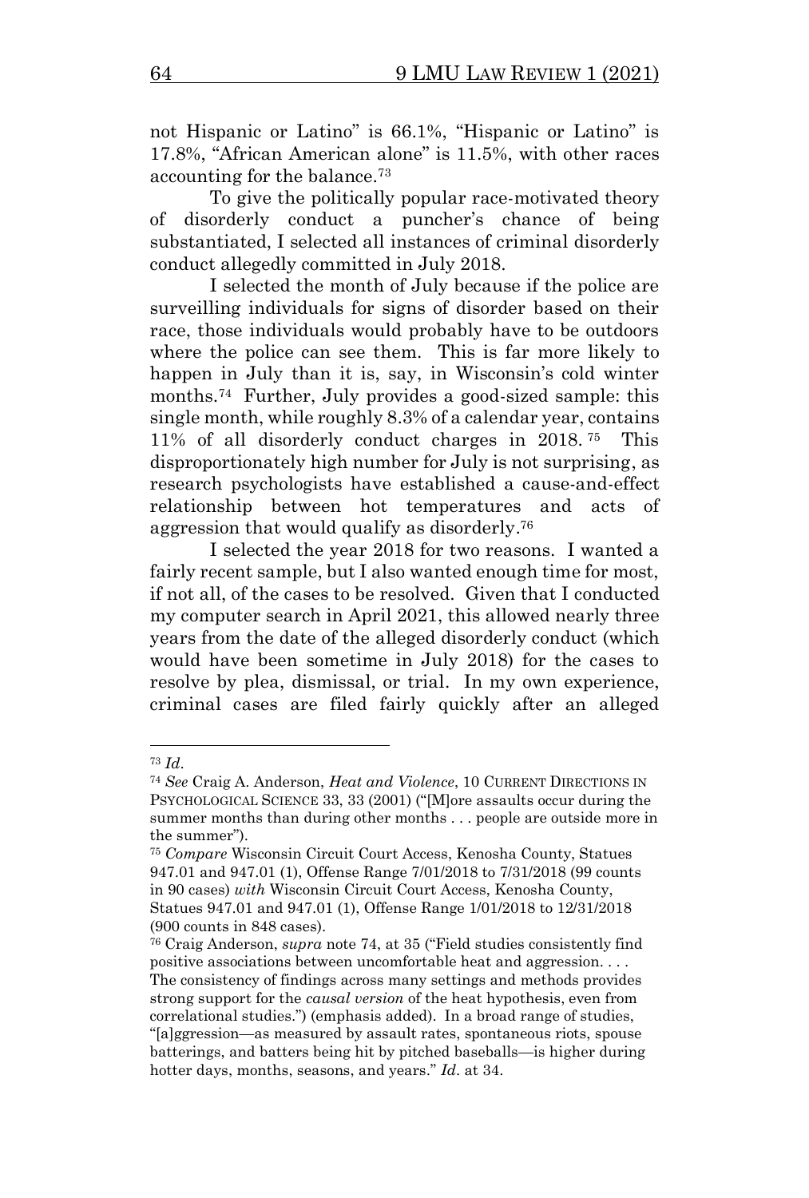not Hispanic or Latino" is 66.1%, "Hispanic or Latino" is 17.8%, "African American alone" is 11.5%, with other races accounting for the balance.[73]

To give the politically popular race-motivated theory of disorderly conduct a puncher's chance of being substantiated, I selected all instances of criminal disorderly conduct allegedly committed in July 2018.

I selected the month of July because if the police are surveilling individuals for signs of disorder based on their race, those individuals would probably have to be outdoors where the police can see them. This is far more likely to happen in July than it is, say, in Wisconsin's cold winter months.[74] Further, July provides a good-sized sample: this single month, while roughly 8.3% of a calendar year, contains 11% of all disorderly conduct charges in 2018.[75] This disproportionately high number for July is not surprising, as research psychologists have established a cause-and-effect relationship between hot temperatures and acts of aggression that would qualify as disorderly.[76]

I selected the year 2018 for two reasons. I wanted a fairly recent sample, but I also wanted enough time for most, if not all, of the cases to be resolved. Given that I conducted my computer search in April 2021, this allowed nearly three years from the date of the alleged disorderly conduct (which would have been sometime in July 2018) for the cases to resolve by plea, dismissal, or trial. In my own experience, criminal cases are filed fairly quickly after an alleged

---

[73] *Id*.

[74] *See* Craig A. Anderson, *Heat and Violence*, 10 CURRENT DIRECTIONS IN PSYCHOLOGICAL SCIENCE 33, 33 (2001) ("[M]ore assaults occur during the summer months than during other months . . . people are outside more in the summer").

[75] *Compare* Wisconsin Circuit Court Access, Kenosha County, Statues 947.01 and 947.01 (1), Offense Range 7/01/2018 to 7/31/2018 (99 counts in 90 cases) *with* Wisconsin Circuit Court Access, Kenosha County, Statues 947.01 and 947.01 (1), Offense Range 1/01/2018 to 12/31/2018 (900 counts in 848 cases).

[76] Craig Anderson, *supra* note 74, at 35 ("Field studies consistently find positive associations between uncomfortable heat and aggression. . . . The consistency of findings across many settings and methods provides strong support for the *causal version* of the heat hypothesis, even from correlational studies.") (emphasis added). In a broad range of studies, "[a]ggression—as measured by assault rates, spontaneous riots, spouse batterings, and batters being hit by pitched baseballs—is higher during hotter days, months, seasons, and years." *Id*. at 34.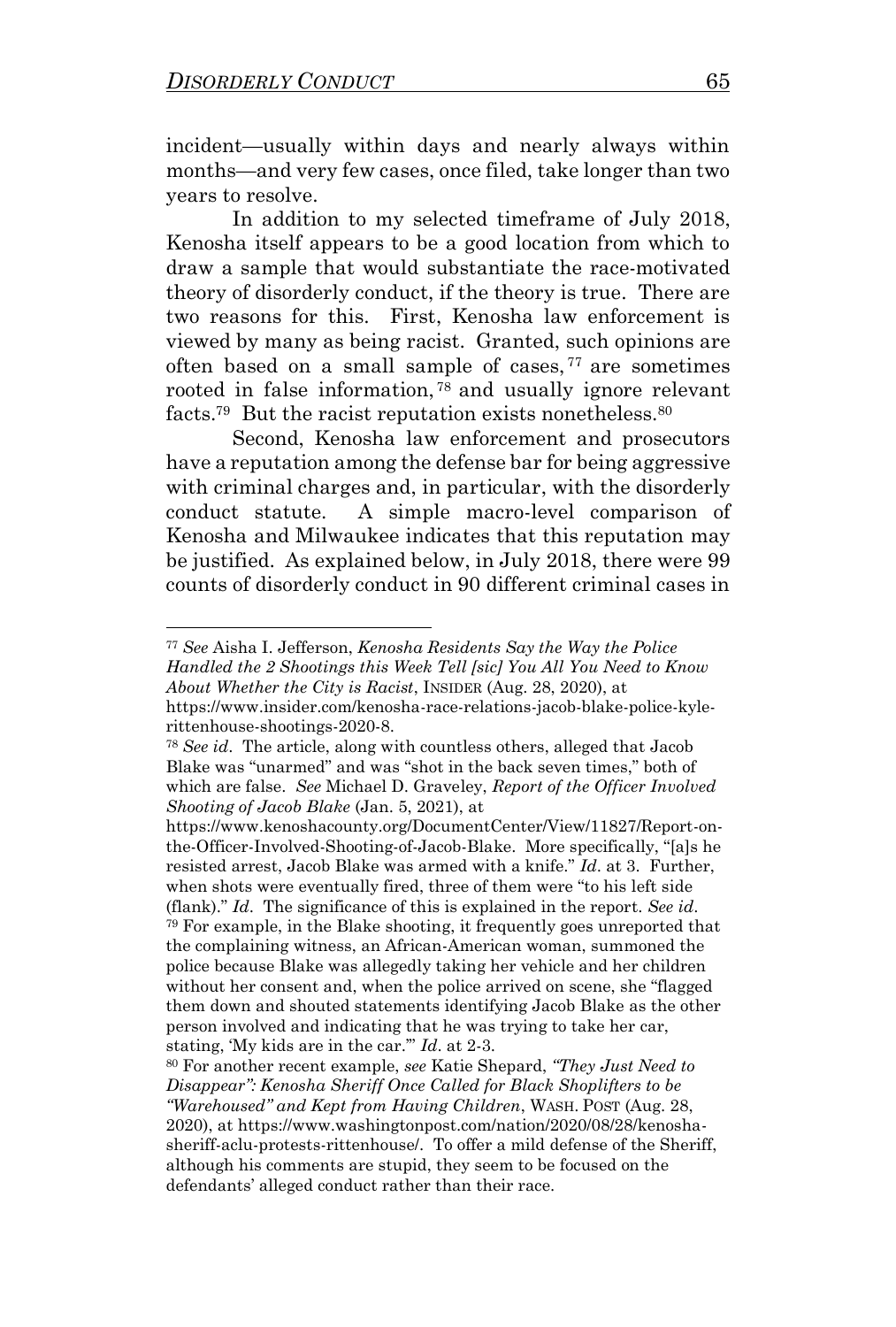incident—usually within days and nearly always within months—and very few cases, once filed, take longer than two years to resolve.

In addition to my selected timeframe of July 2018, Kenosha itself appears to be a good location from which to draw a sample that would substantiate the race-motivated theory of disorderly conduct, if the theory is true. There are two reasons for this. First, Kenosha law enforcement is viewed by many as being racist. Granted, such opinions are often based on a small sample of cases,[77] are sometimes rooted in false information,[78] and usually ignore relevant facts.[79] But the racist reputation exists nonetheless.[80]

Second, Kenosha law enforcement and prosecutors have a reputation among the defense bar for being aggressive with criminal charges and, in particular, with the disorderly conduct statute. A simple macro-level comparison of Kenosha and Milwaukee indicates that this reputation may be justified. As explained below, in July 2018, there were 99 counts of disorderly conduct in 90 different criminal cases in

---

[77] *See* Aisha I. Jefferson, *Kenosha Residents Say the Way the Police Handled the 2 Shootings this Week Tell [sic] You All You Need to Know About Whether the City is Racist*, INSIDER (Aug. 28, 2020), at https://www.insider.com/kenosha-race-relations-jacob-blake-police-kyle-rittenhouse-shootings-2020-8.

[78] *See id*. The article, along with countless others, alleged that Jacob Blake was "unarmed" and was "shot in the back seven times," both of which are false. *See* Michael D. Graveley, *Report of the Officer Involved Shooting of Jacob Blake* (Jan. 5, 2021), at https://www.kenoshacounty.org/DocumentCenter/View/11827/Report-on-the-Officer-Involved-Shooting-of-Jacob-Blake. More specifically, "[a]s he resisted arrest, Jacob Blake was armed with a knife." *Id*. at 3. Further, when shots were eventually fired, three of them were "to his left side (flank)." *Id*. The significance of this is explained in the report. *See id*.

[79] For example, in the Blake shooting, it frequently goes unreported that the complaining witness, an African-American woman, summoned the police because Blake was allegedly taking her vehicle and her children without her consent and, when the police arrived on scene, she "flagged them down and shouted statements identifying Jacob Blake as the other person involved and indicating that he was trying to take her car, stating, 'My kids are in the car.'" *Id*. at 2-3.

[80] For another recent example, *see* Katie Shepard, *"They Just Need to Disappear": Kenosha Sheriff Once Called for Black Shoplifters to be "Warehoused" and Kept from Having Children*, WASH. POST (Aug. 28, 2020), at https://www.washingtonpost.com/nation/2020/08/28/kenosha-sheriff-aclu-protests-rittenhouse/. To offer a mild defense of the Sheriff, although his comments are stupid, they seem to be focused on the defendants' alleged conduct rather than their race.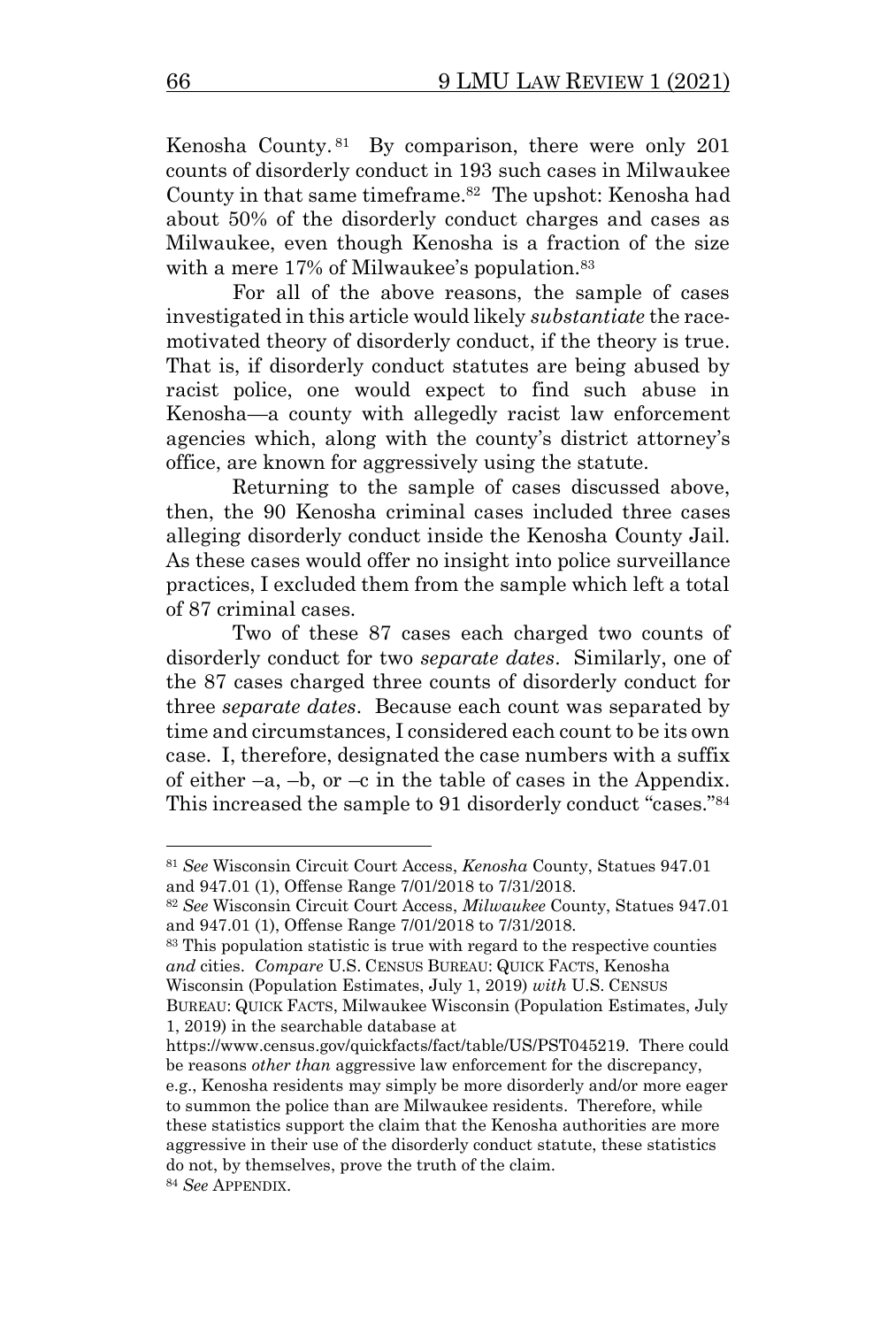Kenosha County.[81] By comparison, there were only 201 counts of disorderly conduct in 193 such cases in Milwaukee County in that same timeframe.[82] The upshot: Kenosha had about 50% of the disorderly conduct charges and cases as Milwaukee, even though Kenosha is a fraction of the size with a mere 17% of Milwaukee's population.[83]

For all of the above reasons, the sample of cases investigated in this article would likely *substantiate* the race-motivated theory of disorderly conduct, if the theory is true. That is, if disorderly conduct statutes are being abused by racist police, one would expect to find such abuse in Kenosha—a county with allegedly racist law enforcement agencies which, along with the county's district attorney's office, are known for aggressively using the statute.

Returning to the sample of cases discussed above, then, the 90 Kenosha criminal cases included three cases alleging disorderly conduct inside the Kenosha County Jail. As these cases would offer no insight into police surveillance practices, I excluded them from the sample which left a total of 87 criminal cases.

Two of these 87 cases each charged two counts of disorderly conduct for two *separate dates*. Similarly, one of the 87 cases charged three counts of disorderly conduct for three *separate dates*. Because each count was separated by time and circumstances, I considered each count to be its own case. I, therefore, designated the case numbers with a suffix of either –a, –b, or –c in the table of cases in the Appendix. This increased the sample to 91 disorderly conduct "cases."[84]

---

[81] *See* Wisconsin Circuit Court Access, *Kenosha* County, Statues 947.01 and 947.01 (1), Offense Range 7/01/2018 to 7/31/2018.

[82] *See* Wisconsin Circuit Court Access, *Milwaukee* County, Statues 947.01 and 947.01 (1), Offense Range 7/01/2018 to 7/31/2018.

[83] This population statistic is true with regard to the respective counties *and* cities. *Compare* U.S. CENSUS BUREAU: QUICK FACTS, Kenosha Wisconsin (Population Estimates, July 1, 2019) *with* U.S. CENSUS BUREAU: QUICK FACTS, Milwaukee Wisconsin (Population Estimates, July 1, 2019) in the searchable database at https://www.census.gov/quickfacts/fact/table/US/PST045219. There could be reasons *other than* aggressive law enforcement for the discrepancy, e.g., Kenosha residents may simply be more disorderly and/or more eager to summon the police than are Milwaukee residents. Therefore, while these statistics support the claim that the Kenosha authorities are more aggressive in their use of the disorderly conduct statute, these statistics do not, by themselves, prove the truth of the claim.

[84] *See* APPENDIX.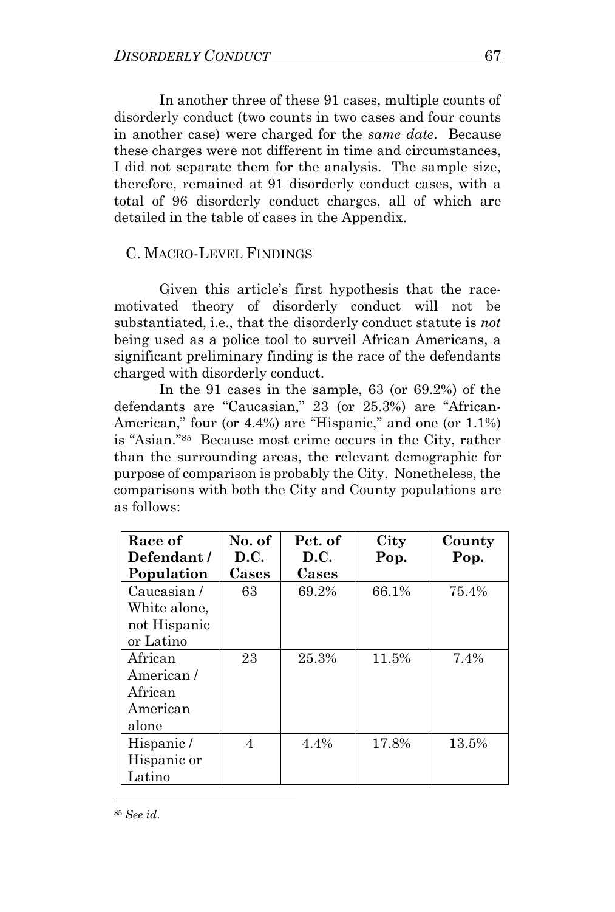In another three of these 91 cases, multiple counts of disorderly conduct (two counts in two cases and four counts in another case) were charged for the *same date*. Because these charges were not different in time and circumstances, I did not separate them for the analysis. The sample size, therefore, remained at 91 disorderly conduct cases, with a total of 96 disorderly conduct charges, all of which are detailed in the table of cases in the Appendix.

## C. MACRO-LEVEL FINDINGS

Given this article's first hypothesis that the race-motivated theory of disorderly conduct will not be substantiated, i.e., that the disorderly conduct statute is *not* being used as a police tool to surveil African Americans, a significant preliminary finding is the race of the defendants charged with disorderly conduct.

In the 91 cases in the sample, 63 (or 69.2%) of the defendants are "Caucasian," 23 (or 25.3%) are "African-American," four (or 4.4%) are "Hispanic," and one (or 1.1%) is "Asian."[85] Because most crime occurs in the City, rather than the surrounding areas, the relevant demographic for purpose of comparison is probably the City. Nonetheless, the comparisons with both the City and County populations are as follows:

| Race of Defendant / Population | No. of D.C. Cases | Pct. of D.C. Cases | City Pop. | County Pop. |
|---|---|---|---|---|
| Caucasian / White alone, not Hispanic or Latino | 63 | 69.2% | 66.1% | 75.4% |
| African American / African American alone | 23 | 25.3% | 11.5% | 7.4% |
| Hispanic / Hispanic or Latino | 4 | 4.4% | 17.8% | 13.5% |

[85] *See id.*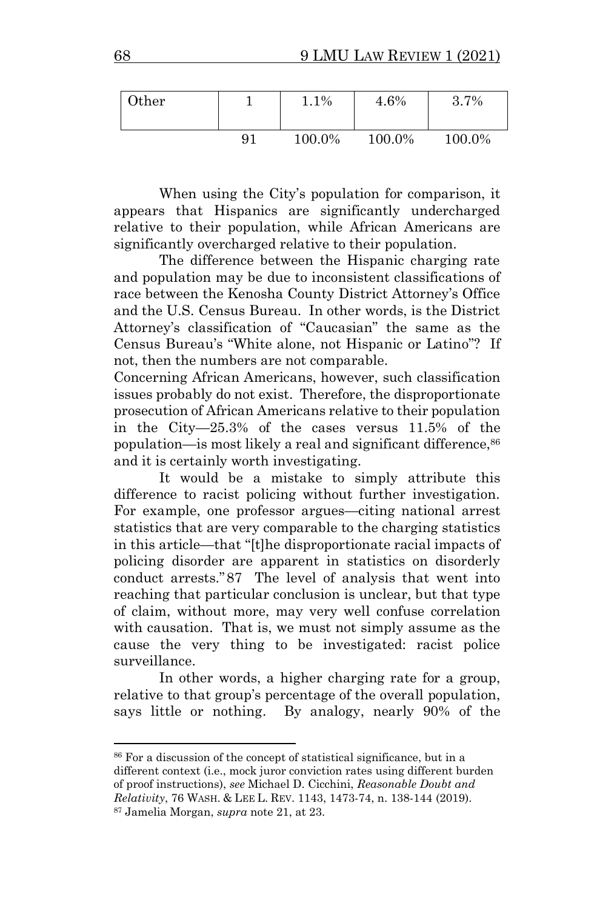| Other | 1 | 1.1% | 4.6% | 3.7% |
|---|---|---|---|---|
| | 91 | 100.0% | 100.0% | 100.0% |

When using the City's population for comparison, it appears that Hispanics are significantly undercharged relative to their population, while African Americans are significantly overcharged relative to their population.

The difference between the Hispanic charging rate and population may be due to inconsistent classifications of race between the Kenosha County District Attorney's Office and the U.S. Census Bureau. In other words, is the District Attorney's classification of "Caucasian" the same as the Census Bureau's "White alone, not Hispanic or Latino"? If not, then the numbers are not comparable.

Concerning African Americans, however, such classification issues probably do not exist. Therefore, the disproportionate prosecution of African Americans relative to their population in the City—25.3% of the cases versus 11.5% of the population—is most likely a real and significant difference,[86] and it is certainly worth investigating.

It would be a mistake to simply attribute this difference to racist policing without further investigation. For example, one professor argues—citing national arrest statistics that are very comparable to the charging statistics in this article—that "[t]he disproportionate racial impacts of policing disorder are apparent in statistics on disorderly conduct arrests."[87] The level of analysis that went into reaching that particular conclusion is unclear, but that type of claim, without more, may very well confuse correlation with causation. That is, we must not simply assume as the cause the very thing to be investigated: racist police surveillance.

In other words, a higher charging rate for a group, relative to that group's percentage of the overall population, says little or nothing. By analogy, nearly 90% of the

---

[86] For a discussion of the concept of statistical significance, but in a different context (i.e., mock juror conviction rates using different burden of proof instructions), *see* Michael D. Cicchini, *Reasonable Doubt and Relativity*, 76 WASH. & LEE L. REV. 1143, 1473-74, n. 138-144 (2019).

[87] Jamelia Morgan, *supra* note 21, at 23.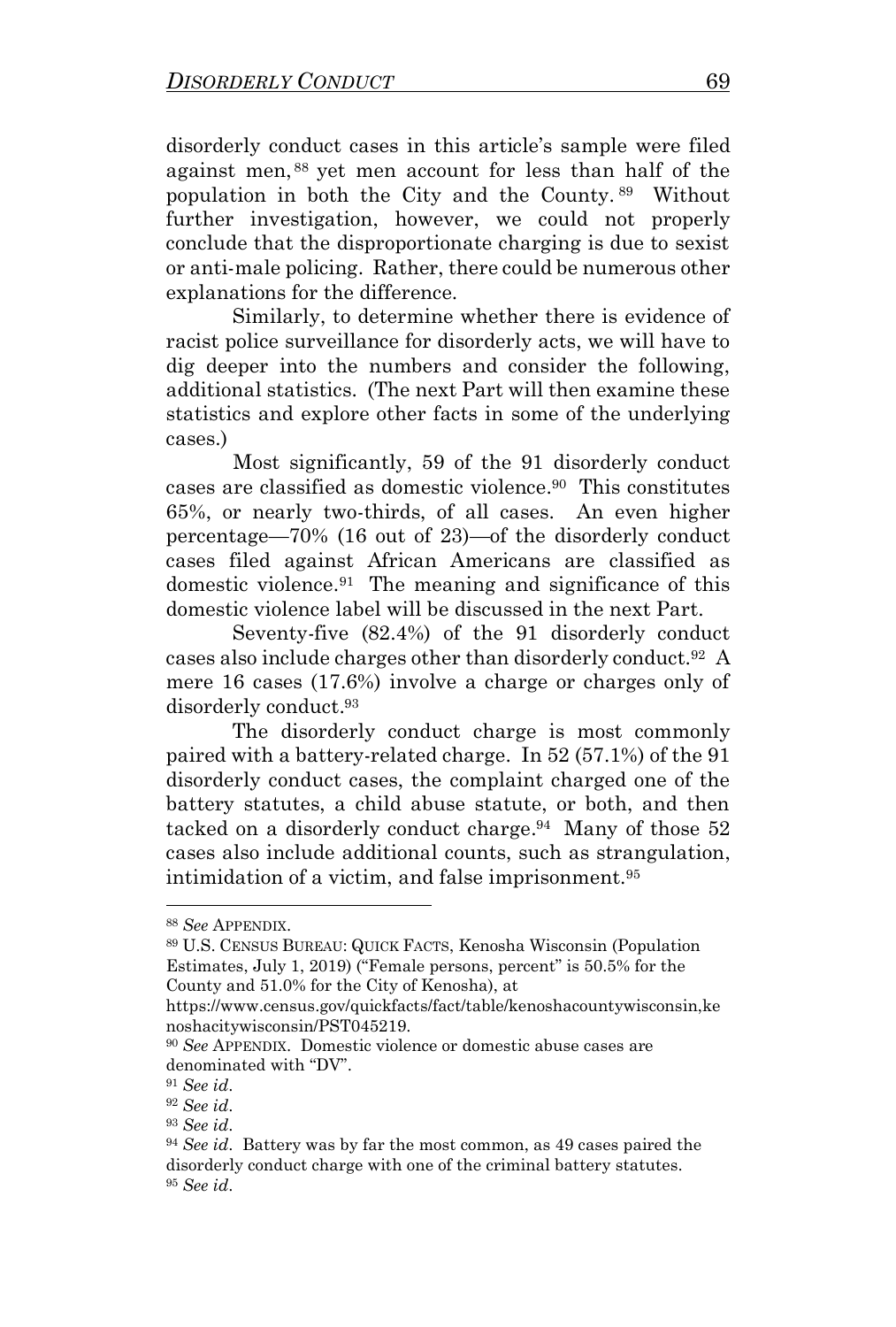disorderly conduct cases in this article's sample were filed against men,[88] yet men account for less than half of the population in both the City and the County.[89] Without further investigation, however, we could not properly conclude that the disproportionate charging is due to sexist or anti-male policing. Rather, there could be numerous other explanations for the difference.

Similarly, to determine whether there is evidence of racist police surveillance for disorderly acts, we will have to dig deeper into the numbers and consider the following, additional statistics. (The next Part will then examine these statistics and explore other facts in some of the underlying cases.)

Most significantly, 59 of the 91 disorderly conduct cases are classified as domestic violence.[90] This constitutes 65%, or nearly two-thirds, of all cases. An even higher percentage—70% (16 out of 23)—of the disorderly conduct cases filed against African Americans are classified as domestic violence.[91] The meaning and significance of this domestic violence label will be discussed in the next Part.

Seventy-five (82.4%) of the 91 disorderly conduct cases also include charges other than disorderly conduct.[92] A mere 16 cases (17.6%) involve a charge or charges only of disorderly conduct.[93]

The disorderly conduct charge is most commonly paired with a battery-related charge. In 52 (57.1%) of the 91 disorderly conduct cases, the complaint charged one of the battery statutes, a child abuse statute, or both, and then tacked on a disorderly conduct charge.[94] Many of those 52 cases also include additional counts, such as strangulation, intimidation of a victim, and false imprisonment.[95]

---

[88] *See* APPENDIX.

[89] U.S. CENSUS BUREAU: QUICK FACTS, Kenosha Wisconsin (Population Estimates, July 1, 2019) ("Female persons, percent" is 50.5% for the County and 51.0% for the City of Kenosha), at https://www.census.gov/quickfacts/fact/table/kenoshacountywisconsin,kenoshacitywisconsin/PST045219.

[90] *See* APPENDIX. Domestic violence or domestic abuse cases are denominated with "DV".

[91] *See id*.

[92] *See id*.

[93] *See id*.

[94] *See id*. Battery was by far the most common, as 49 cases paired the disorderly conduct charge with one of the criminal battery statutes.

[95] *See id*.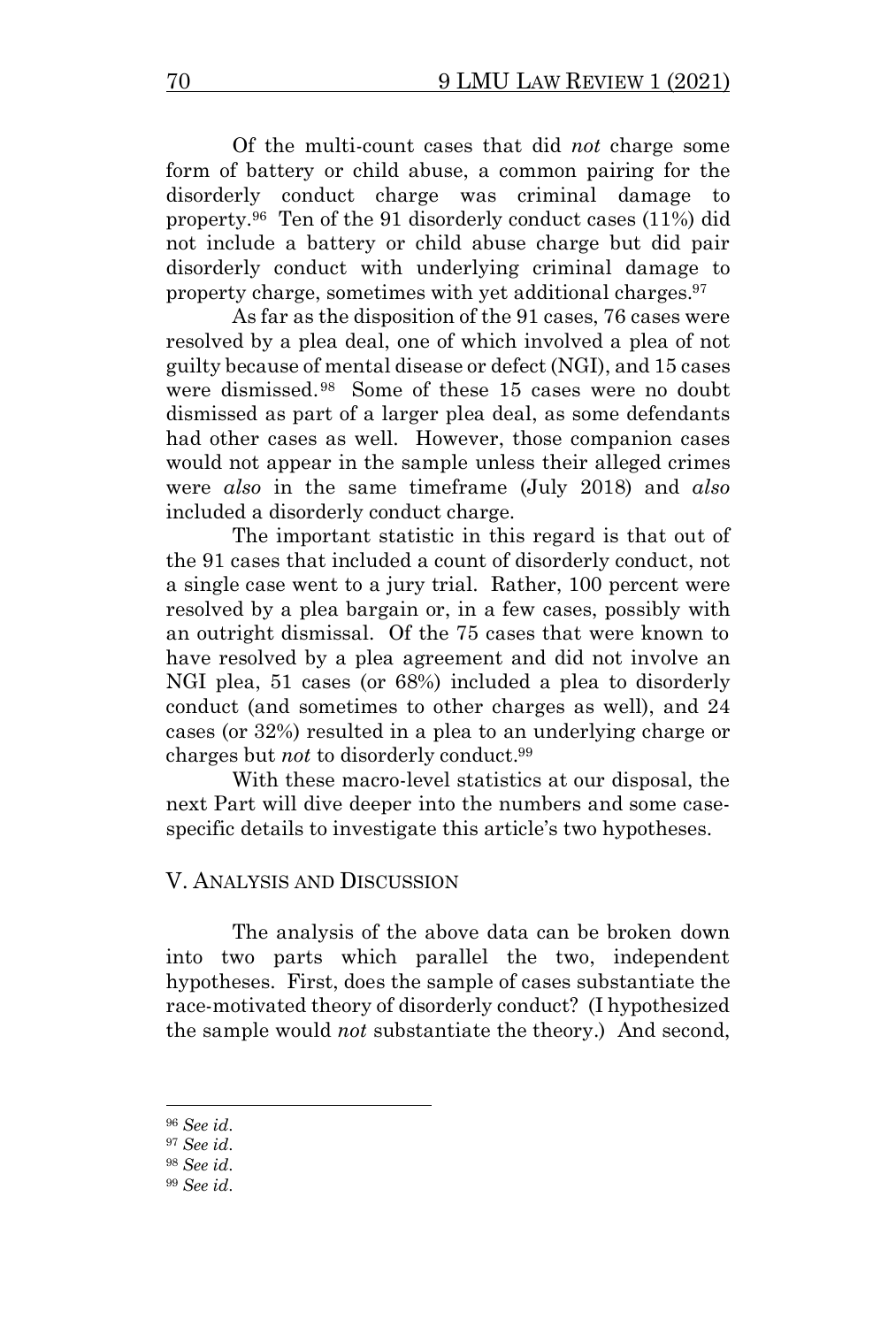Of the multi-count cases that did *not* charge some form of battery or child abuse, a common pairing for the disorderly conduct charge was criminal damage to property.[96] Ten of the 91 disorderly conduct cases (11%) did not include a battery or child abuse charge but did pair disorderly conduct with underlying criminal damage to property charge, sometimes with yet additional charges.[97]

As far as the disposition of the 91 cases, 76 cases were resolved by a plea deal, one of which involved a plea of not guilty because of mental disease or defect (NGI), and 15 cases were dismissed.[98] Some of these 15 cases were no doubt dismissed as part of a larger plea deal, as some defendants had other cases as well. However, those companion cases would not appear in the sample unless their alleged crimes were *also* in the same timeframe (July 2018) and *also* included a disorderly conduct charge.

The important statistic in this regard is that out of the 91 cases that included a count of disorderly conduct, not a single case went to a jury trial. Rather, 100 percent were resolved by a plea bargain or, in a few cases, possibly with an outright dismissal. Of the 75 cases that were known to have resolved by a plea agreement and did not involve an NGI plea, 51 cases (or 68%) included a plea to disorderly conduct (and sometimes to other charges as well), and 24 cases (or 32%) resulted in a plea to an underlying charge or charges but *not* to disorderly conduct.[99]

With these macro-level statistics at our disposal, the next Part will dive deeper into the numbers and some case-specific details to investigate this article's two hypotheses.

## V. Analysis and Discussion

The analysis of the above data can be broken down into two parts which parallel the two, independent hypotheses. First, does the sample of cases substantiate the race-motivated theory of disorderly conduct? (I hypothesized the sample would *not* substantiate the theory.) And second,

---

[96] *See id.*

[97] *See id.*

[98] *See id.*

[99] *See id.*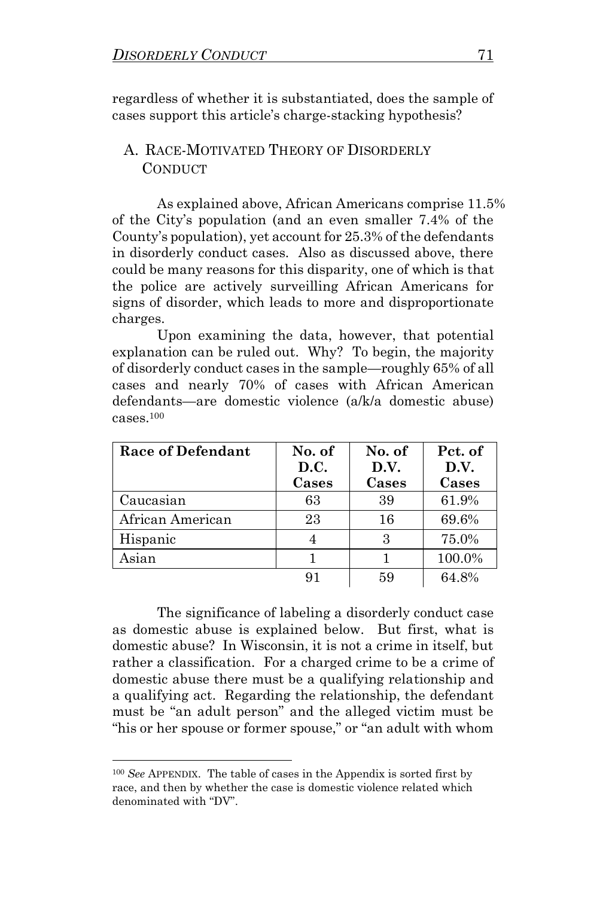regardless of whether it is substantiated, does the sample of cases support this article's charge-stacking hypothesis?

## A. Race-Motivated Theory of Disorderly Conduct

As explained above, African Americans comprise 11.5% of the City's population (and an even smaller 7.4% of the County's population), yet account for 25.3% of the defendants in disorderly conduct cases. Also as discussed above, there could be many reasons for this disparity, one of which is that the police are actively surveilling African Americans for signs of disorder, which leads to more and disproportionate charges.

Upon examining the data, however, that potential explanation can be ruled out. Why? To begin, the majority of disorderly conduct cases in the sample—roughly 65% of all cases and nearly 70% of cases with African American defendants—are domestic violence (a/k/a domestic abuse) cases.[100]

| Race of Defendant | No. of D.C. Cases | No. of D.V. Cases | Pct. of D.V. Cases |
|---|---|---|---|
| Caucasian | 63 | 39 | 61.9% |
| African American | 23 | 16 | 69.6% |
| Hispanic | 4 | 3 | 75.0% |
| Asian | 1 | 1 | 100.0% |
| | 91 | 59 | 64.8% |

The significance of labeling a disorderly conduct case as domestic abuse is explained below. But first, what is domestic abuse? In Wisconsin, it is not a crime in itself, but rather a classification. For a charged crime to be a crime of domestic abuse there must be a qualifying relationship and a qualifying act. Regarding the relationship, the defendant must be "an adult person" and the alleged victim must be "his or her spouse or former spouse," or "an adult with whom

[100] *See* Appendix. The table of cases in the Appendix is sorted first by race, and then by whether the case is domestic violence related which denominated with "DV".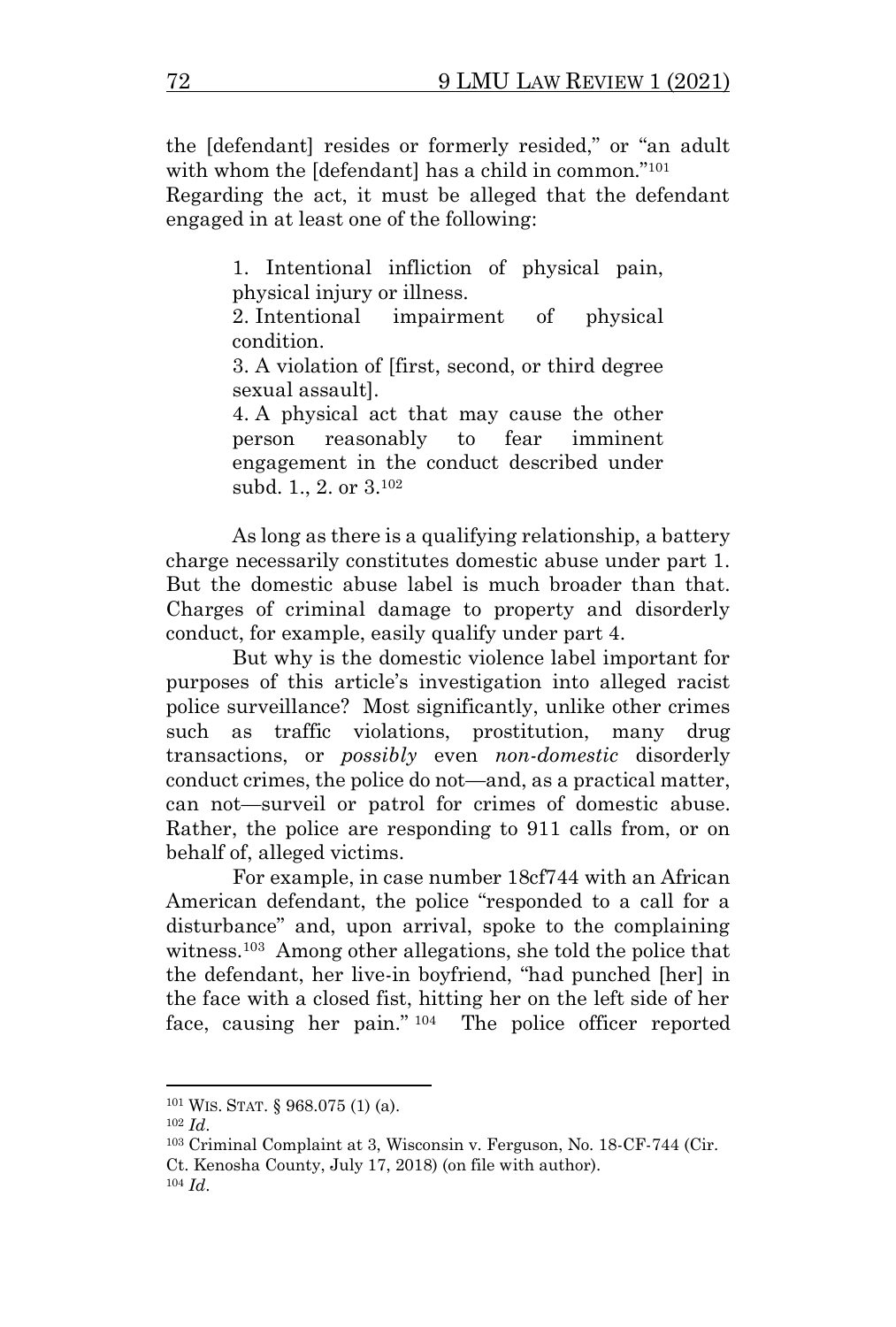the [defendant] resides or formerly resided," or "an adult with whom the [defendant] has a child in common."[101] Regarding the act, it must be alleged that the defendant engaged in at least one of the following:

> 1. Intentional infliction of physical pain, physical injury or illness.
> 2. Intentional impairment of physical condition.
> 3. A violation of [first, second, or third degree sexual assault].
> 4. A physical act that may cause the other person reasonably to fear imminent engagement in the conduct described under subd. 1., 2. or 3.[102]

As long as there is a qualifying relationship, a battery charge necessarily constitutes domestic abuse under part 1. But the domestic abuse label is much broader than that. Charges of criminal damage to property and disorderly conduct, for example, easily qualify under part 4.

But why is the domestic violence label important for purposes of this article's investigation into alleged racist police surveillance? Most significantly, unlike other crimes such as traffic violations, prostitution, many drug transactions, or *possibly* even *non-domestic* disorderly conduct crimes, the police do not—and, as a practical matter, can not—surveil or patrol for crimes of domestic abuse. Rather, the police are responding to 911 calls from, or on behalf of, alleged victims.

For example, in case number 18cf744 with an African American defendant, the police "responded to a call for a disturbance" and, upon arrival, spoke to the complaining witness.[103] Among other allegations, she told the police that the defendant, her live-in boyfriend, "had punched [her] in the face with a closed fist, hitting her on the left side of her face, causing her pain."[104] The police officer reported

---

[101] WIS. STAT. § 968.075 (1) (a).

[102] *Id.*

[103] Criminal Complaint at 3, Wisconsin v. Ferguson, No. 18-CF-744 (Cir. Ct. Kenosha County, July 17, 2018) (on file with author).

[104] *Id.*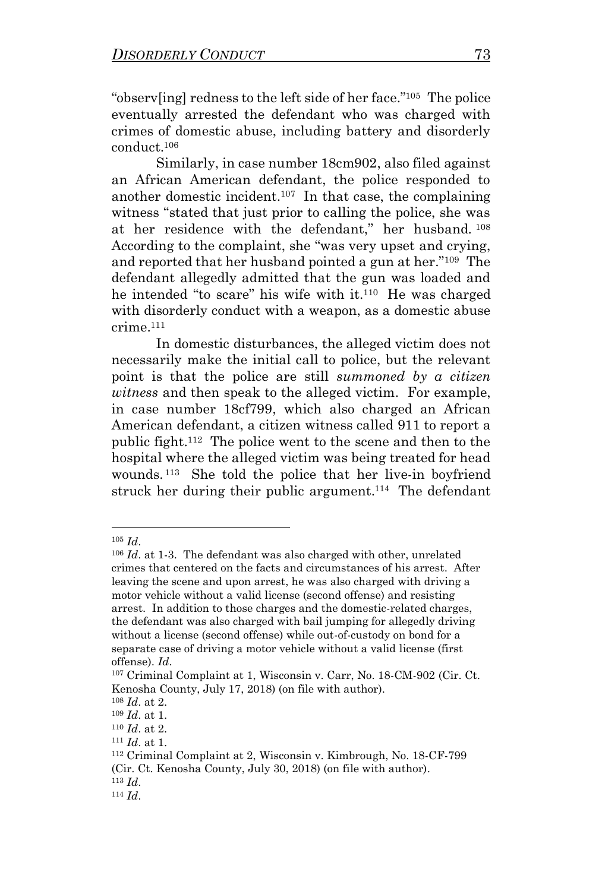"observ[ing] redness to the left side of her face."[105] The police eventually arrested the defendant who was charged with crimes of domestic abuse, including battery and disorderly conduct.[106]

Similarly, in case number 18cm902, also filed against an African American defendant, the police responded to another domestic incident.[107] In that case, the complaining witness "stated that just prior to calling the police, she was at her residence with the defendant," her husband.[108] According to the complaint, she "was very upset and crying, and reported that her husband pointed a gun at her."[109] The defendant allegedly admitted that the gun was loaded and he intended "to scare" his wife with it.[110] He was charged with disorderly conduct with a weapon, as a domestic abuse crime.[111]

In domestic disturbances, the alleged victim does not necessarily make the initial call to police, but the relevant point is that the police are still *summoned by a citizen witness* and then speak to the alleged victim. For example, in case number 18cf799, which also charged an African American defendant, a citizen witness called 911 to report a public fight.[112] The police went to the scene and then to the hospital where the alleged victim was being treated for head wounds.[113] She told the police that her live-in boyfriend struck her during their public argument.[114] The defendant

---

[105] *Id*.

[106] *Id*. at 1-3. The defendant was also charged with other, unrelated crimes that centered on the facts and circumstances of his arrest. After leaving the scene and upon arrest, he was also charged with driving a motor vehicle without a valid license (second offense) and resisting arrest. In addition to those charges and the domestic-related charges, the defendant was also charged with bail jumping for allegedly driving without a license (second offense) while out-of-custody on bond for a separate case of driving a motor vehicle without a valid license (first offense). *Id*.

[107] Criminal Complaint at 1, Wisconsin v. Carr, No. 18-CM-902 (Cir. Ct. Kenosha County, July 17, 2018) (on file with author).

[108] *Id*. at 2.

[109] *Id*. at 1.

[110] *Id*. at 2.

[111] *Id*. at 1.

[112] Criminal Complaint at 2, Wisconsin v. Kimbrough, No. 18-CF-799 (Cir. Ct. Kenosha County, July 30, 2018) (on file with author).

[113] *Id*.

[114] *Id*.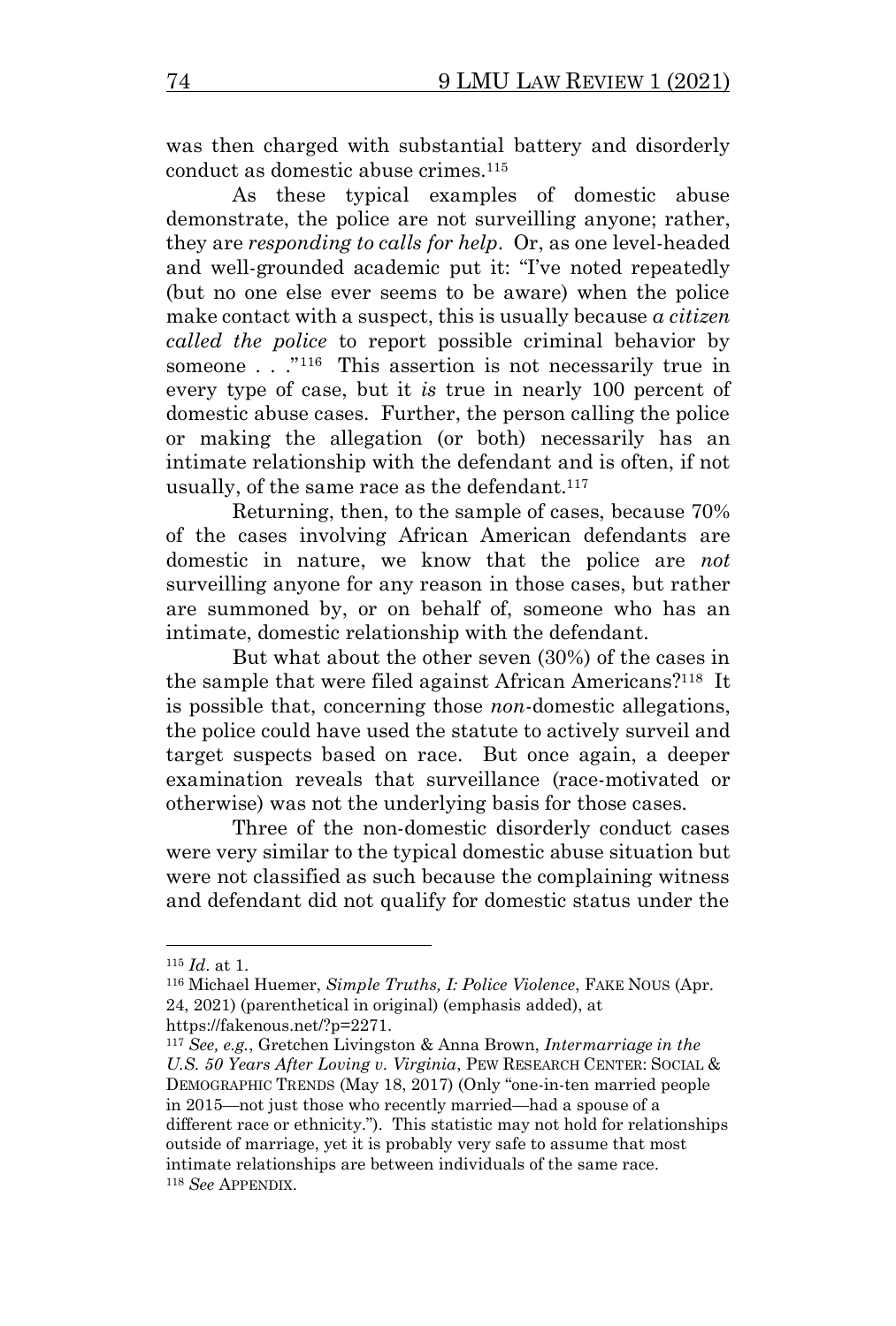was then charged with substantial battery and disorderly conduct as domestic abuse crimes.[115]

As these typical examples of domestic abuse demonstrate, the police are not surveilling anyone; rather, they are *responding to calls for help*. Or, as one level-headed and well-grounded academic put it: "I've noted repeatedly (but no one else ever seems to be aware) when the police make contact with a suspect, this is usually because *a citizen called the police* to report possible criminal behavior by someone . . ."[116] This assertion is not necessarily true in every type of case, but it *is* true in nearly 100 percent of domestic abuse cases. Further, the person calling the police or making the allegation (or both) necessarily has an intimate relationship with the defendant and is often, if not usually, of the same race as the defendant.[117]

Returning, then, to the sample of cases, because 70% of the cases involving African American defendants are domestic in nature, we know that the police are *not* surveilling anyone for any reason in those cases, but rather are summoned by, or on behalf of, someone who has an intimate, domestic relationship with the defendant.

But what about the other seven (30%) of the cases in the sample that were filed against African Americans?[118] It is possible that, concerning those *non*-domestic allegations, the police could have used the statute to actively surveil and target suspects based on race. But once again, a deeper examination reveals that surveillance (race-motivated or otherwise) was not the underlying basis for those cases.

Three of the non-domestic disorderly conduct cases were very similar to the typical domestic abuse situation but were not classified as such because the complaining witness and defendant did not qualify for domestic status under the

---

[115] *Id*. at 1.

[116] Michael Huemer, *Simple Truths, I: Police Violence*, FAKE NOUS (Apr. 24, 2021) (parenthetical in original) (emphasis added), at https://fakenous.net/?p=2271.

[117] *See, e.g.*, Gretchen Livingston & Anna Brown, *Intermarriage in the U.S. 50 Years After Loving v. Virginia*, PEW RESEARCH CENTER: SOCIAL & DEMOGRAPHIC TRENDS (May 18, 2017) (Only "one-in-ten married people in 2015—not just those who recently married—had a spouse of a different race or ethnicity."). This statistic may not hold for relationships outside of marriage, yet it is probably very safe to assume that most intimate relationships are between individuals of the same race.

[118] *See* APPENDIX.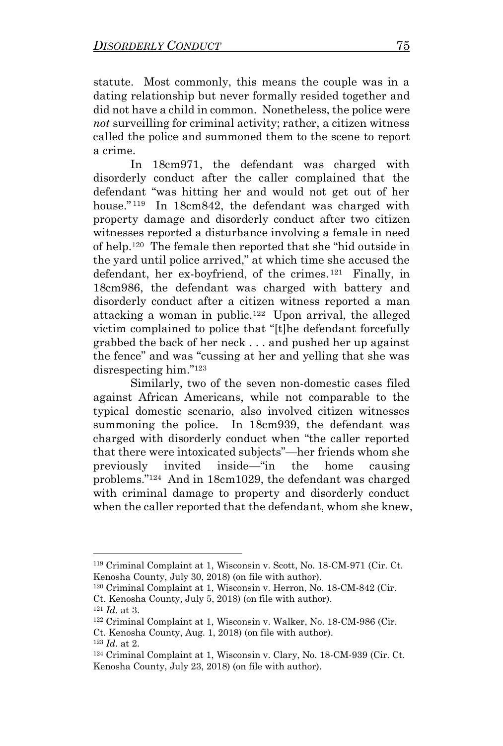statute. Most commonly, this means the couple was in a dating relationship but never formally resided together and did not have a child in common. Nonetheless, the police were *not* surveilling for criminal activity; rather, a citizen witness called the police and summoned them to the scene to report a crime.

In 18cm971, the defendant was charged with disorderly conduct after the caller complained that the defendant "was hitting her and would not get out of her house."[119] In 18cm842, the defendant was charged with property damage and disorderly conduct after two citizen witnesses reported a disturbance involving a female in need of help.[120] The female then reported that she "hid outside in the yard until police arrived," at which time she accused the defendant, her ex-boyfriend, of the crimes.[121] Finally, in 18cm986, the defendant was charged with battery and disorderly conduct after a citizen witness reported a man attacking a woman in public.[122] Upon arrival, the alleged victim complained to police that "[t]he defendant forcefully grabbed the back of her neck . . . and pushed her up against the fence" and was "cussing at her and yelling that she was disrespecting him."[123]

Similarly, two of the seven non-domestic cases filed against African Americans, while not comparable to the typical domestic scenario, also involved citizen witnesses summoning the police. In 18cm939, the defendant was charged with disorderly conduct when "the caller reported that there were intoxicated subjects"—her friends whom she previously invited inside—"in the home causing problems."[124] And in 18cm1029, the defendant was charged with criminal damage to property and disorderly conduct when the caller reported that the defendant, whom she knew,

---

[119] Criminal Complaint at 1, Wisconsin v. Scott, No. 18-CM-971 (Cir. Ct. Kenosha County, July 30, 2018) (on file with author).

[120] Criminal Complaint at 1, Wisconsin v. Herron, No. 18-CM-842 (Cir. Ct. Kenosha County, July 5, 2018) (on file with author).

[121] *Id*. at 3.

[122] Criminal Complaint at 1, Wisconsin v. Walker, No. 18-CM-986 (Cir. Ct. Kenosha County, Aug. 1, 2018) (on file with author).

[123] *Id*. at 2.

[124] Criminal Complaint at 1, Wisconsin v. Clary, No. 18-CM-939 (Cir. Ct. Kenosha County, July 23, 2018) (on file with author).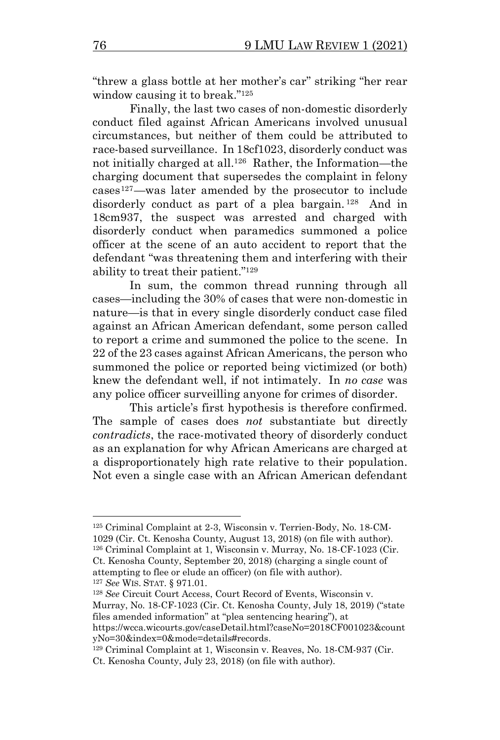"threw a glass bottle at her mother's car" striking "her rear window causing it to break."[125]

Finally, the last two cases of non-domestic disorderly conduct filed against African Americans involved unusual circumstances, but neither of them could be attributed to race-based surveillance. In 18cf1023, disorderly conduct was not initially charged at all.[126] Rather, the Information—the charging document that supersedes the complaint in felony cases[127]—was later amended by the prosecutor to include disorderly conduct as part of a plea bargain.[128] And in 18cm937, the suspect was arrested and charged with disorderly conduct when paramedics summoned a police officer at the scene of an auto accident to report that the defendant "was threatening them and interfering with their ability to treat their patient."[129]

In sum, the common thread running through all cases—including the 30% of cases that were non-domestic in nature—is that in every single disorderly conduct case filed against an African American defendant, some person called to report a crime and summoned the police to the scene. In 22 of the 23 cases against African Americans, the person who summoned the police or reported being victimized (or both) knew the defendant well, if not intimately. In *no case* was any police officer surveilling anyone for crimes of disorder.

This article's first hypothesis is therefore confirmed. The sample of cases does *not* substantiate but directly *contradicts*, the race-motivated theory of disorderly conduct as an explanation for why African Americans are charged at a disproportionately high rate relative to their population. Not even a single case with an African American defendant

---

[125] Criminal Complaint at 2-3, Wisconsin v. Terrien-Body, No. 18-CM-1029 (Cir. Ct. Kenosha County, August 13, 2018) (on file with author).

[126] Criminal Complaint at 1, Wisconsin v. Murray, No. 18-CF-1023 (Cir. Ct. Kenosha County, September 20, 2018) (charging a single count of attempting to flee or elude an officer) (on file with author).

[127] *See* WIS. STAT. § 971.01.

[128] *See* Circuit Court Access, Court Record of Events, Wisconsin v. Murray, No. 18-CF-1023 (Cir. Ct. Kenosha County, July 18, 2019) ("state files amended information" at "plea sentencing hearing"), at https://wcca.wicourts.gov/caseDetail.html?caseNo=2018CF001023&countyNo=30&index=0&mode=details#records.

[129] Criminal Complaint at 1, Wisconsin v. Reaves, No. 18-CM-937 (Cir. Ct. Kenosha County, July 23, 2018) (on file with author).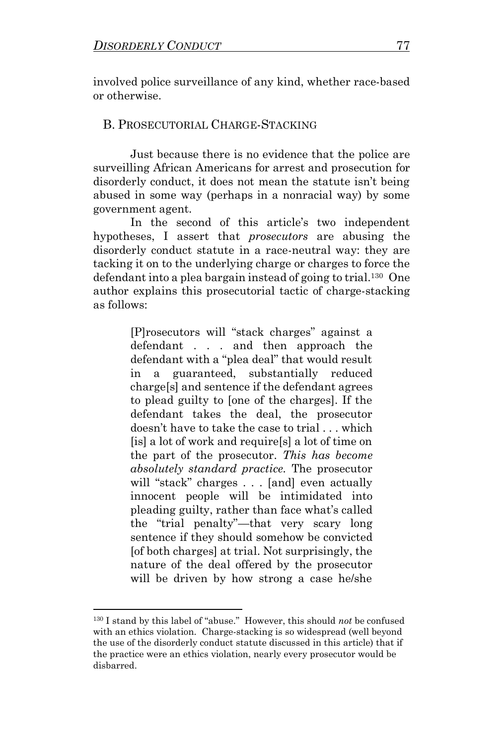involved police surveillance of any kind, whether race-based or otherwise.

## B. PROSECUTORIAL CHARGE-STACKING

Just because there is no evidence that the police are surveilling African Americans for arrest and prosecution for disorderly conduct, it does not mean the statute isn't being abused in some way (perhaps in a nonracial way) by some government agent.

In the second of this article's two independent hypotheses, I assert that *prosecutors* are abusing the disorderly conduct statute in a race-neutral way: they are tacking it on to the underlying charge or charges to force the defendant into a plea bargain instead of going to trial.[130] One author explains this prosecutorial tactic of charge-stacking as follows:

> [P]rosecutors will "stack charges" against a defendant . . . and then approach the defendant with a "plea deal" that would result in a guaranteed, substantially reduced charge[s] and sentence if the defendant agrees to plead guilty to [one of the charges]. If the defendant takes the deal, the prosecutor doesn't have to take the case to trial . . . which [is] a lot of work and require[s] a lot of time on the part of the prosecutor. *This has become absolutely standard practice.* The prosecutor will "stack" charges . . . [and] even actually innocent people will be intimidated into pleading guilty, rather than face what's called the "trial penalty"—that very scary long sentence if they should somehow be convicted [of both charges] at trial. Not surprisingly, the nature of the deal offered by the prosecutor will be driven by how strong a case he/she

---

[130] I stand by this label of "abuse." However, this should *not* be confused with an ethics violation. Charge-stacking is so widespread (well beyond the use of the disorderly conduct statute discussed in this article) that if the practice were an ethics violation, nearly every prosecutor would be disbarred.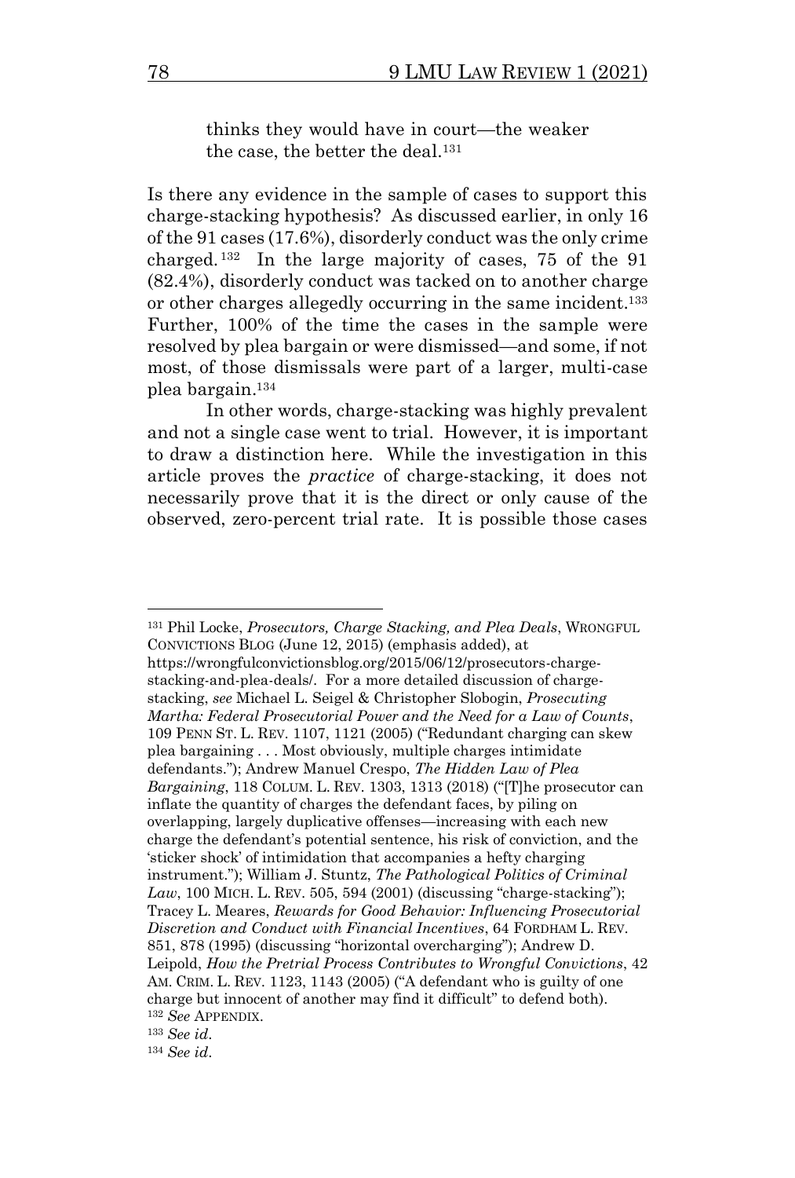> thinks they would have in court—the weaker the case, the better the deal.[131]

Is there any evidence in the sample of cases to support this charge-stacking hypothesis? As discussed earlier, in only 16 of the 91 cases (17.6%), disorderly conduct was the only crime charged.[132] In the large majority of cases, 75 of the 91 (82.4%), disorderly conduct was tacked on to another charge or other charges allegedly occurring in the same incident.[133] Further, 100% of the time the cases in the sample were resolved by plea bargain or were dismissed—and some, if not most, of those dismissals were part of a larger, multi-case plea bargain.[134]

In other words, charge-stacking was highly prevalent and not a single case went to trial. However, it is important to draw a distinction here. While the investigation in this article proves the *practice* of charge-stacking, it does not necessarily prove that it is the direct or only cause of the observed, zero-percent trial rate. It is possible those cases

---

[131] Phil Locke, *Prosecutors, Charge Stacking, and Plea Deals*, WRONGFUL CONVICTIONS BLOG (June 12, 2015) (emphasis added), at https://wrongfulconvictionsblog.org/2015/06/12/prosecutors-charge-stacking-and-plea-deals/. For a more detailed discussion of charge-stacking, *see* Michael L. Seigel & Christopher Slobogin, *Prosecuting Martha: Federal Prosecutorial Power and the Need for a Law of Counts*, 109 PENN ST. L. REV. 1107, 1121 (2005) ("Redundant charging can skew plea bargaining . . . Most obviously, multiple charges intimidate defendants."); Andrew Manuel Crespo, *The Hidden Law of Plea Bargaining*, 118 COLUM. L. REV. 1303, 1313 (2018) ("[T]he prosecutor can inflate the quantity of charges the defendant faces, by piling on overlapping, largely duplicative offenses—increasing with each new charge the defendant's potential sentence, his risk of conviction, and the 'sticker shock' of intimidation that accompanies a hefty charging instrument."); William J. Stuntz, *The Pathological Politics of Criminal Law*, 100 MICH. L. REV. 505, 594 (2001) (discussing "charge-stacking"); Tracey L. Meares, *Rewards for Good Behavior: Influencing Prosecutorial Discretion and Conduct with Financial Incentives*, 64 FORDHAM L. REV. 851, 878 (1995) (discussing "horizontal overcharging"); Andrew D. Leipold, *How the Pretrial Process Contributes to Wrongful Convictions*, 42 AM. CRIM. L. REV. 1123, 1143 (2005) ("A defendant who is guilty of one charge but innocent of another may find it difficult" to defend both).

[132] *See* APPENDIX.

[133] *See id*.

[134] *See id*.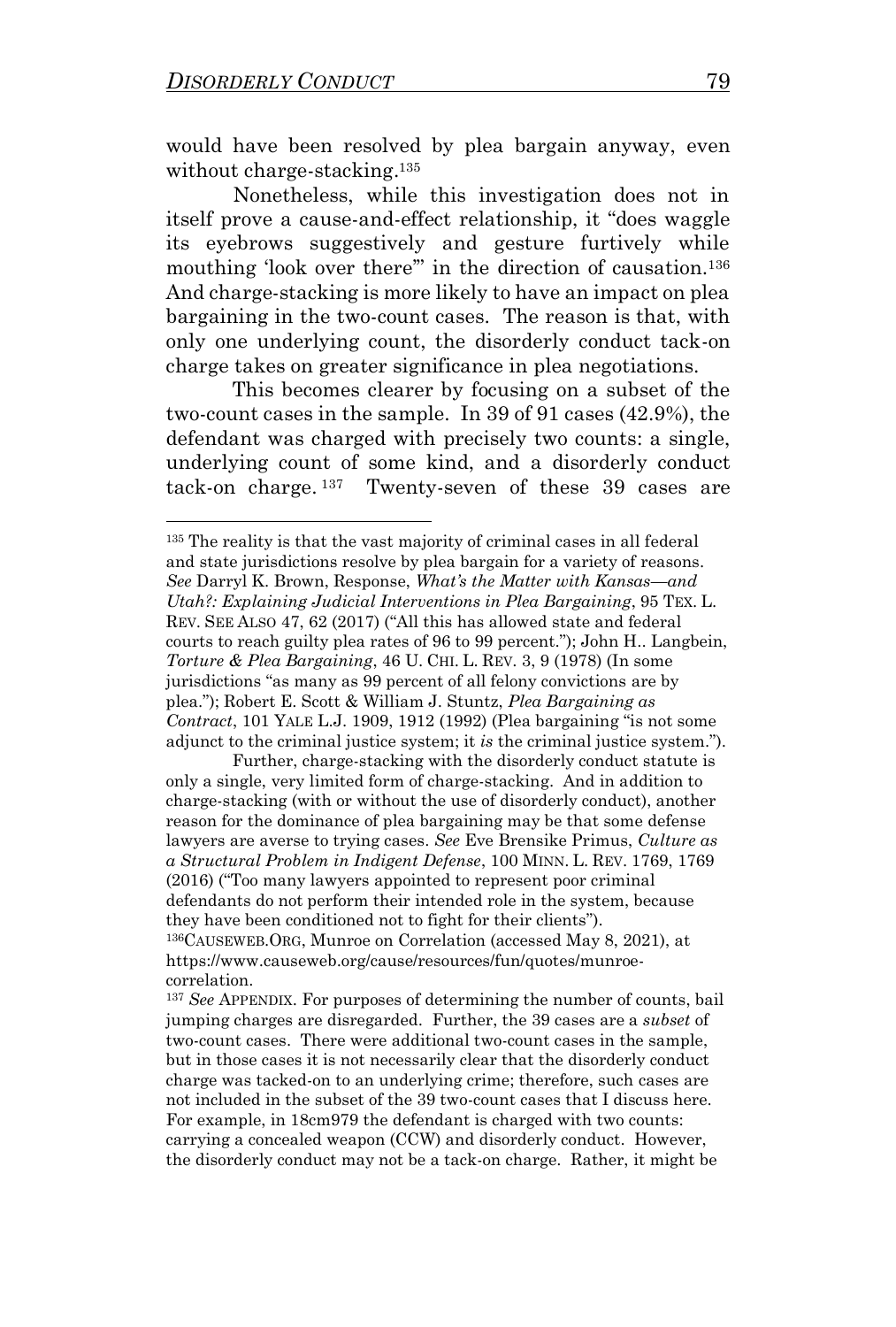would have been resolved by plea bargain anyway, even without charge-stacking.[135]

Nonetheless, while this investigation does not in itself prove a cause-and-effect relationship, it "does waggle its eyebrows suggestively and gesture furtively while mouthing 'look over there'" in the direction of causation.[136] And charge-stacking is more likely to have an impact on plea bargaining in the two-count cases. The reason is that, with only one underlying count, the disorderly conduct tack-on charge takes on greater significance in plea negotiations.

This becomes clearer by focusing on a subset of the two-count cases in the sample. In 39 of 91 cases (42.9%), the defendant was charged with precisely two counts: a single, underlying count of some kind, and a disorderly conduct tack-on charge.[137] Twenty-seven of these 39 cases are

---

[135] The reality is that the vast majority of criminal cases in all federal and state jurisdictions resolve by plea bargain for a variety of reasons. *See* Darryl K. Brown, Response, *What's the Matter with Kansas—and Utah?: Explaining Judicial Interventions in Plea Bargaining*, 95 TEX. L. REV. SEE ALSO 47, 62 (2017) ("All this has allowed state and federal courts to reach guilty plea rates of 96 to 99 percent."); John H.. Langbein, *Torture & Plea Bargaining*, 46 U. CHI. L. REV. 3, 9 (1978) (In some jurisdictions "as many as 99 percent of all felony convictions are by plea."); Robert E. Scott & William J. Stuntz, *Plea Bargaining as Contract*, 101 YALE L.J. 1909, 1912 (1992) (Plea bargaining "is not some adjunct to the criminal justice system; it *is* the criminal justice system.").

Further, charge-stacking with the disorderly conduct statute is only a single, very limited form of charge-stacking. And in addition to charge-stacking (with or without the use of disorderly conduct), another reason for the dominance of plea bargaining may be that some defense lawyers are averse to trying cases. *See* Eve Brensike Primus, *Culture as a Structural Problem in Indigent Defense*, 100 MINN. L. REV. 1769, 1769 (2016) ("Too many lawyers appointed to represent poor criminal defendants do not perform their intended role in the system, because they have been conditioned not to fight for their clients").

[136] CAUSEWEB.ORG, Munroe on Correlation (accessed May 8, 2021), at https://www.causeweb.org/cause/resources/fun/quotes/munroe-correlation.

[137] *See* APPENDIX. For purposes of determining the number of counts, bail jumping charges are disregarded. Further, the 39 cases are a *subset* of two-count cases. There were additional two-count cases in the sample, but in those cases it is not necessarily clear that the disorderly conduct charge was tacked-on to an underlying crime; therefore, such cases are not included in the subset of the 39 two-count cases that I discuss here. For example, in 18cm979 the defendant is charged with two counts: carrying a concealed weapon (CCW) and disorderly conduct. However, the disorderly conduct may not be a tack-on charge. Rather, it might be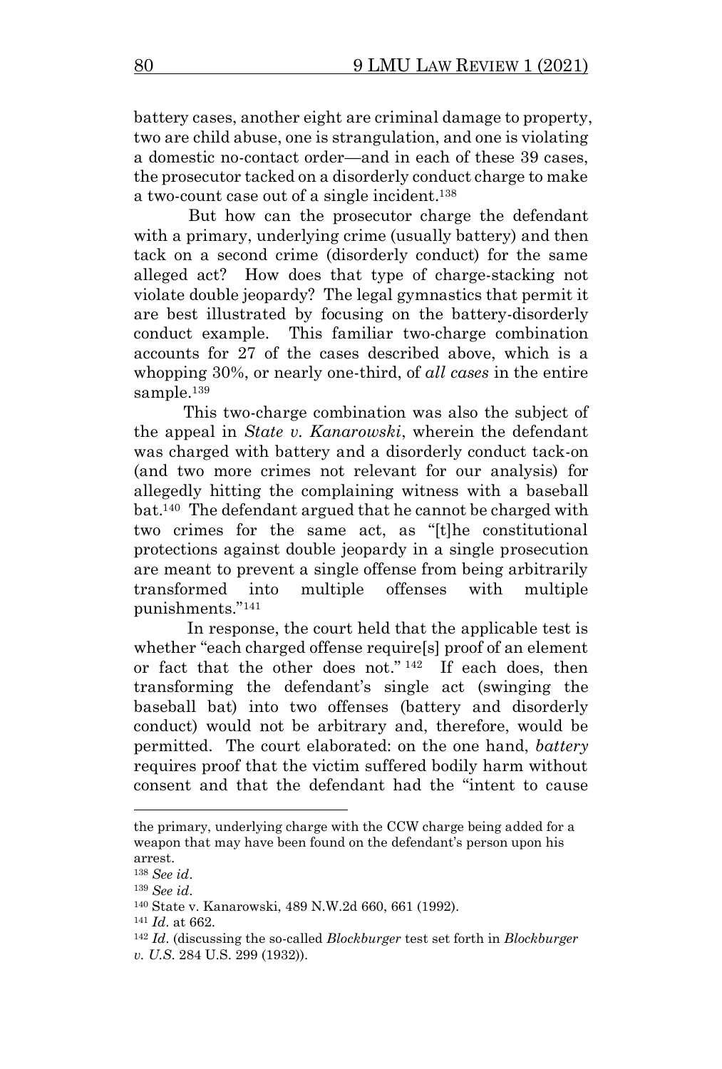battery cases, another eight are criminal damage to property, two are child abuse, one is strangulation, and one is violating a domestic no-contact order—and in each of these 39 cases, the prosecutor tacked on a disorderly conduct charge to make a two-count case out of a single incident.[138]

But how can the prosecutor charge the defendant with a primary, underlying crime (usually battery) and then tack on a second crime (disorderly conduct) for the same alleged act? How does that type of charge-stacking not violate double jeopardy? The legal gymnastics that permit it are best illustrated by focusing on the battery-disorderly conduct example. This familiar two-charge combination accounts for 27 of the cases described above, which is a whopping 30%, or nearly one-third, of *all cases* in the entire sample.[139]

This two-charge combination was also the subject of the appeal in *State v. Kanarowski*, wherein the defendant was charged with battery and a disorderly conduct tack-on (and two more crimes not relevant for our analysis) for allegedly hitting the complaining witness with a baseball bat.[140] The defendant argued that he cannot be charged with two crimes for the same act, as "[t]he constitutional protections against double jeopardy in a single prosecution are meant to prevent a single offense from being arbitrarily transformed into multiple offenses with multiple punishments."[141]

In response, the court held that the applicable test is whether "each charged offense require[s] proof of an element or fact that the other does not."[142] If each does, then transforming the defendant's single act (swinging the baseball bat) into two offenses (battery and disorderly conduct) would not be arbitrary and, therefore, would be permitted. The court elaborated: on the one hand, *battery* requires proof that the victim suffered bodily harm without consent and that the defendant had the "intent to cause

---

the primary, underlying charge with the CCW charge being added for a weapon that may have been found on the defendant's person upon his arrest.

[138] *See id*.

[139] *See id*.

[140] State v. Kanarowski, 489 N.W.2d 660, 661 (1992).

[141] *Id*. at 662.

[142] *Id*. (discussing the so-called *Blockburger* test set forth in *Blockburger v. U.S*. 284 U.S. 299 (1932)).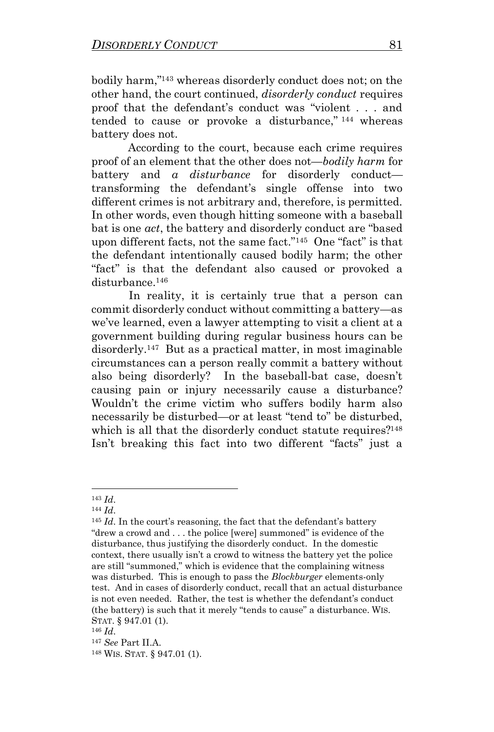bodily harm,"[143] whereas disorderly conduct does not; on the other hand, the court continued, *disorderly conduct* requires proof that the defendant's conduct was "violent . . . and tended to cause or provoke a disturbance,"[144] whereas battery does not.

According to the court, because each crime requires proof of an element that the other does not—*bodily harm* for battery and *a disturbance* for disorderly conduct—transforming the defendant's single offense into two different crimes is not arbitrary and, therefore, is permitted. In other words, even though hitting someone with a baseball bat is one *act*, the battery and disorderly conduct are "based upon different facts, not the same fact."[145] One "fact" is that the defendant intentionally caused bodily harm; the other "fact" is that the defendant also caused or provoked a disturbance.[146]

In reality, it is certainly true that a person can commit disorderly conduct without committing a battery—as we've learned, even a lawyer attempting to visit a client at a government building during regular business hours can be disorderly.[147] But as a practical matter, in most imaginable circumstances can a person really commit a battery without also being disorderly? In the baseball-bat case, doesn't causing pain or injury necessarily cause a disturbance? Wouldn't the crime victim who suffers bodily harm also necessarily be disturbed—or at least "tend to" be disturbed, which is all that the disorderly conduct statute requires?[148] Isn't breaking this fact into two different "facts" just a

---

[143] *Id*.

[144] *Id*.

[145] *Id*. In the court's reasoning, the fact that the defendant's battery "drew a crowd and . . . the police [were] summoned" is evidence of the disturbance, thus justifying the disorderly conduct. In the domestic context, there usually isn't a crowd to witness the battery yet the police are still "summoned," which is evidence that the complaining witness was disturbed. This is enough to pass the *Blockburger* elements-only test. And in cases of disorderly conduct, recall that an actual disturbance is not even needed. Rather, the test is whether the defendant's conduct (the battery) is such that it merely "tends to cause" a disturbance. WIS. STAT. § 947.01 (1).

[146] *Id*.

[147] *See* Part II.A.

[148] WIS. STAT. § 947.01 (1).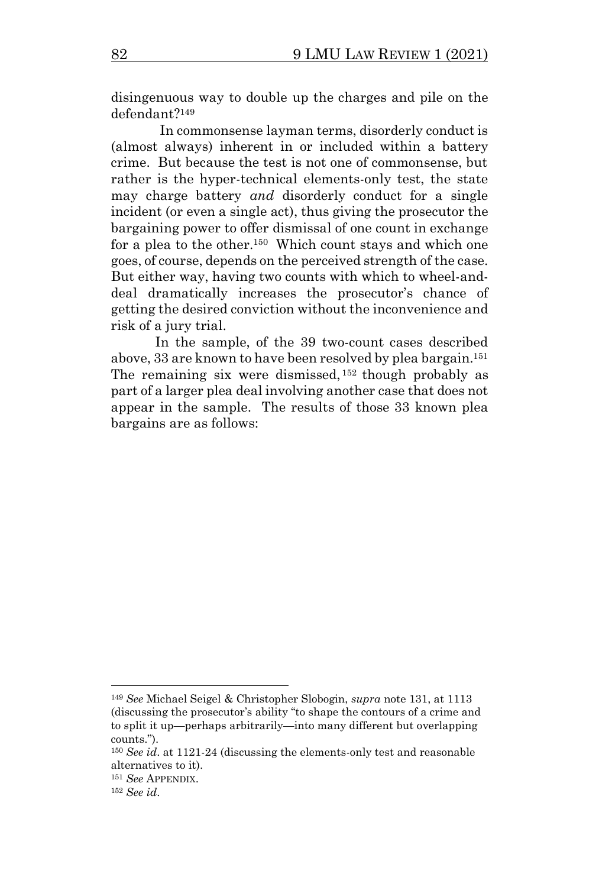disingenuous way to double up the charges and pile on the defendant?[149]

In commonsense layman terms, disorderly conduct is (almost always) inherent in or included within a battery crime. But because the test is not one of commonsense, but rather is the hyper-technical elements-only test, the state may charge battery *and* disorderly conduct for a single incident (or even a single act), thus giving the prosecutor the bargaining power to offer dismissal of one count in exchange for a plea to the other.[150] Which count stays and which one goes, of course, depends on the perceived strength of the case. But either way, having two counts with which to wheel-and-deal dramatically increases the prosecutor's chance of getting the desired conviction without the inconvenience and risk of a jury trial.

In the sample, of the 39 two-count cases described above, 33 are known to have been resolved by plea bargain.[151] The remaining six were dismissed,[152] though probably as part of a larger plea deal involving another case that does not appear in the sample. The results of those 33 known plea bargains are as follows:

---

[149] *See* Michael Seigel & Christopher Slobogin, *supra* note 131, at 1113 (discussing the prosecutor's ability "to shape the contours of a crime and to split it up—perhaps arbitrarily—into many different but overlapping counts.").

[150] *See id*. at 1121-24 (discussing the elements-only test and reasonable alternatives to it).

[151] *See* APPENDIX.

[152] *See id*.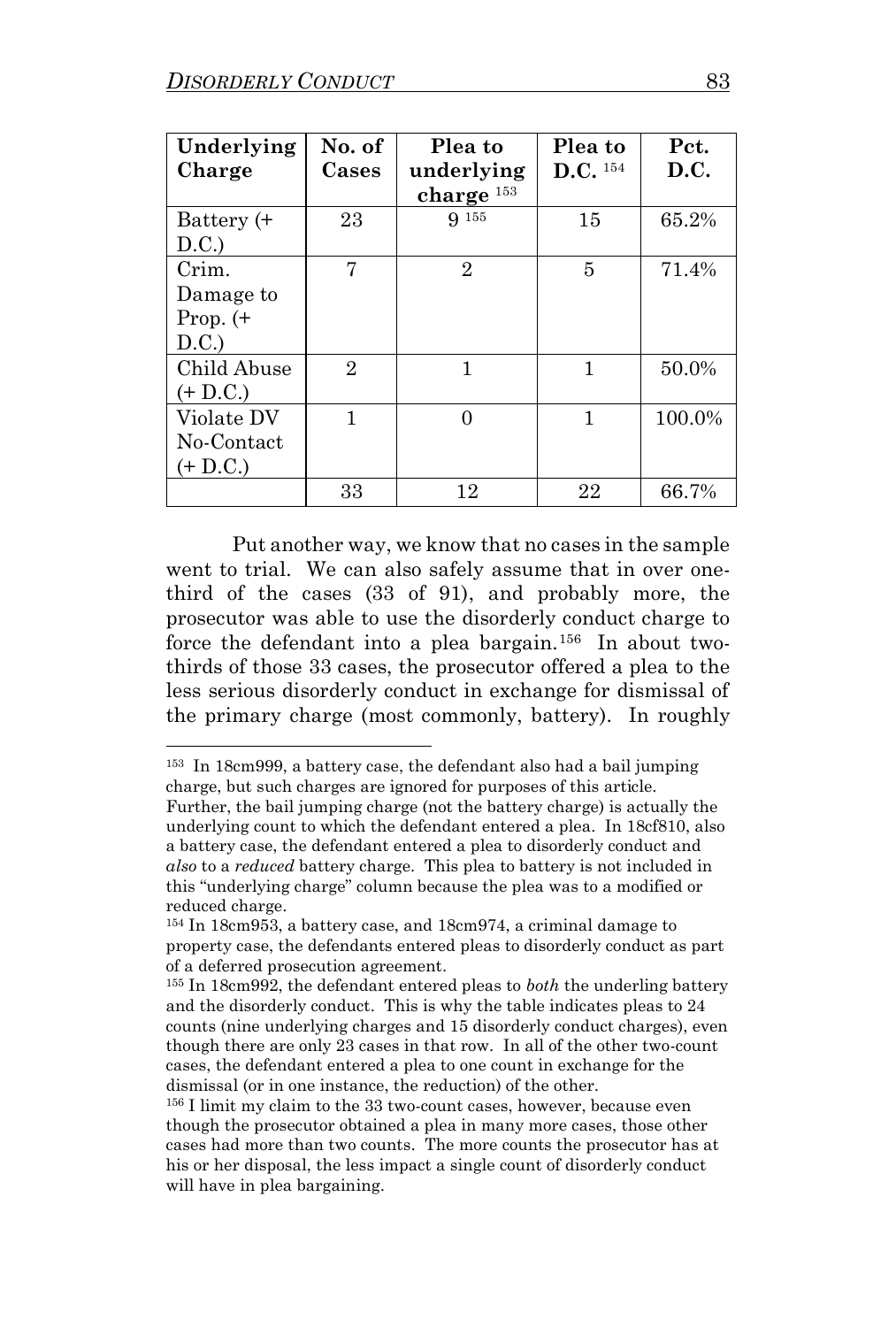| Underlying Charge | No. of Cases | Plea to underlying charge [153] | Plea to D.C. [154] | Pct. D.C. |
|---|---|---|---|---|
| Battery (+ D.C.) | 23 | 9 [155] | 15 | 65.2% |
| Crim. Damage to Prop. (+ D.C.) | 7 | 2 | 5 | 71.4% |
| Child Abuse (+ D.C.) | 2 | 1 | 1 | 50.0% |
| Violate DV No-Contact (+ D.C.) | 1 | 0 | 1 | 100.0% |
| | 33 | 12 | 22 | 66.7% |

Put another way, we know that no cases in the sample went to trial. We can also safely assume that in over one-third of the cases (33 of 91), and probably more, the prosecutor was able to use the disorderly conduct charge to force the defendant into a plea bargain.[156] In about two-thirds of those 33 cases, the prosecutor offered a plea to the less serious disorderly conduct in exchange for dismissal of the primary charge (most commonly, battery). In roughly

---

[153] In 18cm999, a battery case, the defendant also had a bail jumping charge, but such charges are ignored for purposes of this article. Further, the bail jumping charge (not the battery charge) is actually the underlying count to which the defendant entered a plea. In 18cf810, also a battery case, the defendant entered a plea to disorderly conduct and *also* to a *reduced* battery charge. This plea to battery is not included in this "underlying charge" column because the plea was to a modified or reduced charge.

[154] In 18cm953, a battery case, and 18cm974, a criminal damage to property case, the defendants entered pleas to disorderly conduct as part of a deferred prosecution agreement.

[155] In 18cm992, the defendant entered pleas to *both* the underling battery and the disorderly conduct. This is why the table indicates pleas to 24 counts (nine underlying charges and 15 disorderly conduct charges), even though there are only 23 cases in that row. In all of the other two-count cases, the defendant entered a plea to one count in exchange for the dismissal (or in one instance, the reduction) of the other.

[156] I limit my claim to the 33 two-count cases, however, because even though the prosecutor obtained a plea in many more cases, those other cases had more than two counts. The more counts the prosecutor has at his or her disposal, the less impact a single count of disorderly conduct will have in plea bargaining.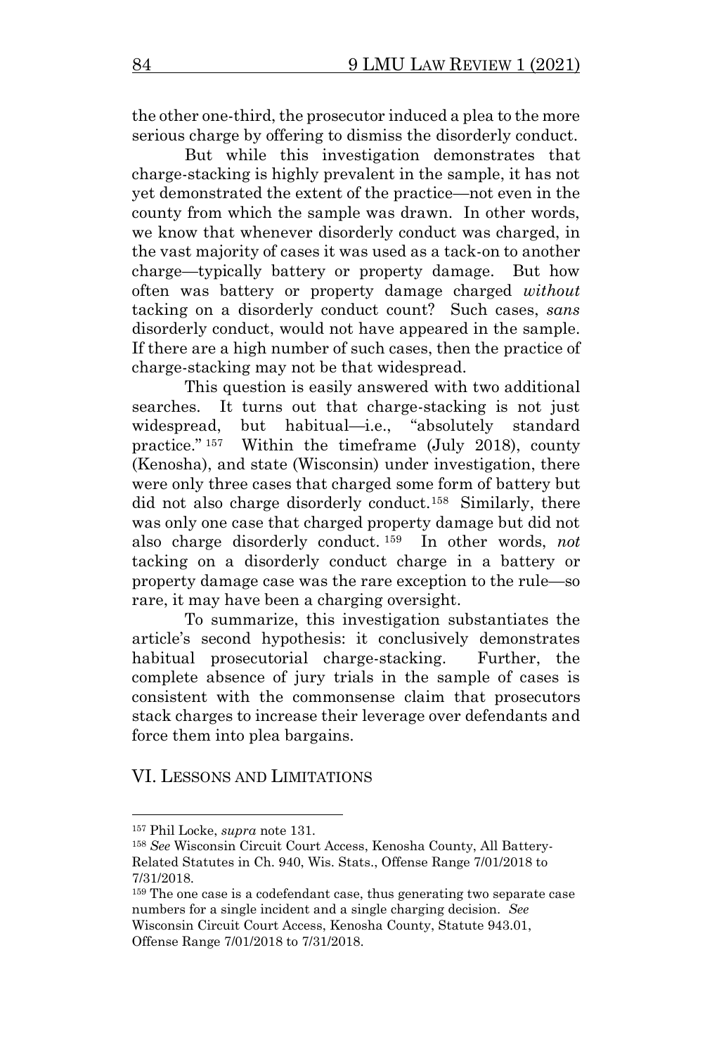the other one-third, the prosecutor induced a plea to the more serious charge by offering to dismiss the disorderly conduct.

But while this investigation demonstrates that charge-stacking is highly prevalent in the sample, it has not yet demonstrated the extent of the practice—not even in the county from which the sample was drawn. In other words, we know that whenever disorderly conduct was charged, in the vast majority of cases it was used as a tack-on to another charge—typically battery or property damage. But how often was battery or property damage charged *without* tacking on a disorderly conduct count? Such cases, *sans* disorderly conduct, would not have appeared in the sample. If there are a high number of such cases, then the practice of charge-stacking may not be that widespread.

This question is easily answered with two additional searches. It turns out that charge-stacking is not just widespread, but habitual—i.e., "absolutely standard practice."[157] Within the timeframe (July 2018), county (Kenosha), and state (Wisconsin) under investigation, there were only three cases that charged some form of battery but did not also charge disorderly conduct.[158] Similarly, there was only one case that charged property damage but did not also charge disorderly conduct.[159] In other words, *not* tacking on a disorderly conduct charge in a battery or property damage case was the rare exception to the rule—so rare, it may have been a charging oversight.

To summarize, this investigation substantiates the article's second hypothesis: it conclusively demonstrates habitual prosecutorial charge-stacking. Further, the complete absence of jury trials in the sample of cases is consistent with the commonsense claim that prosecutors stack charges to increase their leverage over defendants and force them into plea bargains.

## VI. LESSONS AND LIMITATIONS

---

[157] Phil Locke, *supra* note 131.

[158] *See* Wisconsin Circuit Court Access, Kenosha County, All Battery-Related Statutes in Ch. 940, Wis. Stats., Offense Range 7/01/2018 to 7/31/2018.

[159] The one case is a codefendant case, thus generating two separate case numbers for a single incident and a single charging decision. *See* Wisconsin Circuit Court Access, Kenosha County, Statute 943.01, Offense Range 7/01/2018 to 7/31/2018.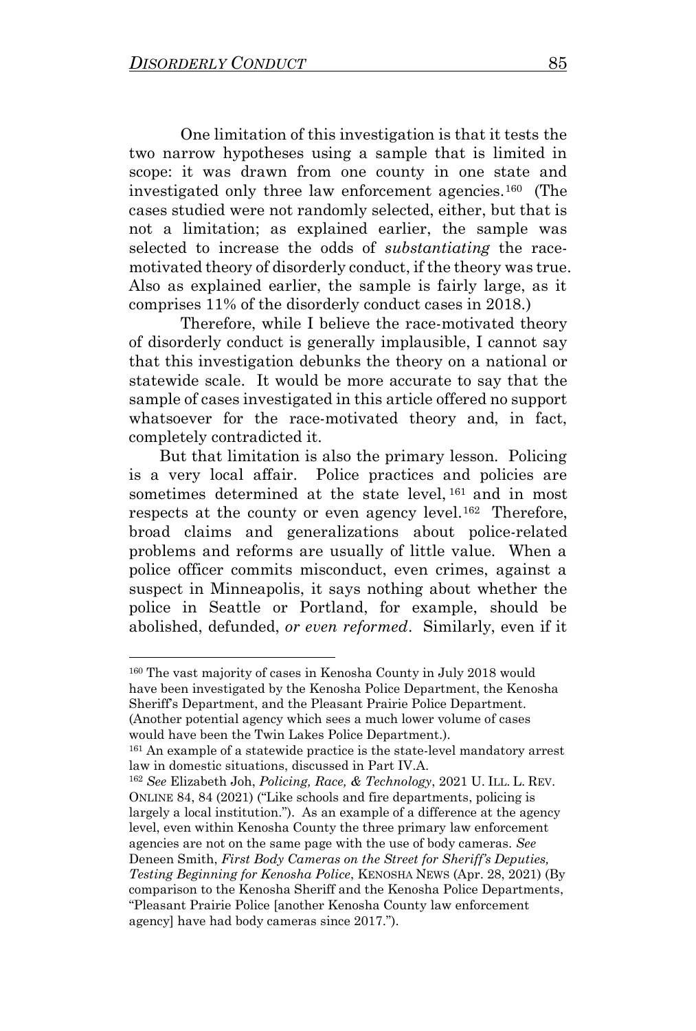One limitation of this investigation is that it tests the two narrow hypotheses using a sample that is limited in scope: it was drawn from one county in one state and investigated only three law enforcement agencies.[160] (The cases studied were not randomly selected, either, but that is not a limitation; as explained earlier, the sample was selected to increase the odds of *substantiating* the race-motivated theory of disorderly conduct, if the theory was true. Also as explained earlier, the sample is fairly large, as it comprises 11% of the disorderly conduct cases in 2018.)

Therefore, while I believe the race-motivated theory of disorderly conduct is generally implausible, I cannot say that this investigation debunks the theory on a national or statewide scale. It would be more accurate to say that the sample of cases investigated in this article offered no support whatsoever for the race-motivated theory and, in fact, completely contradicted it.

But that limitation is also the primary lesson. Policing is a very local affair. Police practices and policies are sometimes determined at the state level,[161] and in most respects at the county or even agency level.[162] Therefore, broad claims and generalizations about police-related problems and reforms are usually of little value. When a police officer commits misconduct, even crimes, against a suspect in Minneapolis, it says nothing about whether the police in Seattle or Portland, for example, should be abolished, defunded, *or even reformed*. Similarly, even if it

---

[160] The vast majority of cases in Kenosha County in July 2018 would have been investigated by the Kenosha Police Department, the Kenosha Sheriff's Department, and the Pleasant Prairie Police Department. (Another potential agency which sees a much lower volume of cases would have been the Twin Lakes Police Department.).

[161] An example of a statewide practice is the state-level mandatory arrest law in domestic situations, discussed in Part IV.A.

[162] *See* Elizabeth Joh, *Policing, Race, & Technology*, 2021 U. ILL. L. REV. ONLINE 84, 84 (2021) ("Like schools and fire departments, policing is largely a local institution."). As an example of a difference at the agency level, even within Kenosha County the three primary law enforcement agencies are not on the same page with the use of body cameras. *See* Deneen Smith, *First Body Cameras on the Street for Sheriff's Deputies, Testing Beginning for Kenosha Police*, KENOSHA NEWS (Apr. 28, 2021) (By comparison to the Kenosha Sheriff and the Kenosha Police Departments, "Pleasant Prairie Police [another Kenosha County law enforcement agency] have had body cameras since 2017.").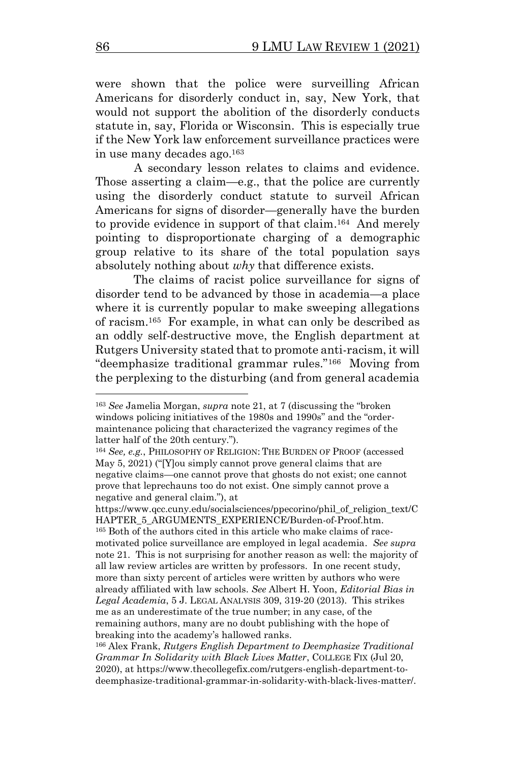were shown that the police were surveilling African Americans for disorderly conduct in, say, New York, that would not support the abolition of the disorderly conducts statute in, say, Florida or Wisconsin. This is especially true if the New York law enforcement surveillance practices were in use many decades ago.[163]

A secondary lesson relates to claims and evidence. Those asserting a claim—e.g., that the police are currently using the disorderly conduct statute to surveil African Americans for signs of disorder—generally have the burden to provide evidence in support of that claim.[164] And merely pointing to disproportionate charging of a demographic group relative to its share of the total population says absolutely nothing about *why* that difference exists.

The claims of racist police surveillance for signs of disorder tend to be advanced by those in academia—a place where it is currently popular to make sweeping allegations of racism.[165] For example, in what can only be described as an oddly self-destructive move, the English department at Rutgers University stated that to promote anti-racism, it will "deemphasize traditional grammar rules."[166] Moving from the perplexing to the disturbing (and from general academia

---

[163] *See* Jamelia Morgan, *supra* note 21, at 7 (discussing the "broken windows policing initiatives of the 1980s and 1990s" and the "order-maintenance policing that characterized the vagrancy regimes of the latter half of the 20th century.").

[164] *See, e.g.*, PHILOSOPHY OF RELIGION: THE BURDEN OF PROOF (accessed May 5, 2021) ("[Y]ou simply cannot prove general claims that are negative claims—one cannot prove that ghosts do not exist; one cannot prove that leprechauns too do not exist. One simply cannot prove a negative and general claim."), at https://www.qcc.cuny.edu/socialsciences/ppecorino/phil_of_religion_text/CHAPTER_5_ARGUMENTS_EXPERIENCE/Burden-of-Proof.htm.

[165] Both of the authors cited in this article who make claims of race-motivated police surveillance are employed in legal academia. *See supra* note 21. This is not surprising for another reason as well: the majority of all law review articles are written by professors. In one recent study, more than sixty percent of articles were written by authors who were already affiliated with law schools. *See* Albert H. Yoon, *Editorial Bias in Legal Academia*, 5 J. LEGAL ANALYSIS 309, 319-20 (2013). This strikes me as an underestimate of the true number; in any case, of the remaining authors, many are no doubt publishing with the hope of breaking into the academy's hallowed ranks.

[166] Alex Frank, *Rutgers English Department to Deemphasize Traditional Grammar In Solidarity with Black Lives Matter*, COLLEGE FIX (Jul 20, 2020), at https://www.thecollegefix.com/rutgers-english-department-to-deemphasize-traditional-grammar-in-solidarity-with-black-lives-matter/.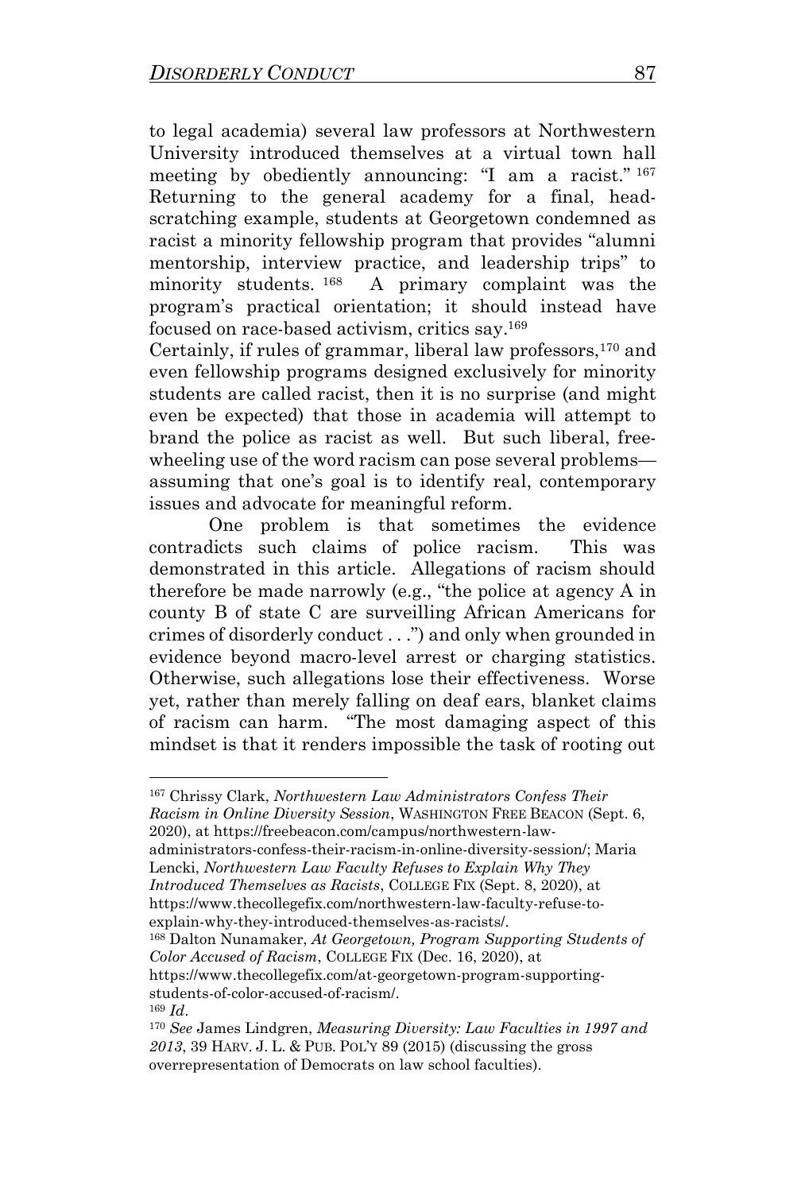to legal academia) several law professors at Northwestern University introduced themselves at a virtual town hall meeting by obediently announcing: "I am a racist." [167] Returning to the general academy for a final, head-scratching example, students at Georgetown condemned as racist a minority fellowship program that provides "alumni mentorship, interview practice, and leadership trips" to minority students. [168] A primary complaint was the program's practical orientation; it should instead have focused on race-based activism, critics say.[169]

Certainly, if rules of grammar, liberal law professors,[170] and even fellowship programs designed exclusively for minority students are called racist, then it is no surprise (and might even be expected) that those in academia will attempt to brand the police as racist as well. But such liberal, free-wheeling use of the word racism can pose several problems—assuming that one's goal is to identify real, contemporary issues and advocate for meaningful reform.

One problem is that sometimes the evidence contradicts such claims of police racism. This was demonstrated in this article. Allegations of racism should therefore be made narrowly (e.g., "the police at agency A in county B of state C are surveilling African Americans for crimes of disorderly conduct . . .") and only when grounded in evidence beyond macro-level arrest or charging statistics. Otherwise, such allegations lose their effectiveness. Worse yet, rather than merely falling on deaf ears, blanket claims of racism can harm. "The most damaging aspect of this mindset is that it renders impossible the task of rooting out

---

[167] Chrissy Clark, *Northwestern Law Administrators Confess Their Racism in Online Diversity Session*, WASHINGTON FREE BEACON (Sept. 6, 2020), at https://freebeacon.com/campus/northwestern-law-administrators-confess-their-racism-in-online-diversity-session/; Maria Lencki, *Northwestern Law Faculty Refuses to Explain Why They Introduced Themselves as Racists*, COLLEGE FIX (Sept. 8, 2020), at https://www.thecollegefix.com/northwestern-law-faculty-refuse-to-explain-why-they-introduced-themselves-as-racists/.

[168] Dalton Nunamaker, *At Georgetown, Program Supporting Students of Color Accused of Racism*, COLLEGE FIX (Dec. 16, 2020), at https://www.thecollegefix.com/at-georgetown-program-supporting-students-of-color-accused-of-racism/.

[169] *Id*.

[170] *See* James Lindgren, *Measuring Diversity: Law Faculties in 1997 and 2013*, 39 HARV. J. L. & PUB. POL'Y 89 (2015) (discussing the gross overrepresentation of Democrats on law school faculties).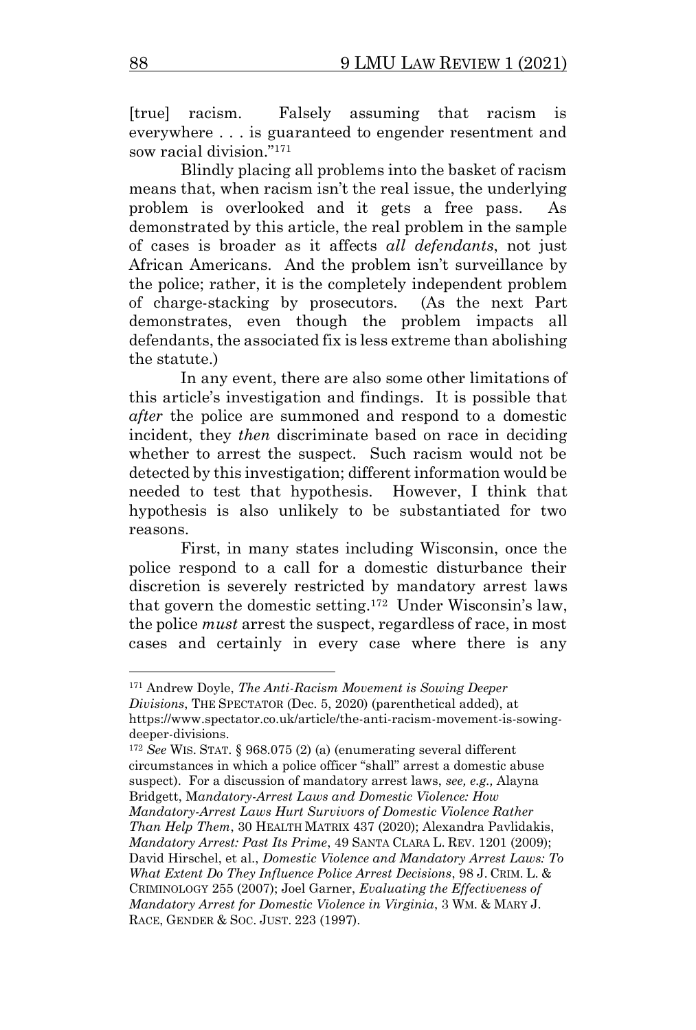[true] racism. Falsely assuming that racism is everywhere . . . is guaranteed to engender resentment and sow racial division."[171]

Blindly placing all problems into the basket of racism means that, when racism isn't the real issue, the underlying problem is overlooked and it gets a free pass. As demonstrated by this article, the real problem in the sample of cases is broader as it affects *all defendants*, not just African Americans. And the problem isn't surveillance by the police; rather, it is the completely independent problem of charge-stacking by prosecutors. (As the next Part demonstrates, even though the problem impacts all defendants, the associated fix is less extreme than abolishing the statute.)

In any event, there are also some other limitations of this article's investigation and findings. It is possible that *after* the police are summoned and respond to a domestic incident, they *then* discriminate based on race in deciding whether to arrest the suspect. Such racism would not be detected by this investigation; different information would be needed to test that hypothesis. However, I think that hypothesis is also unlikely to be substantiated for two reasons.

First, in many states including Wisconsin, once the police respond to a call for a domestic disturbance their discretion is severely restricted by mandatory arrest laws that govern the domestic setting.[172] Under Wisconsin's law, the police *must* arrest the suspect, regardless of race, in most cases and certainly in every case where there is any

---

[171] Andrew Doyle, *The Anti-Racism Movement is Sowing Deeper Divisions*, THE SPECTATOR (Dec. 5, 2020) (parenthetical added), at https://www.spectator.co.uk/article/the-anti-racism-movement-is-sowing-deeper-divisions.

[172] *See* WIS. STAT. § 968.075 (2) (a) (enumerating several different circumstances in which a police officer "shall" arrest a domestic abuse suspect). For a discussion of mandatory arrest laws, *see, e.g.,* Alayna Bridgett, *Mandatory-Arrest Laws and Domestic Violence: How Mandatory-Arrest Laws Hurt Survivors of Domestic Violence Rather Than Help Them*, 30 HEALTH MATRIX 437 (2020); Alexandra Pavlidakis, *Mandatory Arrest: Past Its Prime*, 49 SANTA CLARA L. REV. 1201 (2009); David Hirschel, et al., *Domestic Violence and Mandatory Arrest Laws: To What Extent Do They Influence Police Arrest Decisions*, 98 J. CRIM. L. & CRIMINOLOGY 255 (2007); Joel Garner, *Evaluating the Effectiveness of Mandatory Arrest for Domestic Violence in Virginia*, 3 WM. & MARY J. RACE, GENDER & SOC. JUST. 223 (1997).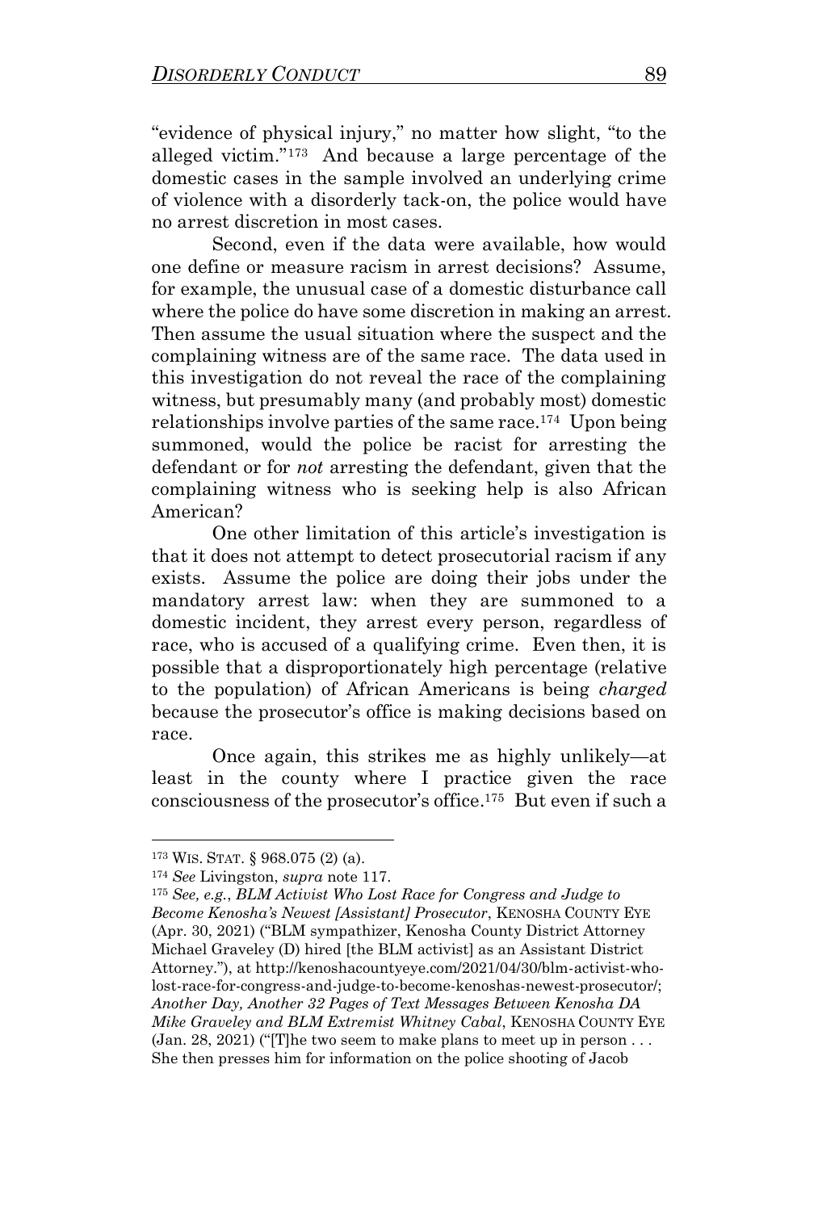"evidence of physical injury," no matter how slight, "to the alleged victim."[173] And because a large percentage of the domestic cases in the sample involved an underlying crime of violence with a disorderly tack-on, the police would have no arrest discretion in most cases.

Second, even if the data were available, how would one define or measure racism in arrest decisions? Assume, for example, the unusual case of a domestic disturbance call where the police do have some discretion in making an arrest. Then assume the usual situation where the suspect and the complaining witness are of the same race. The data used in this investigation do not reveal the race of the complaining witness, but presumably many (and probably most) domestic relationships involve parties of the same race.[174] Upon being summoned, would the police be racist for arresting the defendant or for *not* arresting the defendant, given that the complaining witness who is seeking help is also African American?

One other limitation of this article's investigation is that it does not attempt to detect prosecutorial racism if any exists. Assume the police are doing their jobs under the mandatory arrest law: when they are summoned to a domestic incident, they arrest every person, regardless of race, who is accused of a qualifying crime. Even then, it is possible that a disproportionately high percentage (relative to the population) of African Americans is being *charged* because the prosecutor's office is making decisions based on race.

Once again, this strikes me as highly unlikely—at least in the county where I practice given the race consciousness of the prosecutor's office.[175] But even if such a

---

[173] WIS. STAT. § 968.075 (2) (a).

[174] *See* Livingston, *supra* note 117.

[175] *See, e.g.*, *BLM Activist Who Lost Race for Congress and Judge to Become Kenosha's Newest [Assistant] Prosecutor*, KENOSHA COUNTY EYE (Apr. 30, 2021) ("BLM sympathizer, Kenosha County District Attorney Michael Graveley (D) hired [the BLM activist] as an Assistant District Attorney."), at http://kenoshacountyeye.com/2021/04/30/blm-activist-who-lost-race-for-congress-and-judge-to-become-kenoshas-newest-prosecutor/; *Another Day, Another 32 Pages of Text Messages Between Kenosha DA Mike Graveley and BLM Extremist Whitney Cabal*, KENOSHA COUNTY EYE (Jan. 28, 2021) ("[T]he two seem to make plans to meet up in person . . . She then presses him for information on the police shooting of Jacob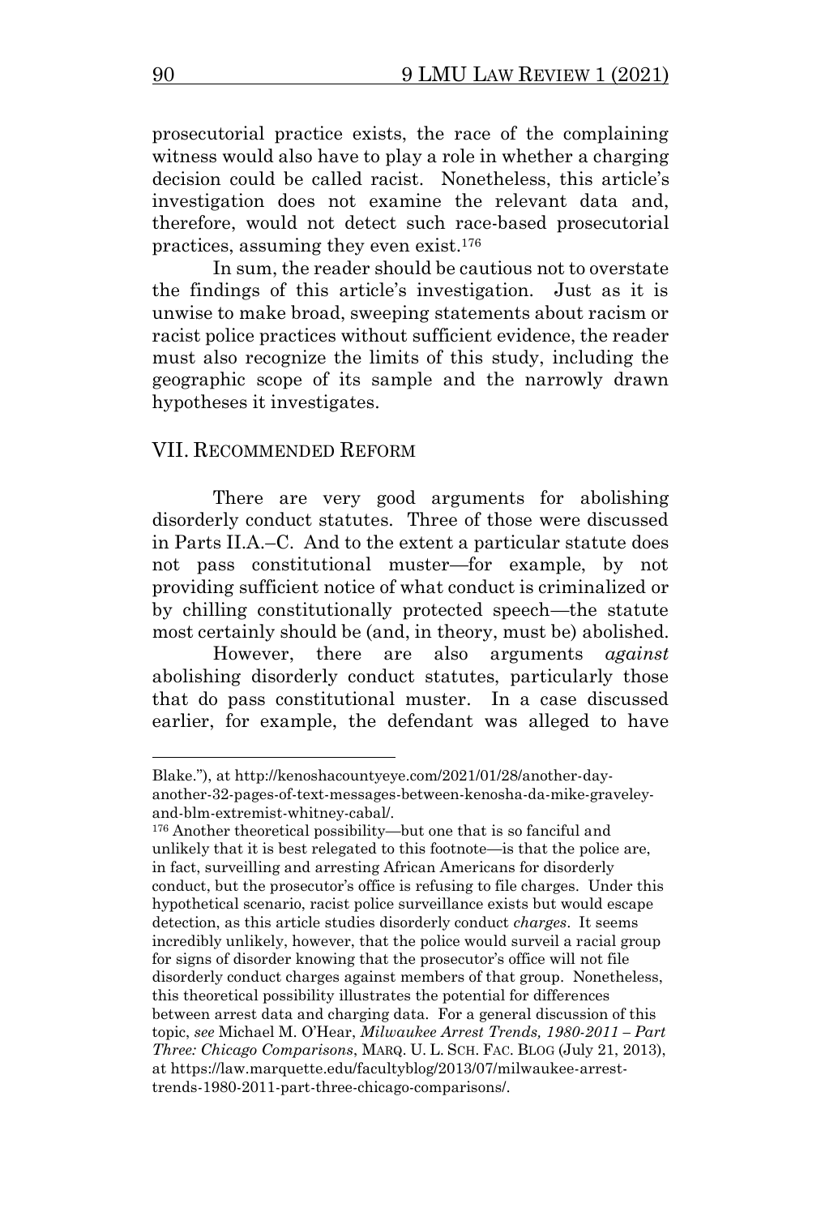prosecutorial practice exists, the race of the complaining witness would also have to play a role in whether a charging decision could be called racist. Nonetheless, this article's investigation does not examine the relevant data and, therefore, would not detect such race-based prosecutorial practices, assuming they even exist.[176]

In sum, the reader should be cautious not to overstate the findings of this article's investigation. Just as it is unwise to make broad, sweeping statements about racism or racist police practices without sufficient evidence, the reader must also recognize the limits of this study, including the geographic scope of its sample and the narrowly drawn hypotheses it investigates.

## VII. Recommended Reform

There are very good arguments for abolishing disorderly conduct statutes. Three of those were discussed in Parts II.A.–C. And to the extent a particular statute does not pass constitutional muster—for example, by not providing sufficient notice of what conduct is criminalized or by chilling constitutionally protected speech—the statute most certainly should be (and, in theory, must be) abolished.

However, there are also arguments *against* abolishing disorderly conduct statutes, particularly those that do pass constitutional muster. In a case discussed earlier, for example, the defendant was alleged to have

---

Blake."), at http://kenoshacountyeye.com/2021/01/28/another-day-another-32-pages-of-text-messages-between-kenosha-da-mike-graveley-and-blm-extremist-whitney-cabal/.

[176] Another theoretical possibility—but one that is so fanciful and unlikely that it is best relegated to this footnote—is that the police are, in fact, surveilling and arresting African Americans for disorderly conduct, but the prosecutor's office is refusing to file charges. Under this hypothetical scenario, racist police surveillance exists but would escape detection, as this article studies disorderly conduct *charges*. It seems incredibly unlikely, however, that the police would surveil a racial group for signs of disorder knowing that the prosecutor's office will not file disorderly conduct charges against members of that group. Nonetheless, this theoretical possibility illustrates the potential for differences between arrest data and charging data. For a general discussion of this topic, *see* Michael M. O'Hear, *Milwaukee Arrest Trends, 1980-2011 – Part Three: Chicago Comparisons*, MARQ. U. L. SCH. FAC. BLOG (July 21, 2013), at https://law.marquette.edu/facultyblog/2013/07/milwaukee-arrest-trends-1980-2011-part-three-chicago-comparisons/.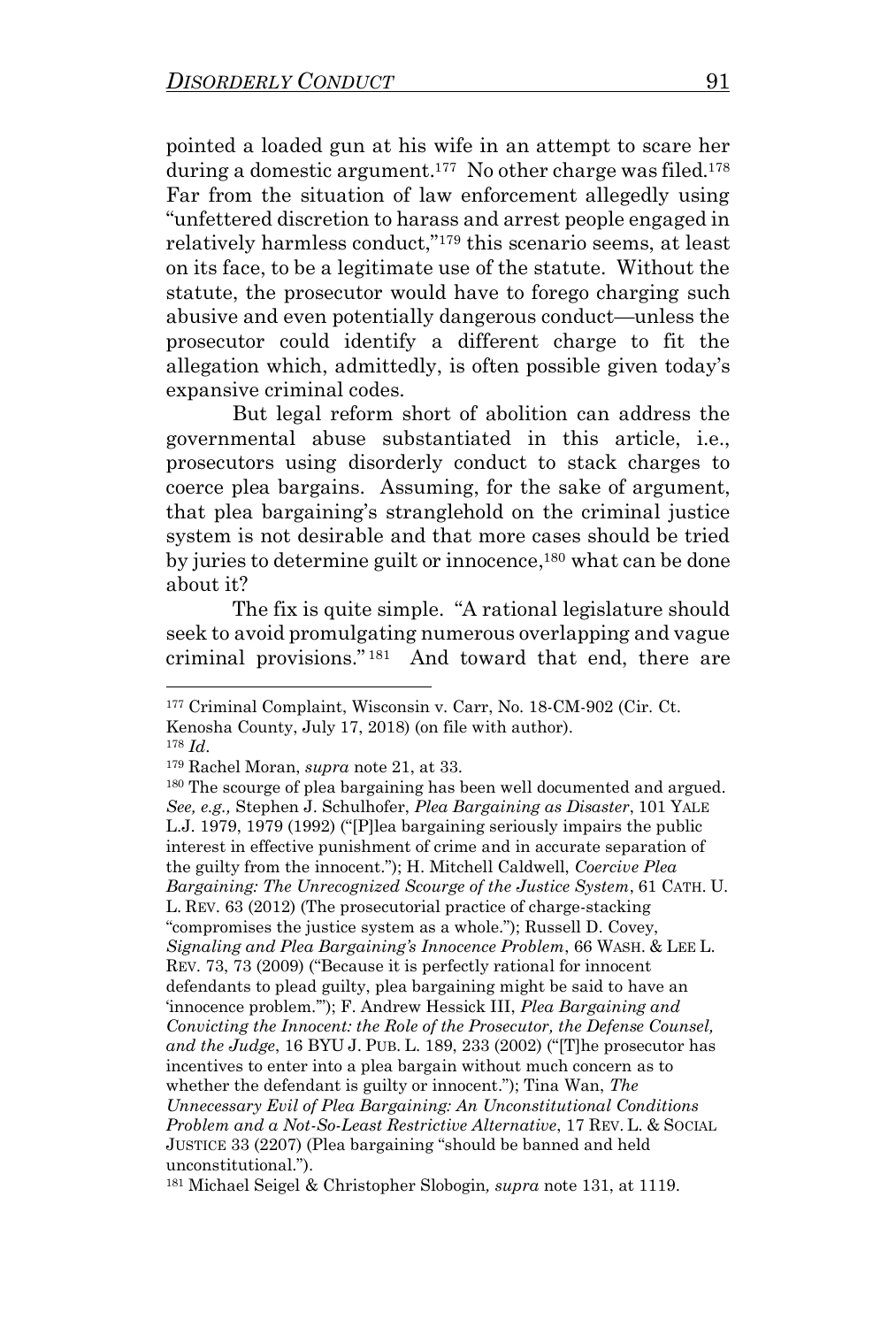pointed a loaded gun at his wife in an attempt to scare her during a domestic argument.[177] No other charge was filed.[178] Far from the situation of law enforcement allegedly using "unfettered discretion to harass and arrest people engaged in relatively harmless conduct,"[179] this scenario seems, at least on its face, to be a legitimate use of the statute. Without the statute, the prosecutor would have to forego charging such abusive and even potentially dangerous conduct—unless the prosecutor could identify a different charge to fit the allegation which, admittedly, is often possible given today's expansive criminal codes.

But legal reform short of abolition can address the governmental abuse substantiated in this article, i.e., prosecutors using disorderly conduct to stack charges to coerce plea bargains. Assuming, for the sake of argument, that plea bargaining's stranglehold on the criminal justice system is not desirable and that more cases should be tried by juries to determine guilt or innocence,[180] what can be done about it?

The fix is quite simple. "A rational legislature should seek to avoid promulgating numerous overlapping and vague criminal provisions."[181] And toward that end, there are

---

[177] Criminal Complaint, Wisconsin v. Carr, No. 18-CM-902 (Cir. Ct. Kenosha County, July 17, 2018) (on file with author).

[178] *Id*.

[179] Rachel Moran, *supra* note 21, at 33.

[180] The scourge of plea bargaining has been well documented and argued. *See, e.g.,* Stephen J. Schulhofer, *Plea Bargaining as Disaster*, 101 YALE L.J. 1979, 1979 (1992) ("[P]lea bargaining seriously impairs the public interest in effective punishment of crime and in accurate separation of the guilty from the innocent."); H. Mitchell Caldwell, *Coercive Plea Bargaining: The Unrecognized Scourge of the Justice System*, 61 CATH. U. L. REV. 63 (2012) (The prosecutorial practice of charge-stacking "compromises the justice system as a whole."); Russell D. Covey, *Signaling and Plea Bargaining's Innocence Problem*, 66 WASH. & LEE L. REV. 73, 73 (2009) ("Because it is perfectly rational for innocent defendants to plead guilty, plea bargaining might be said to have an 'innocence problem.'"); F. Andrew Hessick III, *Plea Bargaining and Convicting the Innocent: the Role of the Prosecutor, the Defense Counsel, and the Judge*, 16 BYU J. PUB. L. 189, 233 (2002) ("[T]he prosecutor has incentives to enter into a plea bargain without much concern as to whether the defendant is guilty or innocent."); Tina Wan, *The Unnecessary Evil of Plea Bargaining: An Unconstitutional Conditions Problem and a Not-So-Least Restrictive Alternative*, 17 REV. L. & SOCIAL JUSTICE 33 (2207) (Plea bargaining "should be banned and held unconstitutional.").

[181] Michael Seigel & Christopher Slobogin*, supra* note 131, at 1119.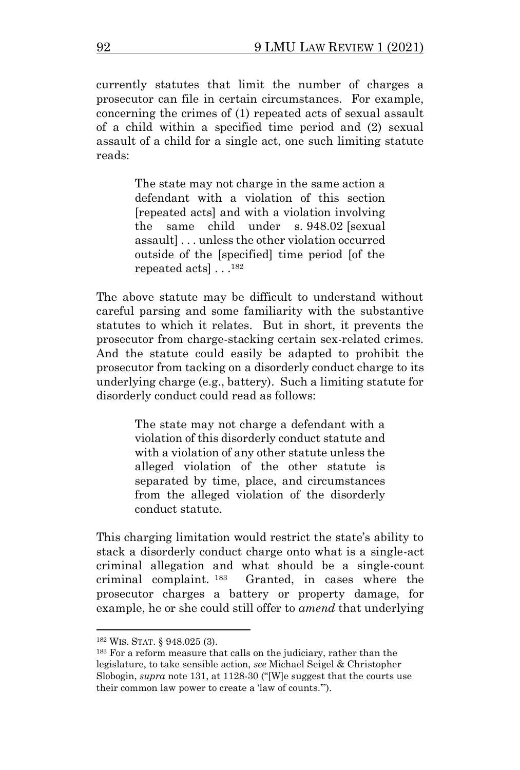currently statutes that limit the number of charges a prosecutor can file in certain circumstances. For example, concerning the crimes of (1) repeated acts of sexual assault of a child within a specified time period and (2) sexual assault of a child for a single act, one such limiting statute reads:

> The state may not charge in the same action a defendant with a violation of this section [repeated acts] and with a violation involving the same child under s. 948.02 [sexual assault] . . . unless the other violation occurred outside of the [specified] time period [of the repeated acts] . . .[182]

The above statute may be difficult to understand without careful parsing and some familiarity with the substantive statutes to which it relates. But in short, it prevents the prosecutor from charge-stacking certain sex-related crimes. And the statute could easily be adapted to prohibit the prosecutor from tacking on a disorderly conduct charge to its underlying charge (e.g., battery). Such a limiting statute for disorderly conduct could read as follows:

> The state may not charge a defendant with a violation of this disorderly conduct statute and with a violation of any other statute unless the alleged violation of the other statute is separated by time, place, and circumstances from the alleged violation of the disorderly conduct statute.

This charging limitation would restrict the state's ability to stack a disorderly conduct charge onto what is a single-act criminal allegation and what should be a single-count criminal complaint.[183] Granted, in cases where the prosecutor charges a battery or property damage, for example, he or she could still offer to *amend* that underlying

---

[182] WIS. STAT. § 948.025 (3).

[183] For a reform measure that calls on the judiciary, rather than the legislature, to take sensible action, *see* Michael Seigel & Christopher Slobogin, *supra* note 131, at 1128-30 ("[W]e suggest that the courts use their common law power to create a 'law of counts.'").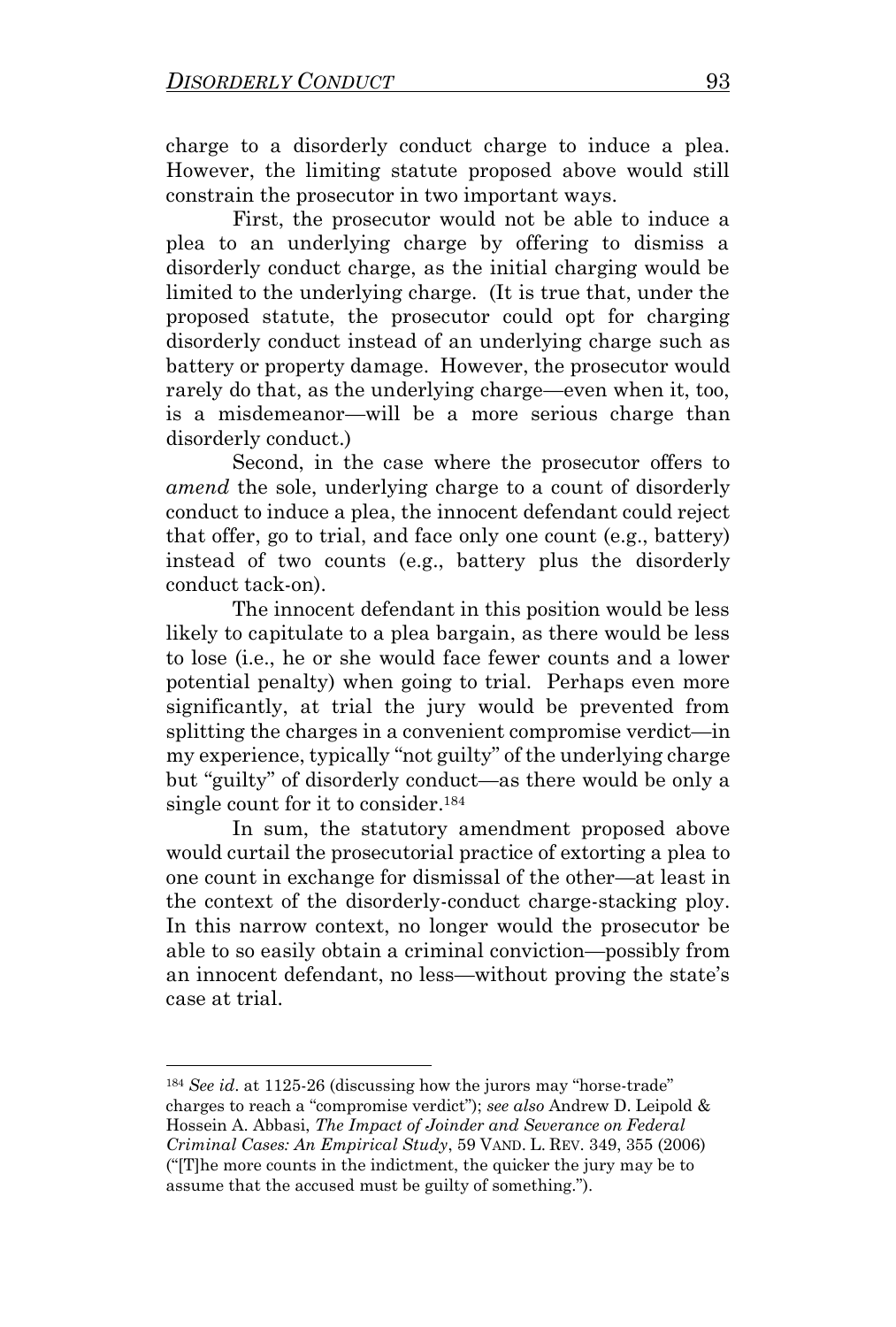charge to a disorderly conduct charge to induce a plea. However, the limiting statute proposed above would still constrain the prosecutor in two important ways.

First, the prosecutor would not be able to induce a plea to an underlying charge by offering to dismiss a disorderly conduct charge, as the initial charging would be limited to the underlying charge. (It is true that, under the proposed statute, the prosecutor could opt for charging disorderly conduct instead of an underlying charge such as battery or property damage. However, the prosecutor would rarely do that, as the underlying charge—even when it, too, is a misdemeanor—will be a more serious charge than disorderly conduct.)

Second, in the case where the prosecutor offers to *amend* the sole, underlying charge to a count of disorderly conduct to induce a plea, the innocent defendant could reject that offer, go to trial, and face only one count (e.g., battery) instead of two counts (e.g., battery plus the disorderly conduct tack-on).

The innocent defendant in this position would be less likely to capitulate to a plea bargain, as there would be less to lose (i.e., he or she would face fewer counts and a lower potential penalty) when going to trial. Perhaps even more significantly, at trial the jury would be prevented from splitting the charges in a convenient compromise verdict—in my experience, typically "not guilty" of the underlying charge but "guilty" of disorderly conduct—as there would be only a single count for it to consider.[184]

In sum, the statutory amendment proposed above would curtail the prosecutorial practice of extorting a plea to one count in exchange for dismissal of the other—at least in the context of the disorderly-conduct charge-stacking ploy. In this narrow context, no longer would the prosecutor be able to so easily obtain a criminal conviction—possibly from an innocent defendant, no less—without proving the state's case at trial.

---

[184] *See id*. at 1125-26 (discussing how the jurors may "horse-trade" charges to reach a "compromise verdict"); *see also* Andrew D. Leipold & Hossein A. Abbasi, *The Impact of Joinder and Severance on Federal Criminal Cases: An Empirical Study*, 59 VAND. L. REV. 349, 355 (2006) ("[T]he more counts in the indictment, the quicker the jury may be to assume that the accused must be guilty of something.").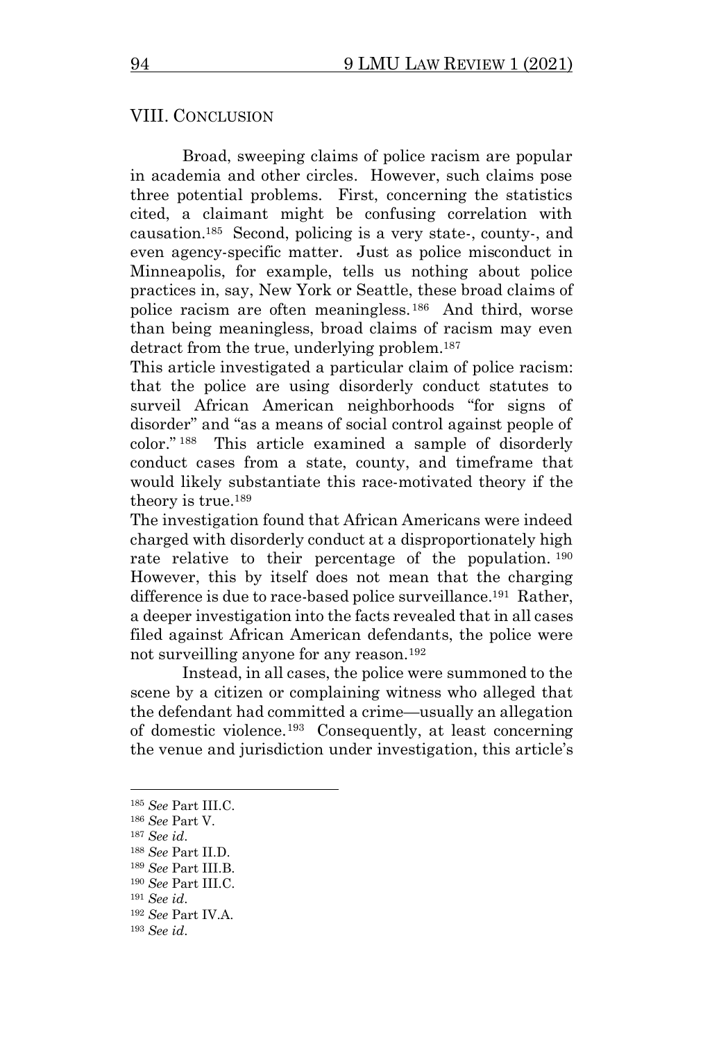## VIII. CONCLUSION

Broad, sweeping claims of police racism are popular in academia and other circles. However, such claims pose three potential problems. First, concerning the statistics cited, a claimant might be confusing correlation with causation.[185] Second, policing is a very state-, county-, and even agency-specific matter. Just as police misconduct in Minneapolis, for example, tells us nothing about police practices in, say, New York or Seattle, these broad claims of police racism are often meaningless.[186] And third, worse than being meaningless, broad claims of racism may even detract from the true, underlying problem.[187]

This article investigated a particular claim of police racism: that the police are using disorderly conduct statutes to surveil African American neighborhoods "for signs of disorder" and "as a means of social control against people of color."[188] This article examined a sample of disorderly conduct cases from a state, county, and timeframe that would likely substantiate this race-motivated theory if the theory is true.[189]

The investigation found that African Americans were indeed charged with disorderly conduct at a disproportionately high rate relative to their percentage of the population.[190] However, this by itself does not mean that the charging difference is due to race-based police surveillance.[191] Rather, a deeper investigation into the facts revealed that in all cases filed against African American defendants, the police were not surveilling anyone for any reason.[192]

Instead, in all cases, the police were summoned to the scene by a citizen or complaining witness who alleged that the defendant had committed a crime—usually an allegation of domestic violence.[193] Consequently, at least concerning the venue and jurisdiction under investigation, this article's

---

[185] *See* Part III.C.

[186] *See* Part V.

[187] *See id*.

[188] *See* Part II.D.

[189] *See* Part III.B.

[190] *See* Part III.C.

[191] *See id*.

[192] *See* Part IV.A.

[193] *See id*.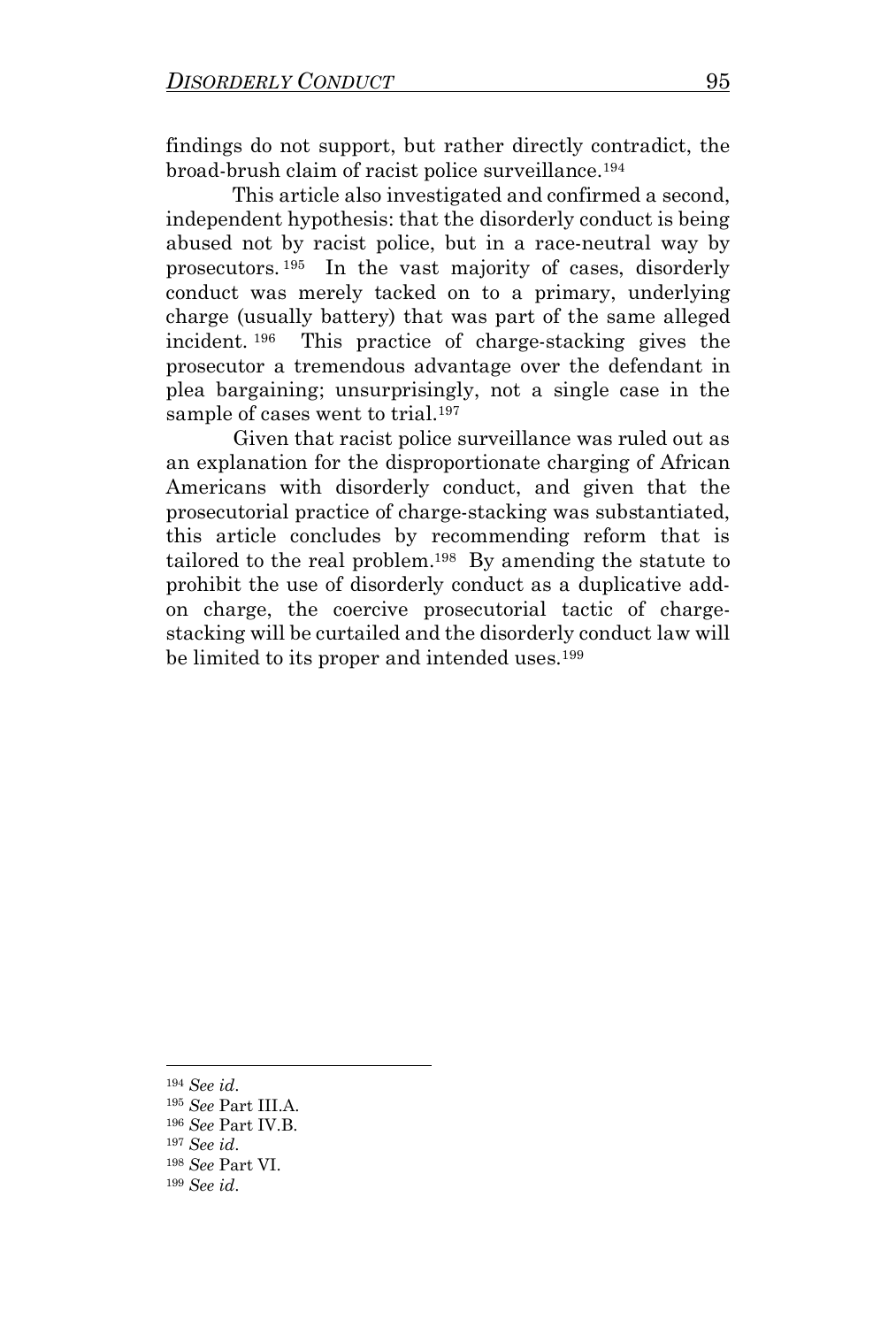findings do not support, but rather directly contradict, the broad-brush claim of racist police surveillance.[194]

This article also investigated and confirmed a second, independent hypothesis: that the disorderly conduct is being abused not by racist police, but in a race-neutral way by prosecutors.[195] In the vast majority of cases, disorderly conduct was merely tacked on to a primary, underlying charge (usually battery) that was part of the same alleged incident.[196] This practice of charge-stacking gives the prosecutor a tremendous advantage over the defendant in plea bargaining; unsurprisingly, not a single case in the sample of cases went to trial.[197]

Given that racist police surveillance was ruled out as an explanation for the disproportionate charging of African Americans with disorderly conduct, and given that the prosecutorial practice of charge-stacking was substantiated, this article concludes by recommending reform that is tailored to the real problem.[198] By amending the statute to prohibit the use of disorderly conduct as a duplicative add-on charge, the coercive prosecutorial tactic of charge-stacking will be curtailed and the disorderly conduct law will be limited to its proper and intended uses.[199]

---

[194] *See id*.

[195] *See* Part III.A.

[196] *See* Part IV.B.

[197] *See id*.

[198] *See* Part VI.

[199] *See id*.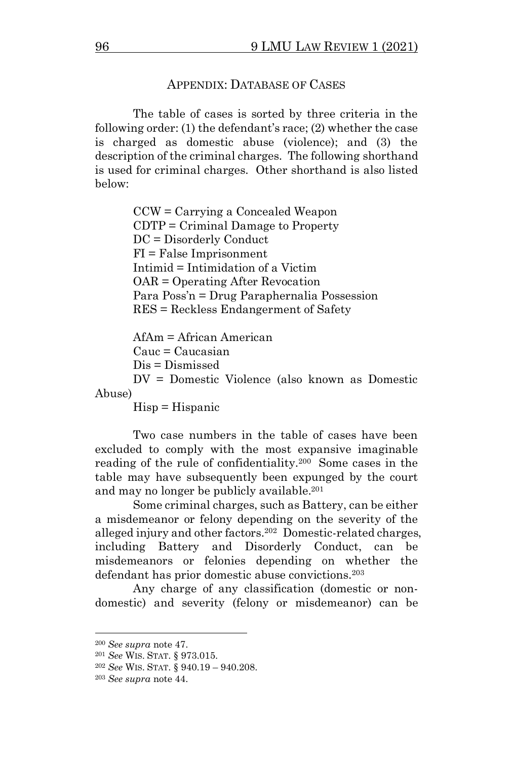## APPENDIX: DATABASE OF CASES

The table of cases is sorted by three criteria in the following order: (1) the defendant's race; (2) whether the case is charged as domestic abuse (violence); and (3) the description of the criminal charges. The following shorthand is used for criminal charges. Other shorthand is also listed below:

CCW = Carrying a Concealed Weapon
CDTP = Criminal Damage to Property
DC = Disorderly Conduct
FI = False Imprisonment
Intimid = Intimidation of a Victim
OAR = Operating After Revocation
Para Poss'n = Drug Paraphernalia Possession
RES = Reckless Endangerment of Safety

AfAm = African American
Cauc = Caucasian
Dis = Dismissed
DV = Domestic Violence (also known as Domestic Abuse)
Hisp = Hispanic

Two case numbers in the table of cases have been excluded to comply with the most expansive imaginable reading of the rule of confidentiality.[200] Some cases in the table may have subsequently been expunged by the court and may no longer be publicly available.[201]

Some criminal charges, such as Battery, can be either a misdemeanor or felony depending on the severity of the alleged injury and other factors.[202] Domestic-related charges, including Battery and Disorderly Conduct, can be misdemeanors or felonies depending on whether the defendant has prior domestic abuse convictions.[203]

Any charge of any classification (domestic or non-domestic) and severity (felony or misdemeanor) can be

---

[200] *See supra* note 47.
[201] *See* WIS. STAT. § 973.015.
[202] *See* WIS. STAT. § 940.19 – 940.208.
[203] *See supra* note 44.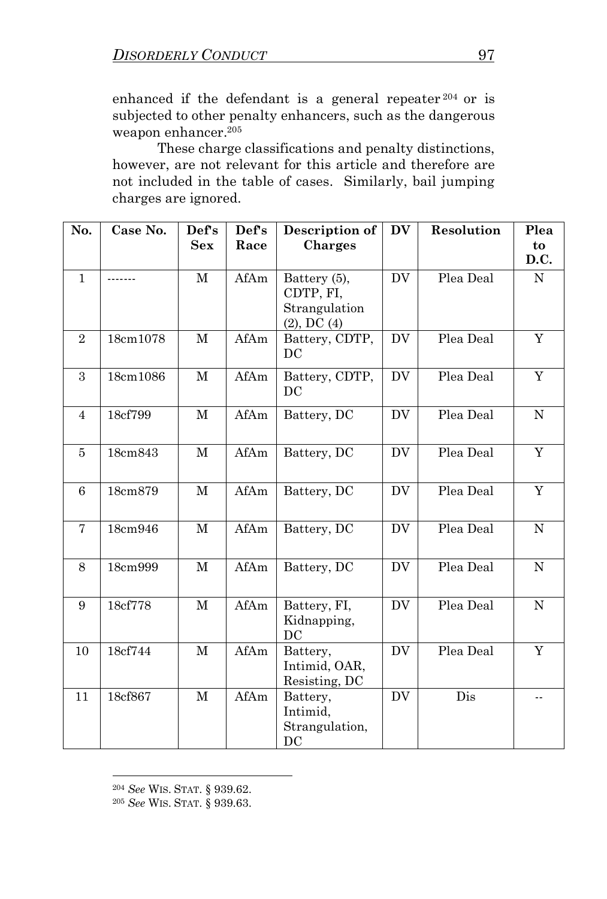enhanced if the defendant is a general repeater[204] or is subjected to other penalty enhancers, such as the dangerous weapon enhancer.[205]

These charge classifications and penalty distinctions, however, are not relevant for this article and therefore are not included in the table of cases. Similarly, bail jumping charges are ignored.

| No. | Case No. | Def's Sex | Def's Race | Description of Charges | DV | Resolution | Plea to D.C. |
|---|---|---|---|---|---|---|---|
| 1 | ------- | M | AfAm | Battery (5), CDTP, FI, Strangulation (2), DC (4) | DV | Plea Deal | N |
| 2 | 18cm1078 | M | AfAm | Battery, CDTP, DC | DV | Plea Deal | Y |
| 3 | 18cm1086 | M | AfAm | Battery, CDTP, DC | DV | Plea Deal | Y |
| 4 | 18cf799 | M | AfAm | Battery, DC | DV | Plea Deal | N |
| 5 | 18cm843 | M | AfAm | Battery, DC | DV | Plea Deal | Y |
| 6 | 18cm879 | M | AfAm | Battery, DC | DV | Plea Deal | Y |
| 7 | 18cm946 | M | AfAm | Battery, DC | DV | Plea Deal | N |
| 8 | 18cm999 | M | AfAm | Battery, DC | DV | Plea Deal | N |
| 9 | 18cf778 | M | AfAm | Battery, FI, Kidnapping, DC | DV | Plea Deal | N |
| 10 | 18cf744 | M | AfAm | Battery, Intimid, OAR, Resisting, DC | DV | Plea Deal | Y |
| 11 | 18cf867 | M | AfAm | Battery, Intimid, Strangulation, DC | DV | Dis | -- |

[204] *See* WIS. STAT. § 939.62.

[205] *See* WIS. STAT. § 939.63.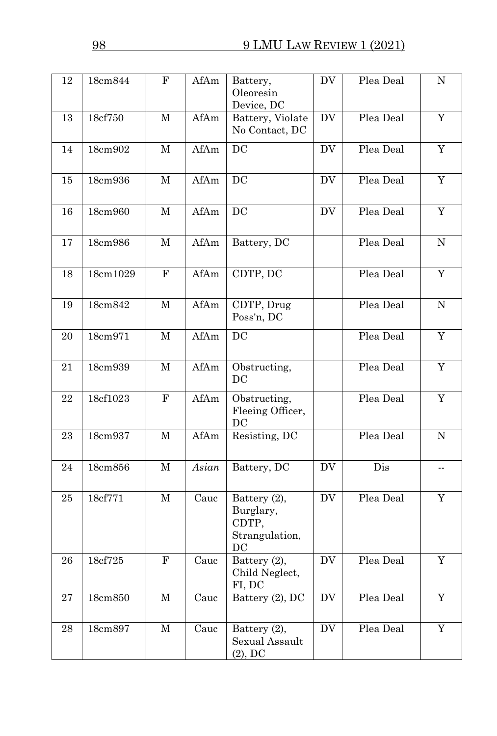| 12 | 18cm844 | F | AfAm | Battery, Oleoresin Device, DC | DV | Plea Deal | N |
|---|---|---|---|---|---|---|---|
| 13 | 18cf750 | M | AfAm | Battery, Violate No Contact, DC | DV | Plea Deal | Y |
| 14 | 18cm902 | M | AfAm | DC | DV | Plea Deal | Y |
| 15 | 18cm936 | M | AfAm | DC | DV | Plea Deal | Y |
| 16 | 18cm960 | M | AfAm | DC | DV | Plea Deal | Y |
| 17 | 18cm986 | M | AfAm | Battery, DC | | Plea Deal | N |
| 18 | 18cm1029 | F | AfAm | CDTP, DC | | Plea Deal | Y |
| 19 | 18cm842 | M | AfAm | CDTP, Drug Poss'n, DC | | Plea Deal | N |
| 20 | 18cm971 | M | AfAm | DC | | Plea Deal | Y |
| 21 | 18cm939 | M | AfAm | Obstructing, DC | | Plea Deal | Y |
| 22 | 18cf1023 | F | AfAm | Obstructing, Fleeing Officer, DC | | Plea Deal | Y |
| 23 | 18cm937 | M | AfAm | Resisting, DC | | Plea Deal | N |
| 24 | 18cm856 | M | *Asian* | Battery, DC | DV | Dis | -- |
| 25 | 18cf771 | M | Cauc | Battery (2), Burglary, CDTP, Strangulation, DC | DV | Plea Deal | Y |
| 26 | 18cf725 | F | Cauc | Battery (2), Child Neglect, FI, DC | DV | Plea Deal | Y |
| 27 | 18cm850 | M | Cauc | Battery (2), DC | DV | Plea Deal | Y |
| 28 | 18cm897 | M | Cauc | Battery (2), Sexual Assault (2), DC | DV | Plea Deal | Y |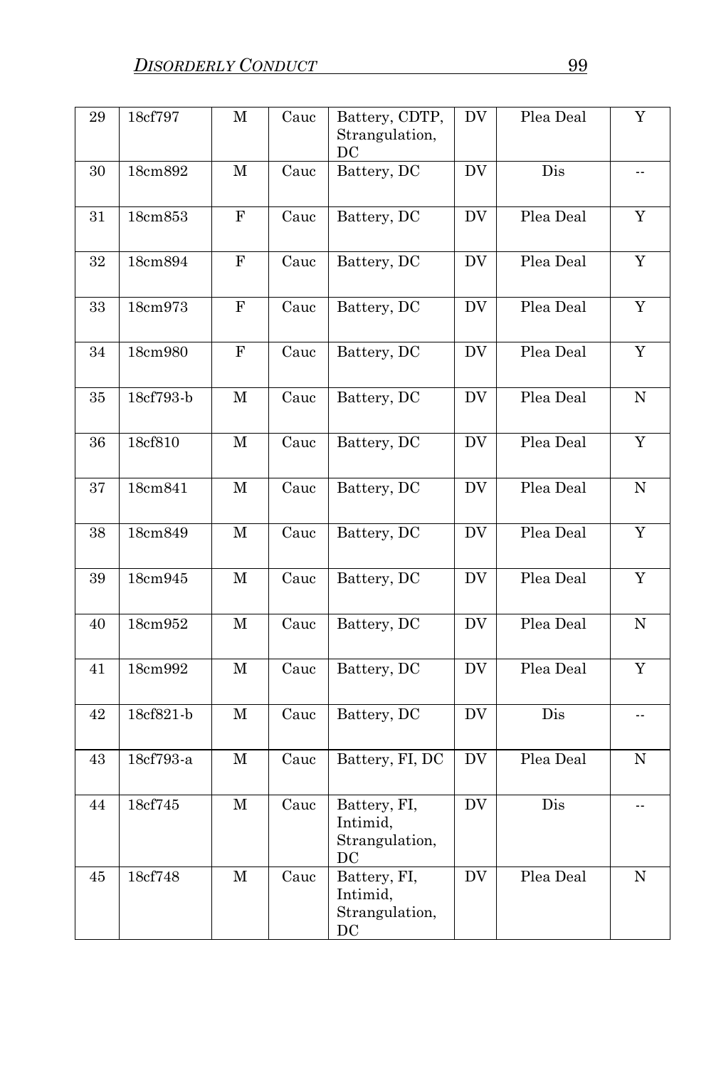| 29 | 18cf797 | M | Cauc | Battery, CDTP, Strangulation, DC | DV | Plea Deal | Y |
|---|---|---|---|---|---|---|---|
| 30 | 18cm892 | M | Cauc | Battery, DC | DV | Dis | -- |
| 31 | 18cm853 | F | Cauc | Battery, DC | DV | Plea Deal | Y |
| 32 | 18cm894 | F | Cauc | Battery, DC | DV | Plea Deal | Y |
| 33 | 18cm973 | F | Cauc | Battery, DC | DV | Plea Deal | Y |
| 34 | 18cm980 | F | Cauc | Battery, DC | DV | Plea Deal | Y |
| 35 | 18cf793-b | M | Cauc | Battery, DC | DV | Plea Deal | N |
| 36 | 18cf810 | M | Cauc | Battery, DC | DV | Plea Deal | Y |
| 37 | 18cm841 | M | Cauc | Battery, DC | DV | Plea Deal | N |
| 38 | 18cm849 | M | Cauc | Battery, DC | DV | Plea Deal | Y |
| 39 | 18cm945 | M | Cauc | Battery, DC | DV | Plea Deal | Y |
| 40 | 18cm952 | M | Cauc | Battery, DC | DV | Plea Deal | N |
| 41 | 18cm992 | M | Cauc | Battery, DC | DV | Plea Deal | Y |
| 42 | 18cf821-b | M | Cauc | Battery, DC | DV | Dis | -- |
| 43 | 18cf793-a | M | Cauc | Battery, FI, DC | DV | Plea Deal | N |
| 44 | 18cf745 | M | Cauc | Battery, FI, Intimid, Strangulation, DC | DV | Dis | -- |
| 45 | 18cf748 | M | Cauc | Battery, FI, Intimid, Strangulation, DC | DV | Plea Deal | N |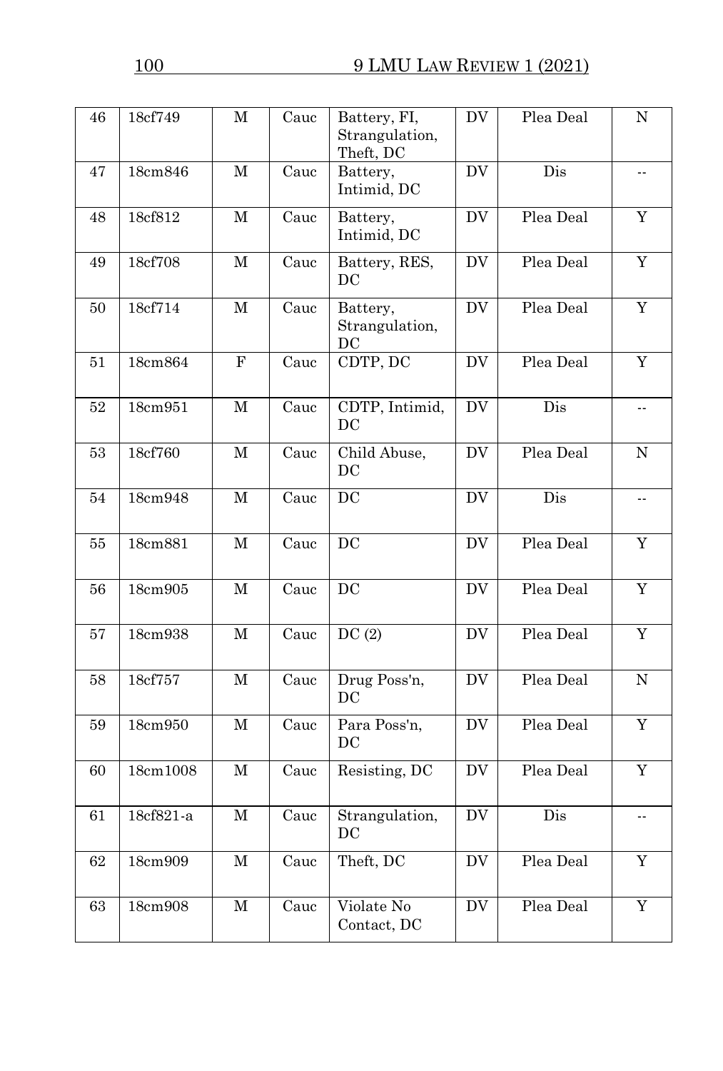| 46 | 18cf749 | M | Cauc | Battery, FI, Strangulation, Theft, DC | DV | Plea Deal | N |
|---|---|---|---|---|---|---|---|
| 47 | 18cm846 | M | Cauc | Battery, Intimid, DC | DV | Dis | -- |
| 48 | 18cf812 | M | Cauc | Battery, Intimid, DC | DV | Plea Deal | Y |
| 49 | 18cf708 | M | Cauc | Battery, RES, DC | DV | Plea Deal | Y |
| 50 | 18cf714 | M | Cauc | Battery, Strangulation, DC | DV | Plea Deal | Y |
| 51 | 18cm864 | F | Cauc | CDTP, DC | DV | Plea Deal | Y |
| 52 | 18cm951 | M | Cauc | CDTP, Intimid, DC | DV | Dis | -- |
| 53 | 18cf760 | M | Cauc | Child Abuse, DC | DV | Plea Deal | N |
| 54 | 18cm948 | M | Cauc | DC | DV | Dis | -- |
| 55 | 18cm881 | M | Cauc | DC | DV | Plea Deal | Y |
| 56 | 18cm905 | M | Cauc | DC | DV | Plea Deal | Y |
| 57 | 18cm938 | M | Cauc | DC (2) | DV | Plea Deal | Y |
| 58 | 18cf757 | M | Cauc | Drug Poss'n, DC | DV | Plea Deal | N |
| 59 | 18cm950 | M | Cauc | Para Poss'n, DC | DV | Plea Deal | Y |
| 60 | 18cm1008 | M | Cauc | Resisting, DC | DV | Plea Deal | Y |
| 61 | 18cf821-a | M | Cauc | Strangulation, DC | DV | Dis | -- |
| 62 | 18cm909 | M | Cauc | Theft, DC | DV | Plea Deal | Y |
| 63 | 18cm908 | M | Cauc | Violate No Contact, DC | DV | Plea Deal | Y |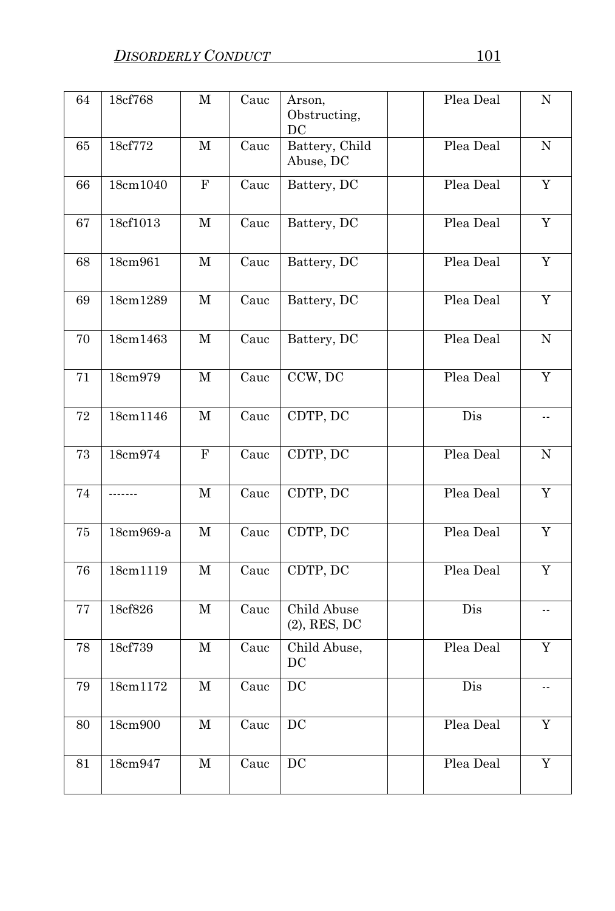| 64 | 18cf768 | M | Cauc | Arson, Obstructing, DC | | Plea Deal | N |
|---|---|---|---|---|---|---|---|
| 65 | 18cf772 | M | Cauc | Battery, Child Abuse, DC | | Plea Deal | N |
| 66 | 18cm1040 | F | Cauc | Battery, DC | | Plea Deal | Y |
| 67 | 18cf1013 | M | Cauc | Battery, DC | | Plea Deal | Y |
| 68 | 18cm961 | M | Cauc | Battery, DC | | Plea Deal | Y |
| 69 | 18cm1289 | M | Cauc | Battery, DC | | Plea Deal | Y |
| 70 | 18cm1463 | M | Cauc | Battery, DC | | Plea Deal | N |
| 71 | 18cm979 | M | Cauc | CCW, DC | | Plea Deal | Y |
| 72 | 18cm1146 | M | Cauc | CDTP, DC | | Dis | -- |
| 73 | 18cm974 | F | Cauc | CDTP, DC | | Plea Deal | N |
| 74 | ------- | M | Cauc | CDTP, DC | | Plea Deal | Y |
| 75 | 18cm969-a | M | Cauc | CDTP, DC | | Plea Deal | Y |
| 76 | 18cm1119 | M | Cauc | CDTP, DC | | Plea Deal | Y |
| 77 | 18cf826 | M | Cauc | Child Abuse (2), RES, DC | | Dis | -- |
| 78 | 18cf739 | M | Cauc | Child Abuse, DC | | Plea Deal | Y |
| 79 | 18cm1172 | M | Cauc | DC | | Dis | -- |
| 80 | 18cm900 | M | Cauc | DC | | Plea Deal | Y |
| 81 | 18cm947 | M | Cauc | DC | | Plea Deal | Y |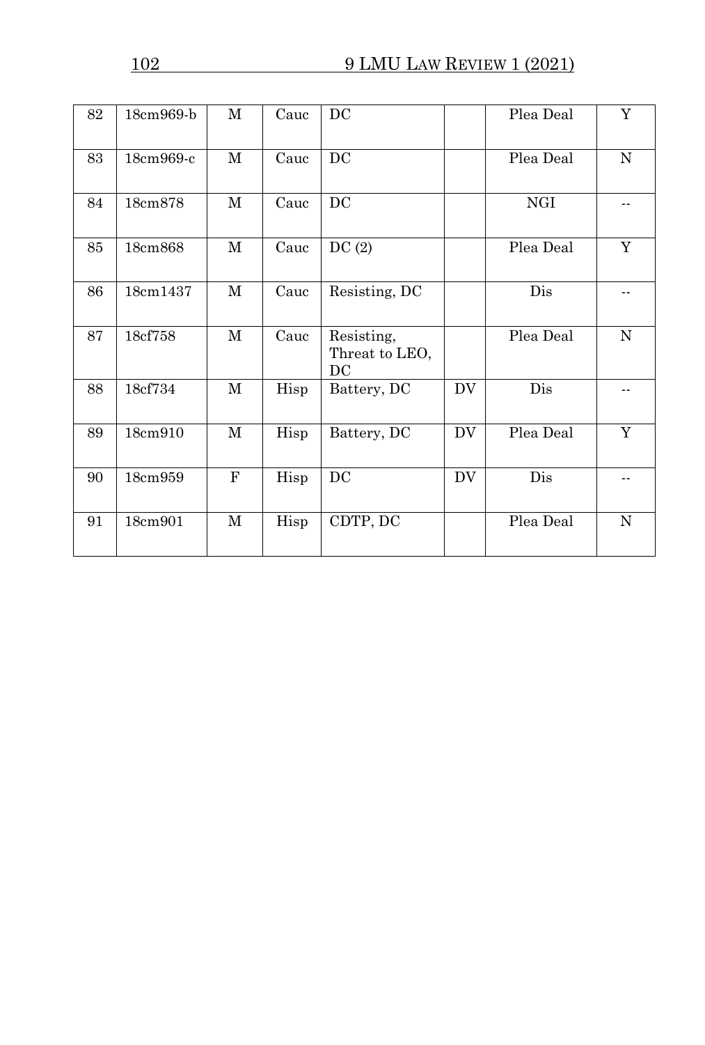| | | | | | | | |
|---|---|---|---|---|---|---|---|
| 82 | 18cm969-b | M | Cauc | DC | | Plea Deal | Y |
| 83 | 18cm969-c | M | Cauc | DC | | Plea Deal | N |
| 84 | 18cm878 | M | Cauc | DC | | NGI | -- |
| 85 | 18cm868 | M | Cauc | DC (2) | | Plea Deal | Y |
| 86 | 18cm1437 | M | Cauc | Resisting, DC | | Dis | -- |
| 87 | 18cf758 | M | Cauc | Resisting, Threat to LEO, DC | | Plea Deal | N |
| 88 | 18cf734 | M | Hisp | Battery, DC | DV | Dis | -- |
| 89 | 18cm910 | M | Hisp | Battery, DC | DV | Plea Deal | Y |
| 90 | 18cm959 | F | Hisp | DC | DV | Dis | -- |
| 91 | 18cm901 | M | Hisp | CDTP, DC | | Plea Deal | N |